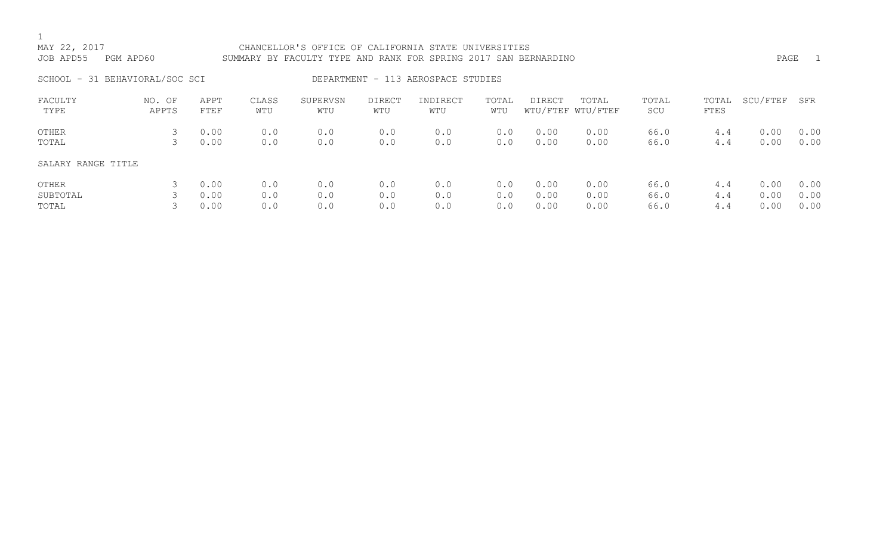MAY 22, 2017 CHANCELLOR'S OFFICE OF CALIFORNIA STATE UNIVERSITIES
JOB APD55 PGM APD60 SUMMARY BY FACULTY TYPE AND RANK FOR SPRING 2017 SAN BERNARDINO

SCHOOL - 31 BEHAVIORAL/SOC SCI DEPARTMENT - 113 AEROSPACE STUDIES

| FACULTY TYPE | NO. OF APPTS | APPT FTEF | CLASS WTU | SUPERVSN WTU | DIRECT WTU | INDIRECT WTU | TOTAL WTU | DIRECT WTU/FTEF | TOTAL WTU/FTEF | TOTAL SCU | TOTAL FTES | SCU/FTEF | SFR |
|---|---|---|---|---|---|---|---|---|---|---|---|---|---|
| OTHER | 3 | 0.00 | 0.0 | 0.0 | 0.0 | 0.0 | 0.0 | 0.00 | 0.00 | 66.0 | 4.4 | 0.00 | 0.00 |
| TOTAL | 3 | 0.00 | 0.0 | 0.0 | 0.0 | 0.0 | 0.0 | 0.00 | 0.00 | 66.0 | 4.4 | 0.00 | 0.00 |
| SALARY RANGE TITLE | | | | | | | | | | | | | |
| OTHER | 3 | 0.00 | 0.0 | 0.0 | 0.0 | 0.0 | 0.0 | 0.00 | 0.00 | 66.0 | 4.4 | 0.00 | 0.00 |
| SUBTOTAL | 3 | 0.00 | 0.0 | 0.0 | 0.0 | 0.0 | 0.0 | 0.00 | 0.00 | 66.0 | 4.4 | 0.00 | 0.00 |
| TOTAL | 3 | 0.00 | 0.0 | 0.0 | 0.0 | 0.0 | 0.0 | 0.00 | 0.00 | 66.0 | 4.4 | 0.00 | 0.00 |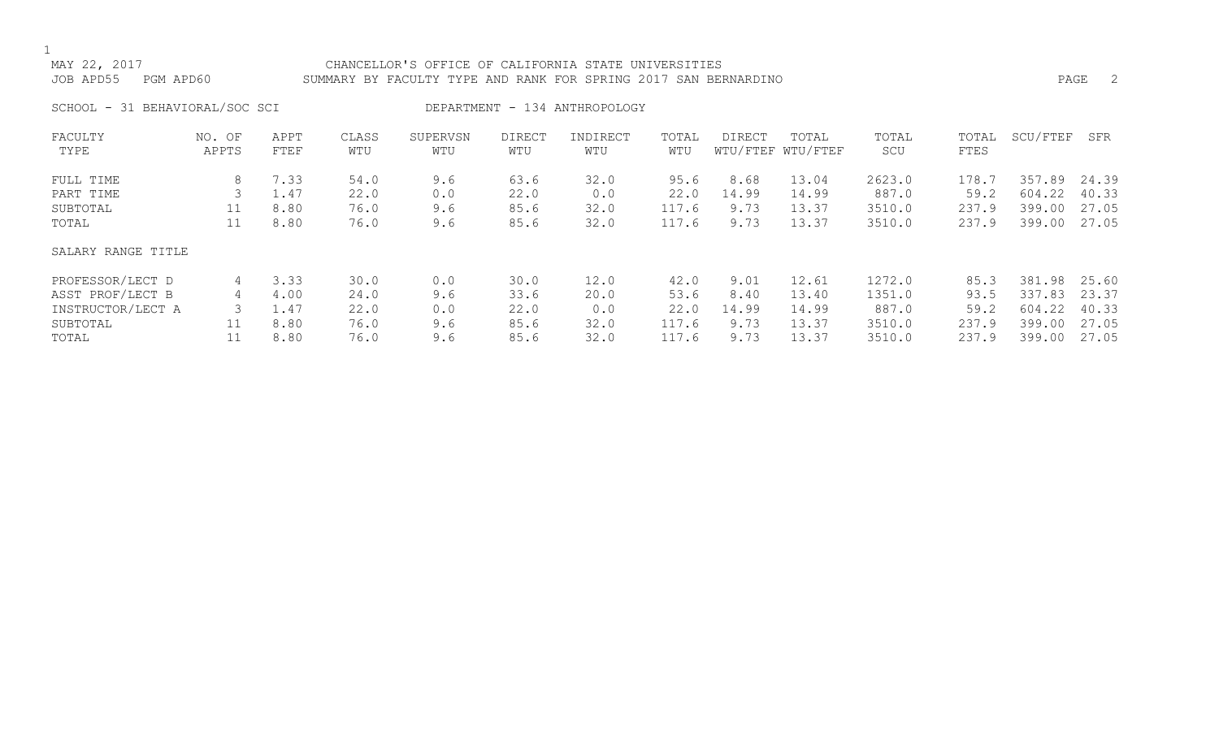MAY 22, 2017 CHANCELLOR'S OFFICE OF CALIFORNIA STATE UNIVERSITIES
JOB APD55 PGM APD60 SUMMARY BY FACULTY TYPE AND RANK FOR SPRING 2017 SAN BERNARDINO

SCHOOL - 31 BEHAVIORAL/SOC SCI DEPARTMENT - 134 ANTHROPOLOGY

| FACULTY TYPE | NO. OF APPTS | APPT FTEF | CLASS WTU | SUPERVSN WTU | DIRECT WTU | INDIRECT WTU | TOTAL WTU | DIRECT WTU/FTEF | TOTAL WTU/FTEF | TOTAL SCU | TOTAL FTES | SCU/FTEF | SFR |
|---|---|---|---|---|---|---|---|---|---|---|---|---|---|
| FULL TIME | 8 | 7.33 | 54.0 | 9.6 | 63.6 | 32.0 | 95.6 | 8.68 | 13.04 | 2623.0 | 178.7 | 357.89 | 24.39 |
| PART TIME | 3 | 1.47 | 22.0 | 0.0 | 22.0 | 0.0 | 22.0 | 14.99 | 14.99 | 887.0 | 59.2 | 604.22 | 40.33 |
| SUBTOTAL | 11 | 8.80 | 76.0 | 9.6 | 85.6 | 32.0 | 117.6 | 9.73 | 13.37 | 3510.0 | 237.9 | 399.00 | 27.05 |
| TOTAL | 11 | 8.80 | 76.0 | 9.6 | 85.6 | 32.0 | 117.6 | 9.73 | 13.37 | 3510.0 | 237.9 | 399.00 | 27.05 |
| SALARY RANGE TITLE | | | | | | | | | | | | | |
| PROFESSOR/LECT D | 4 | 3.33 | 30.0 | 0.0 | 30.0 | 12.0 | 42.0 | 9.01 | 12.61 | 1272.0 | 85.3 | 381.98 | 25.60 |
| ASST PROF/LECT B | 4 | 4.00 | 24.0 | 9.6 | 33.6 | 20.0 | 53.6 | 8.40 | 13.40 | 1351.0 | 93.5 | 337.83 | 23.37 |
| INSTRUCTOR/LECT A | 3 | 1.47 | 22.0 | 0.0 | 22.0 | 0.0 | 22.0 | 14.99 | 14.99 | 887.0 | 59.2 | 604.22 | 40.33 |
| SUBTOTAL | 11 | 8.80 | 76.0 | 9.6 | 85.6 | 32.0 | 117.6 | 9.73 | 13.37 | 3510.0 | 237.9 | 399.00 | 27.05 |
| TOTAL | 11 | 8.80 | 76.0 | 9.6 | 85.6 | 32.0 | 117.6 | 9.73 | 13.37 | 3510.0 | 237.9 | 399.00 | 27.05 |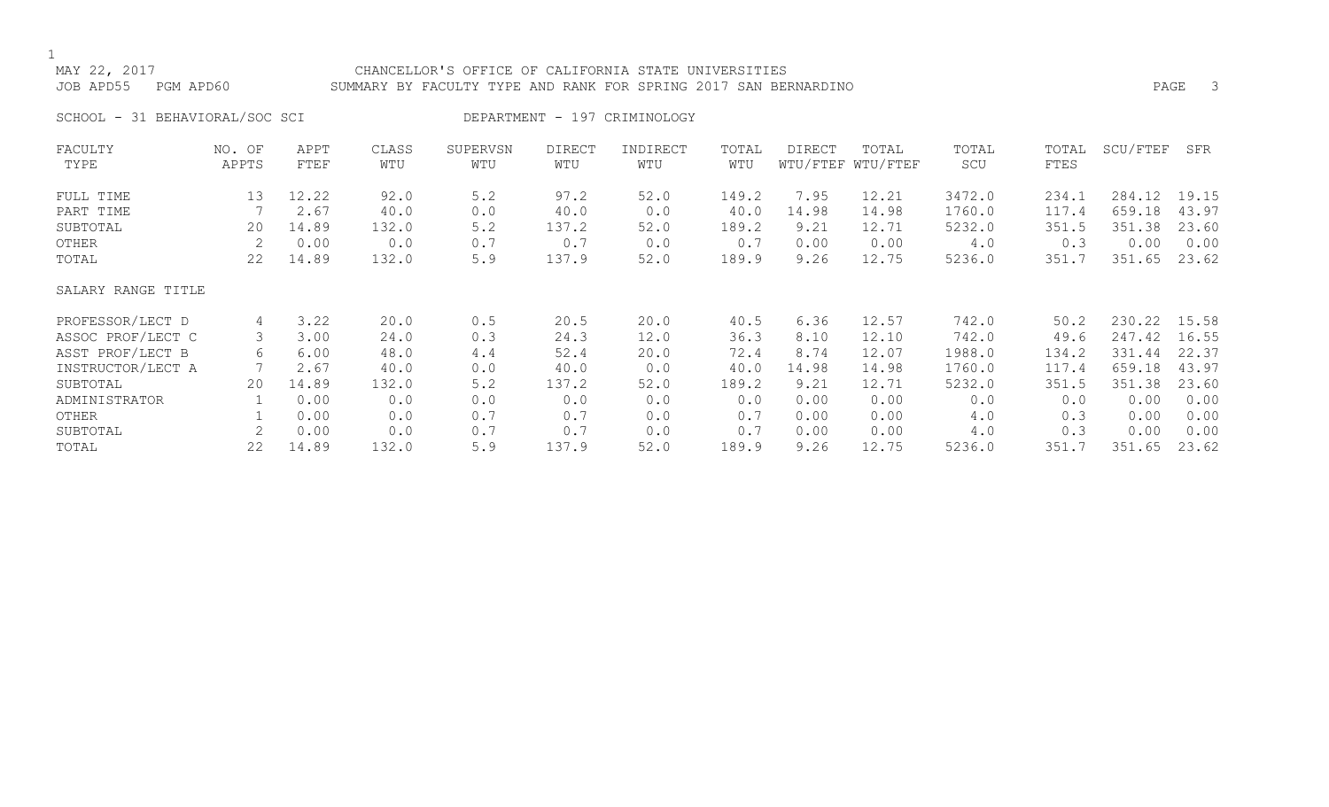MAY 22, 2017 CHANCELLOR'S OFFICE OF CALIFORNIA STATE UNIVERSITIES
JOB APD55 PGM APD60 SUMMARY BY FACULTY TYPE AND RANK FOR SPRING 2017 SAN BERNARDINO

SCHOOL - 31 BEHAVIORAL/SOC SCI DEPARTMENT - 197 CRIMINOLOGY

| FACULTY TYPE | NO. OF APPTS | APPT FTEF | CLASS WTU | SUPERVSN WTU | DIRECT WTU | INDIRECT WTU | TOTAL WTU | DIRECT WTU/FTEF | TOTAL WTU/FTEF | TOTAL SCU | TOTAL FTES | SCU/FTEF | SFR |
|---|---|---|---|---|---|---|---|---|---|---|---|---|---|
| FULL TIME | 13 | 12.22 | 92.0 | 5.2 | 97.2 | 52.0 | 149.2 | 7.95 | 12.21 | 3472.0 | 234.1 | 284.12 | 19.15 |
| PART TIME | 7 | 2.67 | 40.0 | 0.0 | 40.0 | 0.0 | 40.0 | 14.98 | 14.98 | 1760.0 | 117.4 | 659.18 | 43.97 |
| SUBTOTAL | 20 | 14.89 | 132.0 | 5.2 | 137.2 | 52.0 | 189.2 | 9.21 | 12.71 | 5232.0 | 351.5 | 351.38 | 23.60 |
| OTHER | 2 | 0.00 | 0.0 | 0.7 | 0.7 | 0.0 | 0.7 | 0.00 | 0.00 | 4.0 | 0.3 | 0.00 | 0.00 |
| TOTAL | 22 | 14.89 | 132.0 | 5.9 | 137.9 | 52.0 | 189.9 | 9.26 | 12.75 | 5236.0 | 351.7 | 351.65 | 23.62 |

| SALARY RANGE TITLE | NO. OF APPTS | APPT FTEF | CLASS WTU | SUPERVSN WTU | DIRECT WTU | INDIRECT WTU | TOTAL WTU | DIRECT WTU/FTEF | TOTAL WTU/FTEF | TOTAL SCU | TOTAL FTES | SCU/FTEF | SFR |
|---|---|---|---|---|---|---|---|---|---|---|---|---|---|
| PROFESSOR/LECT D | 4 | 3.22 | 20.0 | 0.5 | 20.5 | 20.0 | 40.5 | 6.36 | 12.57 | 742.0 | 50.2 | 230.22 | 15.58 |
| ASSOC PROF/LECT C | 3 | 3.00 | 24.0 | 0.3 | 24.3 | 12.0 | 36.3 | 8.10 | 12.10 | 742.0 | 49.6 | 247.42 | 16.55 |
| ASST PROF/LECT B | 6 | 6.00 | 48.0 | 4.4 | 52.4 | 20.0 | 72.4 | 8.74 | 12.07 | 1988.0 | 134.2 | 331.44 | 22.37 |
| INSTRUCTOR/LECT A | 7 | 2.67 | 40.0 | 0.0 | 40.0 | 0.0 | 40.0 | 14.98 | 14.98 | 1760.0 | 117.4 | 659.18 | 43.97 |
| SUBTOTAL | 20 | 14.89 | 132.0 | 5.2 | 137.2 | 52.0 | 189.2 | 9.21 | 12.71 | 5232.0 | 351.5 | 351.38 | 23.60 |
| ADMINISTRATOR | 1 | 0.00 | 0.0 | 0.0 | 0.0 | 0.0 | 0.0 | 0.00 | 0.00 | 0.0 | 0.0 | 0.00 | 0.00 |
| OTHER | 1 | 0.00 | 0.0 | 0.7 | 0.7 | 0.0 | 0.7 | 0.00 | 0.00 | 4.0 | 0.3 | 0.00 | 0.00 |
| SUBTOTAL | 2 | 0.00 | 0.0 | 0.7 | 0.7 | 0.0 | 0.7 | 0.00 | 0.00 | 4.0 | 0.3 | 0.00 | 0.00 |
| TOTAL | 22 | 14.89 | 132.0 | 5.9 | 137.9 | 52.0 | 189.9 | 9.26 | 12.75 | 5236.0 | 351.7 | 351.65 | 23.62 |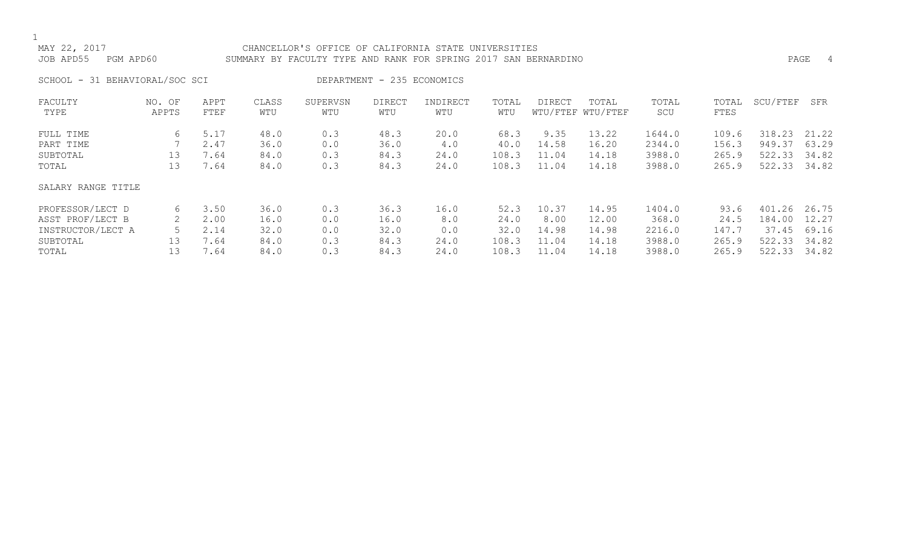MAY 22, 2017 CHANCELLOR'S OFFICE OF CALIFORNIA STATE UNIVERSITIES
JOB APD55 PGM APD60 SUMMARY BY FACULTY TYPE AND RANK FOR SPRING 2017 SAN BERNARDINO

SCHOOL - 31 BEHAVIORAL/SOC SCI DEPARTMENT - 235 ECONOMICS

| FACULTY TYPE | NO. OF APPTS | APPT FTEF | CLASS WTU | SUPERVSN WTU | DIRECT WTU | INDIRECT WTU | TOTAL WTU | DIRECT WTU/FTEF | TOTAL WTU/FTEF | TOTAL SCU | TOTAL FTES | SCU/FTEF | SFR |
|---|---|---|---|---|---|---|---|---|---|---|---|---|---|
| FULL TIME | 6 | 5.17 | 48.0 | 0.3 | 48.3 | 20.0 | 68.3 | 9.35 | 13.22 | 1644.0 | 109.6 | 318.23 | 21.22 |
| PART TIME | 7 | 2.47 | 36.0 | 0.0 | 36.0 | 4.0 | 40.0 | 14.58 | 16.20 | 2344.0 | 156.3 | 949.37 | 63.29 |
| SUBTOTAL | 13 | 7.64 | 84.0 | 0.3 | 84.3 | 24.0 | 108.3 | 11.04 | 14.18 | 3988.0 | 265.9 | 522.33 | 34.82 |
| TOTAL | 13 | 7.64 | 84.0 | 0.3 | 84.3 | 24.0 | 108.3 | 11.04 | 14.18 | 3988.0 | 265.9 | 522.33 | 34.82 |

| SALARY RANGE TITLE | NO. OF APPTS | APPT FTEF | CLASS WTU | SUPERVSN WTU | DIRECT WTU | INDIRECT WTU | TOTAL WTU | DIRECT WTU/FTEF | TOTAL WTU/FTEF | TOTAL SCU | TOTAL FTES | SCU/FTEF | SFR |
|---|---|---|---|---|---|---|---|---|---|---|---|---|---|
| PROFESSOR/LECT D | 6 | 3.50 | 36.0 | 0.3 | 36.3 | 16.0 | 52.3 | 10.37 | 14.95 | 1404.0 | 93.6 | 401.26 | 26.75 |
| ASST PROF/LECT B | 2 | 2.00 | 16.0 | 0.0 | 16.0 | 8.0 | 24.0 | 8.00 | 12.00 | 368.0 | 24.5 | 184.00 | 12.27 |
| INSTRUCTOR/LECT A | 5 | 2.14 | 32.0 | 0.0 | 32.0 | 0.0 | 32.0 | 14.98 | 14.98 | 2216.0 | 147.7 | 37.45 | 69.16 |
| SUBTOTAL | 13 | 7.64 | 84.0 | 0.3 | 84.3 | 24.0 | 108.3 | 11.04 | 14.18 | 3988.0 | 265.9 | 522.33 | 34.82 |
| TOTAL | 13 | 7.64 | 84.0 | 0.3 | 84.3 | 24.0 | 108.3 | 11.04 | 14.18 | 3988.0 | 265.9 | 522.33 | 34.82 |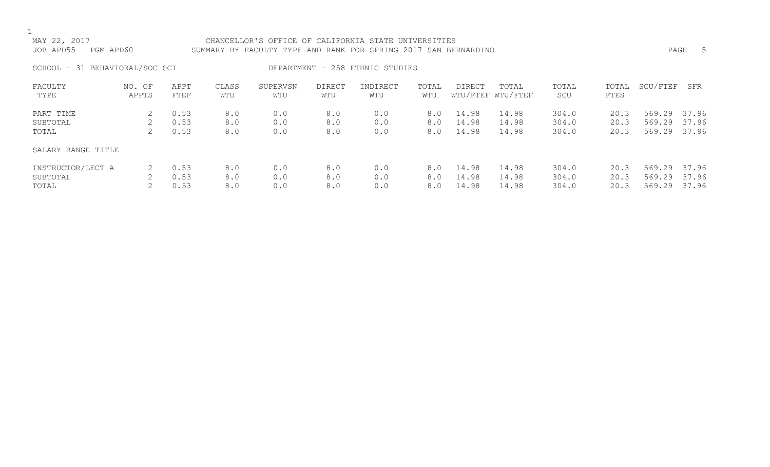MAY 22, 2017 CHANCELLOR'S OFFICE OF CALIFORNIA STATE UNIVERSITIES
JOB APD55 PGM APD60 SUMMARY BY FACULTY TYPE AND RANK FOR SPRING 2017 SAN BERNARDINO

SCHOOL - 31 BEHAVIORAL/SOC SCI DEPARTMENT - 258 ETHNIC STUDIES

| FACULTY TYPE | NO. OF APPTS | APPT FTEF | CLASS WTU | SUPERVSN WTU | DIRECT WTU | INDIRECT WTU | TOTAL WTU | DIRECT WTU/FTEF | TOTAL WTU/FTEF | TOTAL SCU | TOTAL FTES | SCU/FTEF | SFR |
|---|---|---|---|---|---|---|---|---|---|---|---|---|---|
| PART TIME | 2 | 0.53 | 8.0 | 0.0 | 8.0 | 0.0 | 8.0 | 14.98 | 14.98 | 304.0 | 20.3 | 569.29 | 37.96 |
| SUBTOTAL | 2 | 0.53 | 8.0 | 0.0 | 8.0 | 0.0 | 8.0 | 14.98 | 14.98 | 304.0 | 20.3 | 569.29 | 37.96 |
| TOTAL | 2 | 0.53 | 8.0 | 0.0 | 8.0 | 0.0 | 8.0 | 14.98 | 14.98 | 304.0 | 20.3 | 569.29 | 37.96 |
| SALARY RANGE TITLE | | | | | | | | | | | | | |
| INSTRUCTOR/LECT A | 2 | 0.53 | 8.0 | 0.0 | 8.0 | 0.0 | 8.0 | 14.98 | 14.98 | 304.0 | 20.3 | 569.29 | 37.96 |
| SUBTOTAL | 2 | 0.53 | 8.0 | 0.0 | 8.0 | 0.0 | 8.0 | 14.98 | 14.98 | 304.0 | 20.3 | 569.29 | 37.96 |
| TOTAL | 2 | 0.53 | 8.0 | 0.0 | 8.0 | 0.0 | 8.0 | 14.98 | 14.98 | 304.0 | 20.3 | 569.29 | 37.96 |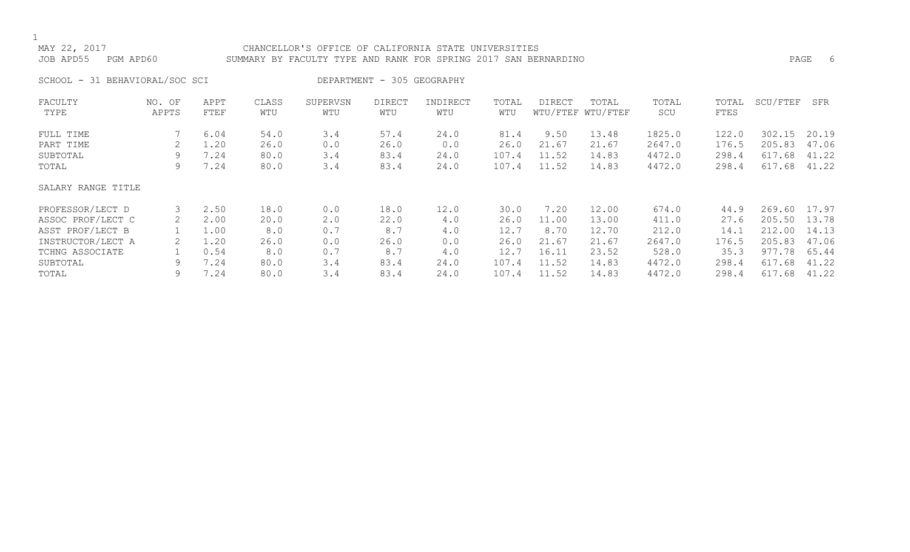MAY 22, 2017 CHANCELLOR'S OFFICE OF CALIFORNIA STATE UNIVERSITIES
JOB APD55 PGM APD60 SUMMARY BY FACULTY TYPE AND RANK FOR SPRING 2017 SAN BERNARDINO

SCHOOL - 31 BEHAVIORAL/SOC SCI DEPARTMENT - 305 GEOGRAPHY

| FACULTY TYPE | NO. OF APPTS | APPT FTEF | CLASS WTU | SUPERVSN WTU | DIRECT WTU | INDIRECT WTU | TOTAL WTU | DIRECT WTU/FTEF | TOTAL WTU/FTEF | TOTAL SCU | TOTAL FTES | SCU/FTEF | SFR |
|---|---|---|---|---|---|---|---|---|---|---|---|---|---|
| FULL TIME | 7 | 6.04 | 54.0 | 3.4 | 57.4 | 24.0 | 81.4 | 9.50 | 13.48 | 1825.0 | 122.0 | 302.15 | 20.19 |
| PART TIME | 2 | 1.20 | 26.0 | 0.0 | 26.0 | 0.0 | 26.0 | 21.67 | 21.67 | 2647.0 | 176.5 | 205.83 | 47.06 |
| SUBTOTAL | 9 | 7.24 | 80.0 | 3.4 | 83.4 | 24.0 | 107.4 | 11.52 | 14.83 | 4472.0 | 298.4 | 617.68 | 41.22 |
| TOTAL | 9 | 7.24 | 80.0 | 3.4 | 83.4 | 24.0 | 107.4 | 11.52 | 14.83 | 4472.0 | 298.4 | 617.68 | 41.22 |

| SALARY RANGE TITLE | NO. OF APPTS | APPT FTEF | CLASS WTU | SUPERVSN WTU | DIRECT WTU | INDIRECT WTU | TOTAL WTU | DIRECT WTU/FTEF | TOTAL WTU/FTEF | TOTAL SCU | TOTAL FTES | SCU/FTEF | SFR |
|---|---|---|---|---|---|---|---|---|---|---|---|---|---|
| PROFESSOR/LECT D | 3 | 2.50 | 18.0 | 0.0 | 18.0 | 12.0 | 30.0 | 7.20 | 12.00 | 674.0 | 44.9 | 269.60 | 17.97 |
| ASSOC PROF/LECT C | 2 | 2.00 | 20.0 | 2.0 | 22.0 | 4.0 | 26.0 | 11.00 | 13.00 | 411.0 | 27.6 | 205.50 | 13.78 |
| ASST PROF/LECT B | 1 | 1.00 | 8.0 | 0.7 | 8.7 | 4.0 | 12.7 | 8.70 | 12.70 | 212.0 | 14.1 | 212.00 | 14.13 |
| INSTRUCTOR/LECT A | 2 | 1.20 | 26.0 | 0.0 | 26.0 | 0.0 | 26.0 | 21.67 | 21.67 | 2647.0 | 176.5 | 205.83 | 47.06 |
| TCHNG ASSOCIATE | 1 | 0.54 | 8.0 | 0.7 | 8.7 | 4.0 | 12.7 | 16.11 | 23.52 | 528.0 | 35.3 | 977.78 | 65.44 |
| SUBTOTAL | 9 | 7.24 | 80.0 | 3.4 | 83.4 | 24.0 | 107.4 | 11.52 | 14.83 | 4472.0 | 298.4 | 617.68 | 41.22 |
| TOTAL | 9 | 7.24 | 80.0 | 3.4 | 83.4 | 24.0 | 107.4 | 11.52 | 14.83 | 4472.0 | 298.4 | 617.68 | 41.22 |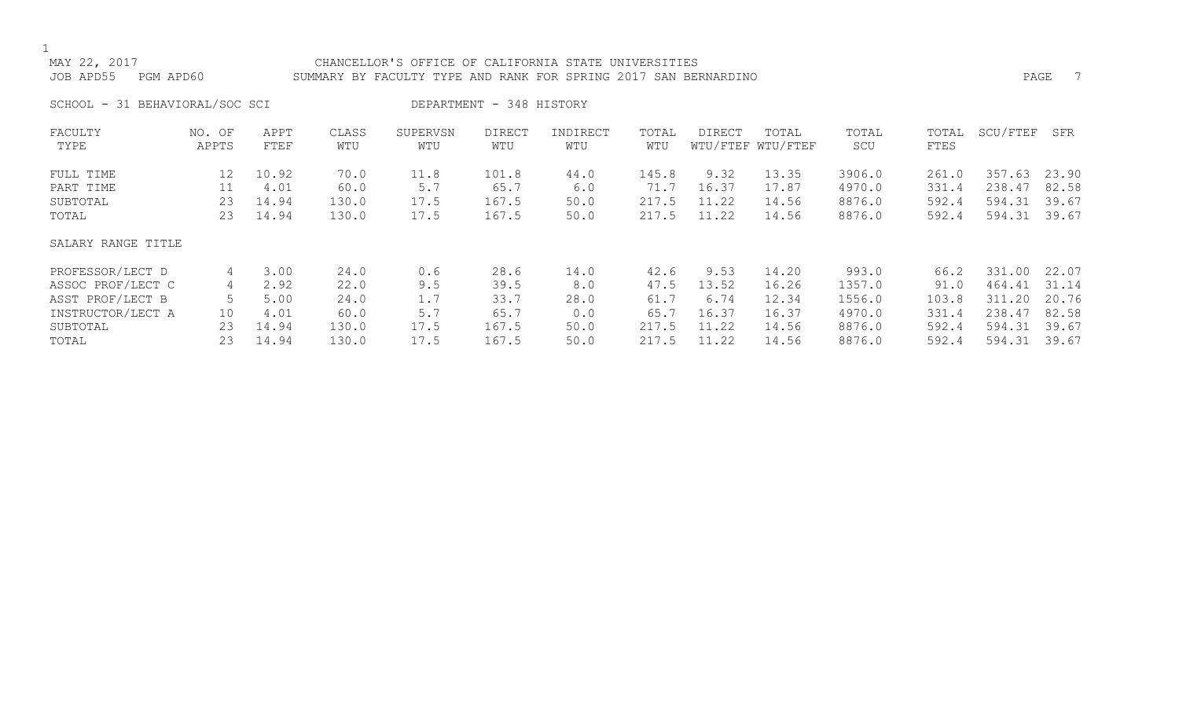MAY 22, 2017 CHANCELLOR'S OFFICE OF CALIFORNIA STATE UNIVERSITIES
JOB APD55 PGM APD60 SUMMARY BY FACULTY TYPE AND RANK FOR SPRING 2017 SAN BERNARDINO

SCHOOL - 31 BEHAVIORAL/SOC SCI DEPARTMENT - 348 HISTORY

| FACULTY TYPE | NO. OF APPTS | APPT FTEF | CLASS WTU | SUPERVSN WTU | DIRECT WTU | INDIRECT WTU | TOTAL WTU | DIRECT WTU/FTEF | TOTAL WTU/FTEF | TOTAL SCU | TOTAL FTES | SCU/FTEF | SFR |
|---|---|---|---|---|---|---|---|---|---|---|---|---|---|
| FULL TIME | 12 | 10.92 | 70.0 | 11.8 | 101.8 | 44.0 | 145.8 | 9.32 | 13.35 | 3906.0 | 261.0 | 357.63 | 23.90 |
| PART TIME | 11 | 4.01 | 60.0 | 5.7 | 65.7 | 6.0 | 71.7 | 16.37 | 17.87 | 4970.0 | 331.4 | 238.47 | 82.58 |
| SUBTOTAL | 23 | 14.94 | 130.0 | 17.5 | 167.5 | 50.0 | 217.5 | 11.22 | 14.56 | 8876.0 | 592.4 | 594.31 | 39.67 |
| TOTAL | 23 | 14.94 | 130.0 | 17.5 | 167.5 | 50.0 | 217.5 | 11.22 | 14.56 | 8876.0 | 592.4 | 594.31 | 39.67 |
| SALARY RANGE TITLE | | | | | | | | | | | | | |
| PROFESSOR/LECT D | 4 | 3.00 | 24.0 | 0.6 | 28.6 | 14.0 | 42.6 | 9.53 | 14.20 | 993.0 | 66.2 | 331.00 | 22.07 |
| ASSOC PROF/LECT C | 4 | 2.92 | 22.0 | 9.5 | 39.5 | 8.0 | 47.5 | 13.52 | 16.26 | 1357.0 | 91.0 | 464.41 | 31.14 |
| ASST PROF/LECT B | 5 | 5.00 | 24.0 | 1.7 | 33.7 | 28.0 | 61.7 | 6.74 | 12.34 | 1556.0 | 103.8 | 311.20 | 20.76 |
| INSTRUCTOR/LECT A | 10 | 4.01 | 60.0 | 5.7 | 65.7 | 0.0 | 65.7 | 16.37 | 16.37 | 4970.0 | 331.4 | 238.47 | 82.58 |
| SUBTOTAL | 23 | 14.94 | 130.0 | 17.5 | 167.5 | 50.0 | 217.5 | 11.22 | 14.56 | 8876.0 | 592.4 | 594.31 | 39.67 |
| TOTAL | 23 | 14.94 | 130.0 | 17.5 | 167.5 | 50.0 | 217.5 | 11.22 | 14.56 | 8876.0 | 592.4 | 594.31 | 39.67 |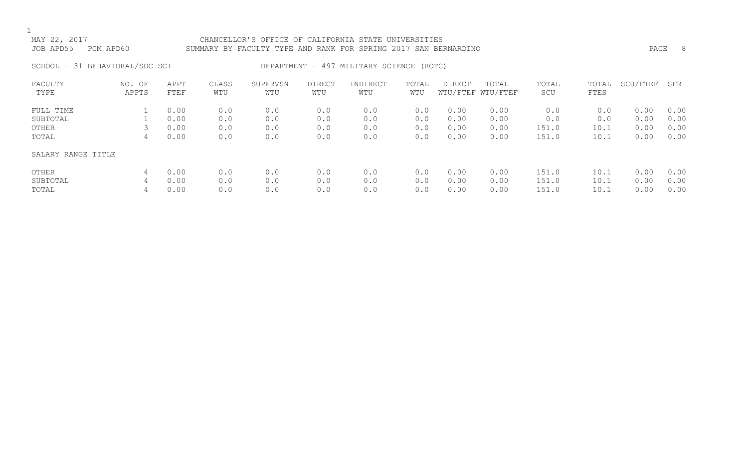MAY 22, 2017 CHANCELLOR'S OFFICE OF CALIFORNIA STATE UNIVERSITIES
JOB APD55 PGM APD60 SUMMARY BY FACULTY TYPE AND RANK FOR SPRING 2017 SAN BERNARDINO

SCHOOL - 31 BEHAVIORAL/SOC SCI DEPARTMENT - 497 MILITARY SCIENCE (ROTC)

| FACULTY TYPE | NO. OF APPTS | APPT FTEF | CLASS WTU | SUPERVSN WTU | DIRECT WTU | INDIRECT WTU | TOTAL WTU | DIRECT WTU/FTEF | TOTAL WTU/FTEF | TOTAL SCU | TOTAL FTES | SCU/FTEF | SFR |
|---|---|---|---|---|---|---|---|---|---|---|---|---|---|
| FULL TIME | 1 | 0.00 | 0.0 | 0.0 | 0.0 | 0.0 | 0.0 | 0.00 | 0.00 | 0.0 | 0.0 | 0.00 | 0.00 |
| SUBTOTAL | 1 | 0.00 | 0.0 | 0.0 | 0.0 | 0.0 | 0.0 | 0.00 | 0.00 | 0.0 | 0.0 | 0.00 | 0.00 |
| OTHER | 3 | 0.00 | 0.0 | 0.0 | 0.0 | 0.0 | 0.0 | 0.00 | 0.00 | 151.0 | 10.1 | 0.00 | 0.00 |
| TOTAL | 4 | 0.00 | 0.0 | 0.0 | 0.0 | 0.0 | 0.0 | 0.00 | 0.00 | 151.0 | 10.1 | 0.00 | 0.00 |

SALARY RANGE TITLE

| SALARY RANGE TITLE | NO. OF APPTS | APPT FTEF | CLASS WTU | SUPERVSN WTU | DIRECT WTU | INDIRECT WTU | TOTAL WTU | DIRECT WTU/FTEF | TOTAL WTU/FTEF | TOTAL SCU | TOTAL FTES | SCU/FTEF | SFR |
|---|---|---|---|---|---|---|---|---|---|---|---|---|---|
| OTHER | 4 | 0.00 | 0.0 | 0.0 | 0.0 | 0.0 | 0.0 | 0.00 | 0.00 | 151.0 | 10.1 | 0.00 | 0.00 |
| SUBTOTAL | 4 | 0.00 | 0.0 | 0.0 | 0.0 | 0.0 | 0.0 | 0.00 | 0.00 | 151.0 | 10.1 | 0.00 | 0.00 |
| TOTAL | 4 | 0.00 | 0.0 | 0.0 | 0.0 | 0.0 | 0.0 | 0.00 | 0.00 | 151.0 | 10.1 | 0.00 | 0.00 |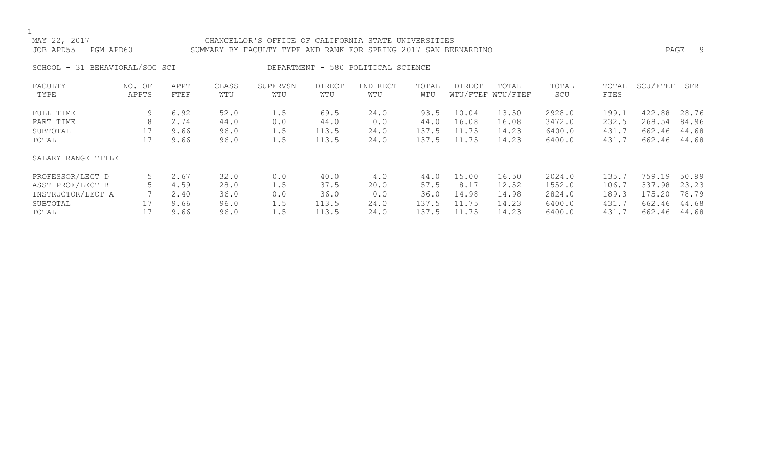CHANCELLOR'S OFFICE OF CALIFORNIA STATE UNIVERSITIES

SUMMARY BY FACULTY TYPE AND RANK FOR SPRING 2017 SAN BERNARDINO

MAY 22, 2017
JOB APD55 PGM APD60

SCHOOL - 31 BEHAVIORAL/SOC SCI

DEPARTMENT - 580 POLITICAL SCIENCE

| FACULTY TYPE | NO. OF APPTS | APPT FTEF | CLASS WTU | SUPERVSN WTU | DIRECT WTU | INDIRECT WTU | TOTAL WTU | DIRECT WTU/FTEF | TOTAL WTU/FTEF | TOTAL SCU | TOTAL FTES | SCU/FTEF | SFR |
|---|---|---|---|---|---|---|---|---|---|---|---|---|---|
| FULL TIME | 9 | 6.92 | 52.0 | 1.5 | 69.5 | 24.0 | 93.5 | 10.04 | 13.50 | 2928.0 | 199.1 | 422.88 | 28.76 |
| PART TIME | 8 | 2.74 | 44.0 | 0.0 | 44.0 | 0.0 | 44.0 | 16.08 | 16.08 | 3472.0 | 232.5 | 268.54 | 84.96 |
| SUBTOTAL | 17 | 9.66 | 96.0 | 1.5 | 113.5 | 24.0 | 137.5 | 11.75 | 14.23 | 6400.0 | 431.7 | 662.46 | 44.68 |
| TOTAL | 17 | 9.66 | 96.0 | 1.5 | 113.5 | 24.0 | 137.5 | 11.75 | 14.23 | 6400.0 | 431.7 | 662.46 | 44.68 |

| SALARY RANGE TITLE | NO. OF APPTS | APPT FTEF | CLASS WTU | SUPERVSN WTU | DIRECT WTU | INDIRECT WTU | TOTAL WTU | DIRECT WTU/FTEF | TOTAL WTU/FTEF | TOTAL SCU | TOTAL FTES | SCU/FTEF | SFR |
|---|---|---|---|---|---|---|---|---|---|---|---|---|---|
| PROFESSOR/LECT D | 5 | 2.67 | 32.0 | 0.0 | 40.0 | 4.0 | 44.0 | 15.00 | 16.50 | 2024.0 | 135.7 | 759.19 | 50.89 |
| ASST PROF/LECT B | 5 | 4.59 | 28.0 | 1.5 | 37.5 | 20.0 | 57.5 | 8.17 | 12.52 | 1552.0 | 106.7 | 337.98 | 23.23 |
| INSTRUCTOR/LECT A | 7 | 2.40 | 36.0 | 0.0 | 36.0 | 0.0 | 36.0 | 14.98 | 14.98 | 2824.0 | 189.3 | 175.20 | 78.79 |
| SUBTOTAL | 17 | 9.66 | 96.0 | 1.5 | 113.5 | 24.0 | 137.5 | 11.75 | 14.23 | 6400.0 | 431.7 | 662.46 | 44.68 |
| TOTAL | 17 | 9.66 | 96.0 | 1.5 | 113.5 | 24.0 | 137.5 | 11.75 | 14.23 | 6400.0 | 431.7 | 662.46 | 44.68 |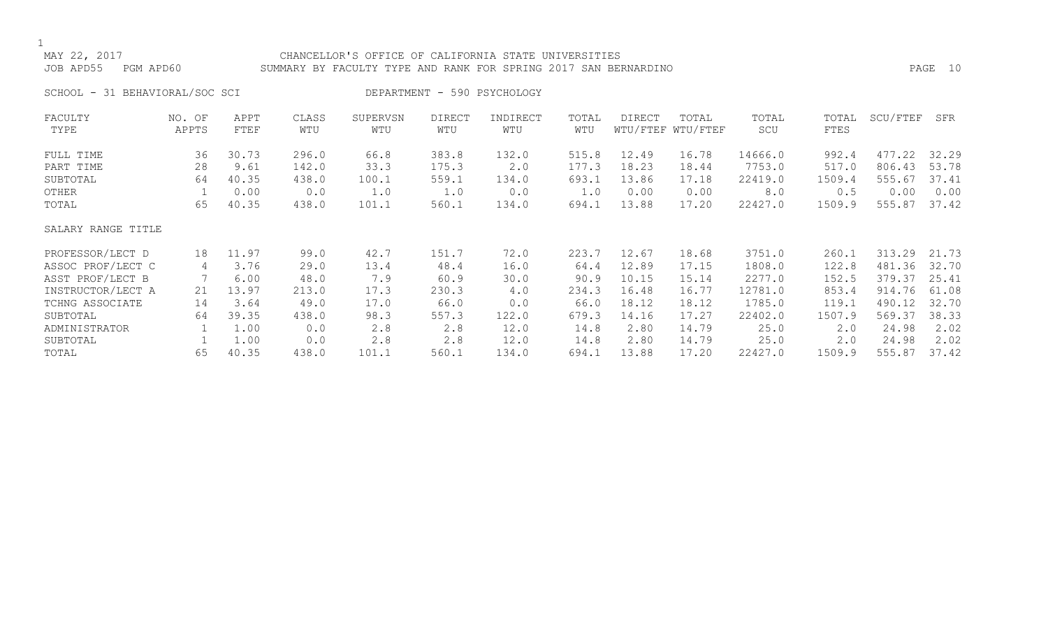MAY 22, 2017 CHANCELLOR'S OFFICE OF CALIFORNIA STATE UNIVERSITIES

JOB APD55 PGM APD60 SUMMARY BY FACULTY TYPE AND RANK FOR SPRING 2017 SAN BERNARDINO

SCHOOL - 31 BEHAVIORAL/SOC SCI DEPARTMENT - 590 PSYCHOLOGY

| FACULTY TYPE | NO. OF APPTS | APPT FTEF | CLASS WTU | SUPERVSN WTU | DIRECT WTU | INDIRECT WTU | TOTAL WTU | DIRECT WTU/FTEF | TOTAL WTU/FTEF | TOTAL SCU | TOTAL FTES | SCU/FTEF | SFR |
|---|---|---|---|---|---|---|---|---|---|---|---|---|---|
| FULL TIME | 36 | 30.73 | 296.0 | 66.8 | 383.8 | 132.0 | 515.8 | 12.49 | 16.78 | 14666.0 | 992.4 | 477.22 | 32.29 |
| PART TIME | 28 | 9.61 | 142.0 | 33.3 | 175.3 | 2.0 | 177.3 | 18.23 | 18.44 | 7753.0 | 517.0 | 806.43 | 53.78 |
| SUBTOTAL | 64 | 40.35 | 438.0 | 100.1 | 559.1 | 134.0 | 693.1 | 13.86 | 17.18 | 22419.0 | 1509.4 | 555.67 | 37.41 |
| OTHER | 1 | 0.00 | 0.0 | 1.0 | 1.0 | 0.0 | 1.0 | 0.00 | 0.00 | 8.0 | 0.5 | 0.00 | 0.00 |
| TOTAL | 65 | 40.35 | 438.0 | 101.1 | 560.1 | 134.0 | 694.1 | 13.88 | 17.20 | 22427.0 | 1509.9 | 555.87 | 37.42 |
| SALARY RANGE TITLE | | | | | | | | | | | | | |
| PROFESSOR/LECT D | 18 | 11.97 | 99.0 | 42.7 | 151.7 | 72.0 | 223.7 | 12.67 | 18.68 | 3751.0 | 260.1 | 313.29 | 21.73 |
| ASSOC PROF/LECT C | 4 | 3.76 | 29.0 | 13.4 | 48.4 | 16.0 | 64.4 | 12.89 | 17.15 | 1808.0 | 122.8 | 481.36 | 32.70 |
| ASST PROF/LECT B | 7 | 6.00 | 48.0 | 7.9 | 60.9 | 30.0 | 90.9 | 10.15 | 15.14 | 2277.0 | 152.5 | 379.37 | 25.41 |
| INSTRUCTOR/LECT A | 21 | 13.97 | 213.0 | 17.3 | 230.3 | 4.0 | 234.3 | 16.48 | 16.77 | 12781.0 | 853.4 | 914.76 | 61.08 |
| TCHNG ASSOCIATE | 14 | 3.64 | 49.0 | 17.0 | 66.0 | 0.0 | 66.0 | 18.12 | 18.12 | 1785.0 | 119.1 | 490.12 | 32.70 |
| SUBTOTAL | 64 | 39.35 | 438.0 | 98.3 | 557.3 | 122.0 | 679.3 | 14.16 | 17.27 | 22402.0 | 1507.9 | 569.37 | 38.33 |
| ADMINISTRATOR | 1 | 1.00 | 0.0 | 2.8 | 2.8 | 12.0 | 14.8 | 2.80 | 14.79 | 25.0 | 2.0 | 24.98 | 2.02 |
| SUBTOTAL | 1 | 1.00 | 0.0 | 2.8 | 2.8 | 12.0 | 14.8 | 2.80 | 14.79 | 25.0 | 2.0 | 24.98 | 2.02 |
| TOTAL | 65 | 40.35 | 438.0 | 101.1 | 560.1 | 134.0 | 694.1 | 13.88 | 17.20 | 22427.0 | 1509.9 | 555.87 | 37.42 |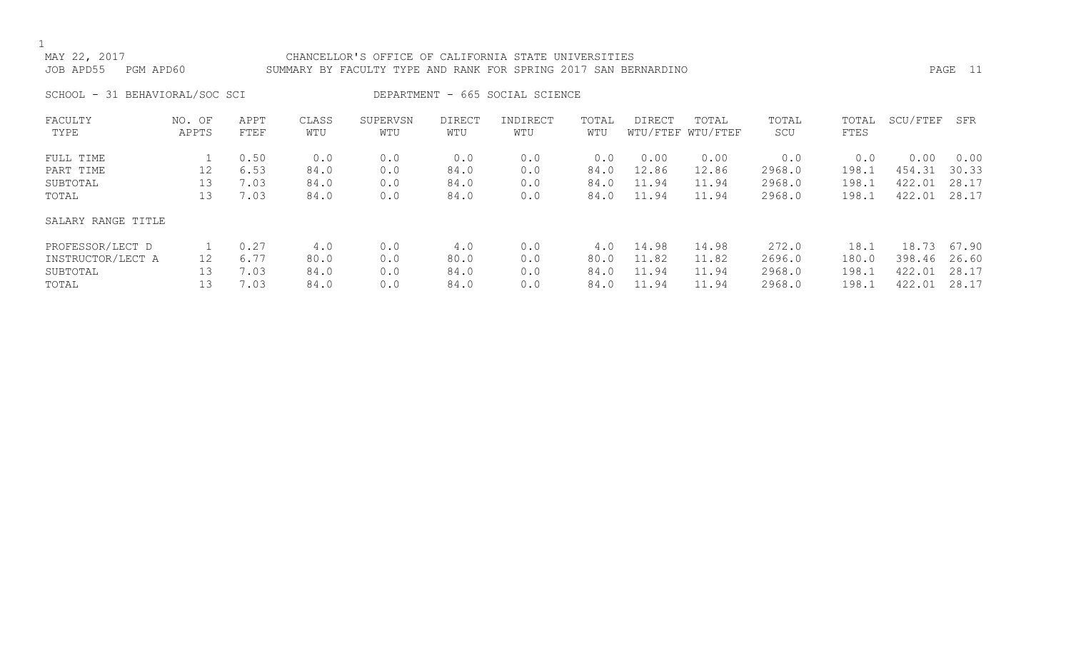MAY 22, 2017 CHANCELLOR'S OFFICE OF CALIFORNIA STATE UNIVERSITIES
JOB APD55 PGM APD60 SUMMARY BY FACULTY TYPE AND RANK FOR SPRING 2017 SAN BERNARDINO

SCHOOL - 31 BEHAVIORAL/SOC SCI DEPARTMENT - 665 SOCIAL SCIENCE

| FACULTY TYPE | NO. OF APPTS | APPT FTEF | CLASS WTU | SUPERVSN WTU | DIRECT WTU | INDIRECT WTU | TOTAL WTU | DIRECT WTU/FTEF | TOTAL WTU/FTEF | TOTAL SCU | TOTAL FTES | SCU/FTEF | SFR |
|---|---|---|---|---|---|---|---|---|---|---|---|---|---|
| FULL TIME | 1 | 0.50 | 0.0 | 0.0 | 0.0 | 0.0 | 0.0 | 0.00 | 0.00 | 0.0 | 0.0 | 0.00 | 0.00 |
| PART TIME | 12 | 6.53 | 84.0 | 0.0 | 84.0 | 0.0 | 84.0 | 12.86 | 12.86 | 2968.0 | 198.1 | 454.31 | 30.33 |
| SUBTOTAL | 13 | 7.03 | 84.0 | 0.0 | 84.0 | 0.0 | 84.0 | 11.94 | 11.94 | 2968.0 | 198.1 | 422.01 | 28.17 |
| TOTAL | 13 | 7.03 | 84.0 | 0.0 | 84.0 | 0.0 | 84.0 | 11.94 | 11.94 | 2968.0 | 198.1 | 422.01 | 28.17 |
| SALARY RANGE TITLE | | | | | | | | | | | | | |
| PROFESSOR/LECT D | 1 | 0.27 | 4.0 | 0.0 | 4.0 | 0.0 | 4.0 | 14.98 | 14.98 | 272.0 | 18.1 | 18.73 | 67.90 |
| INSTRUCTOR/LECT A | 12 | 6.77 | 80.0 | 0.0 | 80.0 | 0.0 | 80.0 | 11.82 | 11.82 | 2696.0 | 180.0 | 398.46 | 26.60 |
| SUBTOTAL | 13 | 7.03 | 84.0 | 0.0 | 84.0 | 0.0 | 84.0 | 11.94 | 11.94 | 2968.0 | 198.1 | 422.01 | 28.17 |
| TOTAL | 13 | 7.03 | 84.0 | 0.0 | 84.0 | 0.0 | 84.0 | 11.94 | 11.94 | 2968.0 | 198.1 | 422.01 | 28.17 |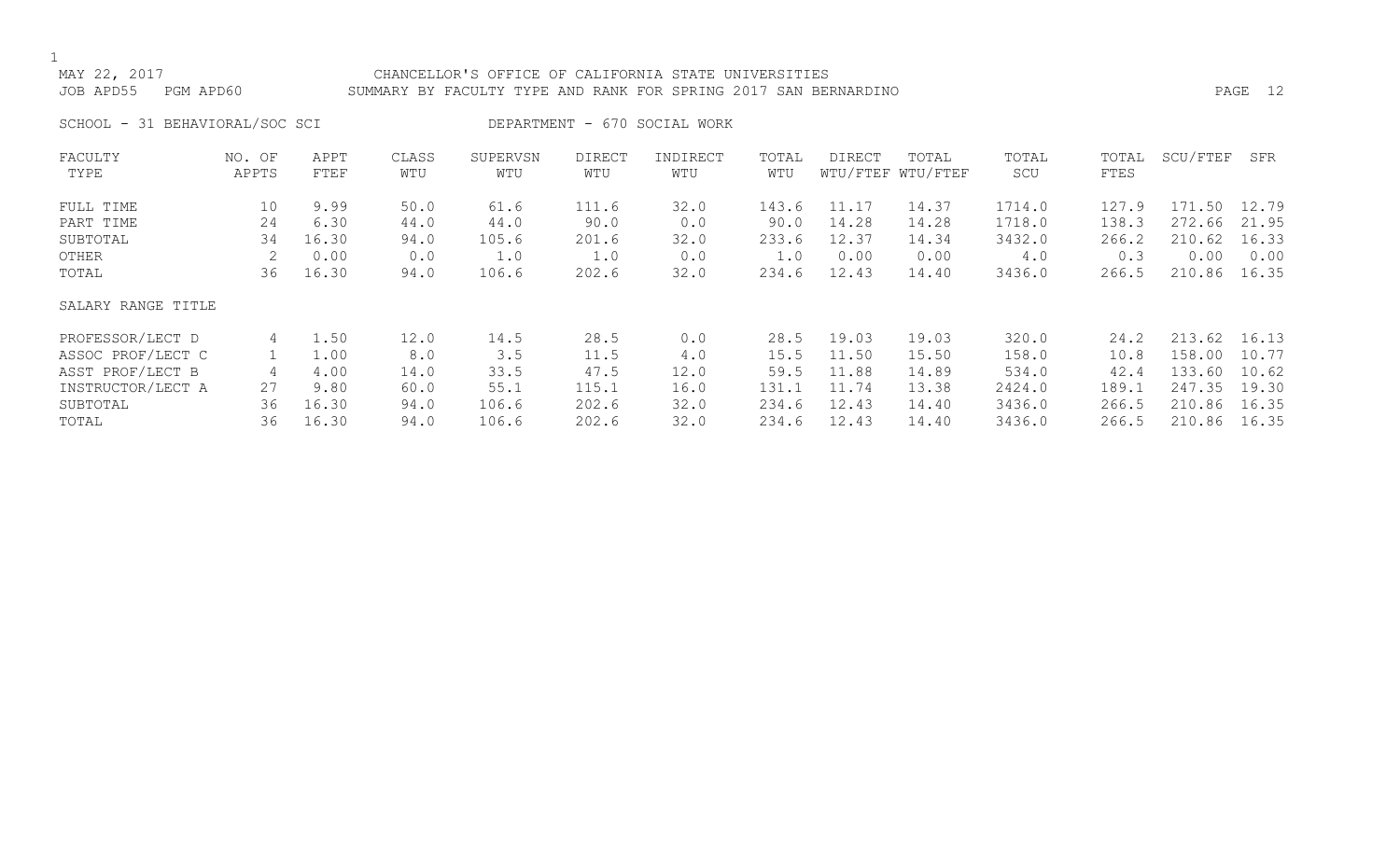MAY 22, 2017 CHANCELLOR'S OFFICE OF CALIFORNIA STATE UNIVERSITIES
JOB APD55 PGM APD60 SUMMARY BY FACULTY TYPE AND RANK FOR SPRING 2017 SAN BERNARDINO

SCHOOL - 31 BEHAVIORAL/SOC SCI DEPARTMENT - 670 SOCIAL WORK

| FACULTY TYPE | NO. OF APPTS | APPT FTEF | CLASS WTU | SUPERVSN WTU | DIRECT WTU | INDIRECT WTU | TOTAL WTU | DIRECT WTU/FTEF | TOTAL WTU/FTEF | TOTAL SCU | TOTAL FTES | SCU/FTEF | SFR |
|---|---|---|---|---|---|---|---|---|---|---|---|---|---|
| FULL TIME | 10 | 9.99 | 50.0 | 61.6 | 111.6 | 32.0 | 143.6 | 11.17 | 14.37 | 1714.0 | 127.9 | 171.50 | 12.79 |
| PART TIME | 24 | 6.30 | 44.0 | 44.0 | 90.0 | 0.0 | 90.0 | 14.28 | 14.28 | 1718.0 | 138.3 | 272.66 | 21.95 |
| SUBTOTAL | 34 | 16.30 | 94.0 | 105.6 | 201.6 | 32.0 | 233.6 | 12.37 | 14.34 | 3432.0 | 266.2 | 210.62 | 16.33 |
| OTHER | 2 | 0.00 | 0.0 | 1.0 | 1.0 | 0.0 | 1.0 | 0.00 | 0.00 | 4.0 | 0.3 | 0.00 | 0.00 |
| TOTAL | 36 | 16.30 | 94.0 | 106.6 | 202.6 | 32.0 | 234.6 | 12.43 | 14.40 | 3436.0 | 266.5 | 210.86 | 16.35 |
| SALARY RANGE TITLE | | | | | | | | | | | | | |
| PROFESSOR/LECT D | 4 | 1.50 | 12.0 | 14.5 | 28.5 | 0.0 | 28.5 | 19.03 | 19.03 | 320.0 | 24.2 | 213.62 | 16.13 |
| ASSOC PROF/LECT C | 1 | 1.00 | 8.0 | 3.5 | 11.5 | 4.0 | 15.5 | 11.50 | 15.50 | 158.0 | 10.8 | 158.00 | 10.77 |
| ASST PROF/LECT B | 4 | 4.00 | 14.0 | 33.5 | 47.5 | 12.0 | 59.5 | 11.88 | 14.89 | 534.0 | 42.4 | 133.60 | 10.62 |
| INSTRUCTOR/LECT A | 27 | 9.80 | 60.0 | 55.1 | 115.1 | 16.0 | 131.1 | 11.74 | 13.38 | 2424.0 | 189.1 | 247.35 | 19.30 |
| SUBTOTAL | 36 | 16.30 | 94.0 | 106.6 | 202.6 | 32.0 | 234.6 | 12.43 | 14.40 | 3436.0 | 266.5 | 210.86 | 16.35 |
| TOTAL | 36 | 16.30 | 94.0 | 106.6 | 202.6 | 32.0 | 234.6 | 12.43 | 14.40 | 3436.0 | 266.5 | 210.86 | 16.35 |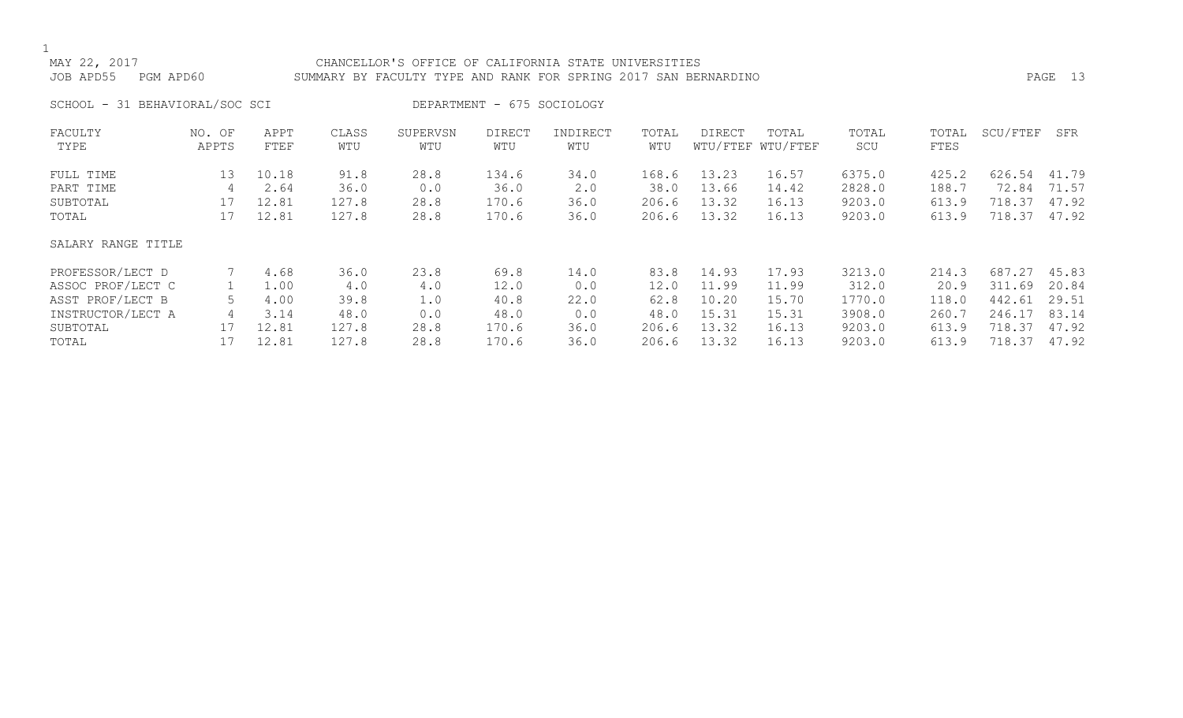MAY 22, 2017 CHANCELLOR'S OFFICE OF CALIFORNIA STATE UNIVERSITIES
JOB APD55 PGM APD60 SUMMARY BY FACULTY TYPE AND RANK FOR SPRING 2017 SAN BERNARDINO

SCHOOL - 31 BEHAVIORAL/SOC SCI DEPARTMENT - 675 SOCIOLOGY

| FACULTY TYPE | NO. OF APPTS | APPT FTEF | CLASS WTU | SUPERVSN WTU | DIRECT WTU | INDIRECT WTU | TOTAL WTU | DIRECT WTU/FTEF | TOTAL WTU/FTEF | TOTAL SCU | TOTAL FTES | SCU/FTEF | SFR |
|---|---|---|---|---|---|---|---|---|---|---|---|---|---|
| FULL TIME | 13 | 10.18 | 91.8 | 28.8 | 134.6 | 34.0 | 168.6 | 13.23 | 16.57 | 6375.0 | 425.2 | 626.54 | 41.79 |
| PART TIME | 4 | 2.64 | 36.0 | 0.0 | 36.0 | 2.0 | 38.0 | 13.66 | 14.42 | 2828.0 | 188.7 | 72.84 | 71.57 |
| SUBTOTAL | 17 | 12.81 | 127.8 | 28.8 | 170.6 | 36.0 | 206.6 | 13.32 | 16.13 | 9203.0 | 613.9 | 718.37 | 47.92 |
| TOTAL | 17 | 12.81 | 127.8 | 28.8 | 170.6 | 36.0 | 206.6 | 13.32 | 16.13 | 9203.0 | 613.9 | 718.37 | 47.92 |

| SALARY RANGE TITLE | NO. OF APPTS | APPT FTEF | CLASS WTU | SUPERVSN WTU | DIRECT WTU | INDIRECT WTU | TOTAL WTU | DIRECT WTU/FTEF | TOTAL WTU/FTEF | TOTAL SCU | TOTAL FTES | SCU/FTEF | SFR |
|---|---|---|---|---|---|---|---|---|---|---|---|---|---|
| PROFESSOR/LECT D | 7 | 4.68 | 36.0 | 23.8 | 69.8 | 14.0 | 83.8 | 14.93 | 17.93 | 3213.0 | 214.3 | 687.27 | 45.83 |
| ASSOC PROF/LECT C | 1 | 1.00 | 4.0 | 4.0 | 12.0 | 0.0 | 12.0 | 11.99 | 11.99 | 312.0 | 20.9 | 311.69 | 20.84 |
| ASST PROF/LECT B | 5 | 4.00 | 39.8 | 1.0 | 40.8 | 22.0 | 62.8 | 10.20 | 15.70 | 1770.0 | 118.0 | 442.61 | 29.51 |
| INSTRUCTOR/LECT A | 4 | 3.14 | 48.0 | 0.0 | 48.0 | 0.0 | 48.0 | 15.31 | 15.31 | 3908.0 | 260.7 | 246.17 | 83.14 |
| SUBTOTAL | 17 | 12.81 | 127.8 | 28.8 | 170.6 | 36.0 | 206.6 | 13.32 | 16.13 | 9203.0 | 613.9 | 718.37 | 47.92 |
| TOTAL | 17 | 12.81 | 127.8 | 28.8 | 170.6 | 36.0 | 206.6 | 13.32 | 16.13 | 9203.0 | 613.9 | 718.37 | 47.92 |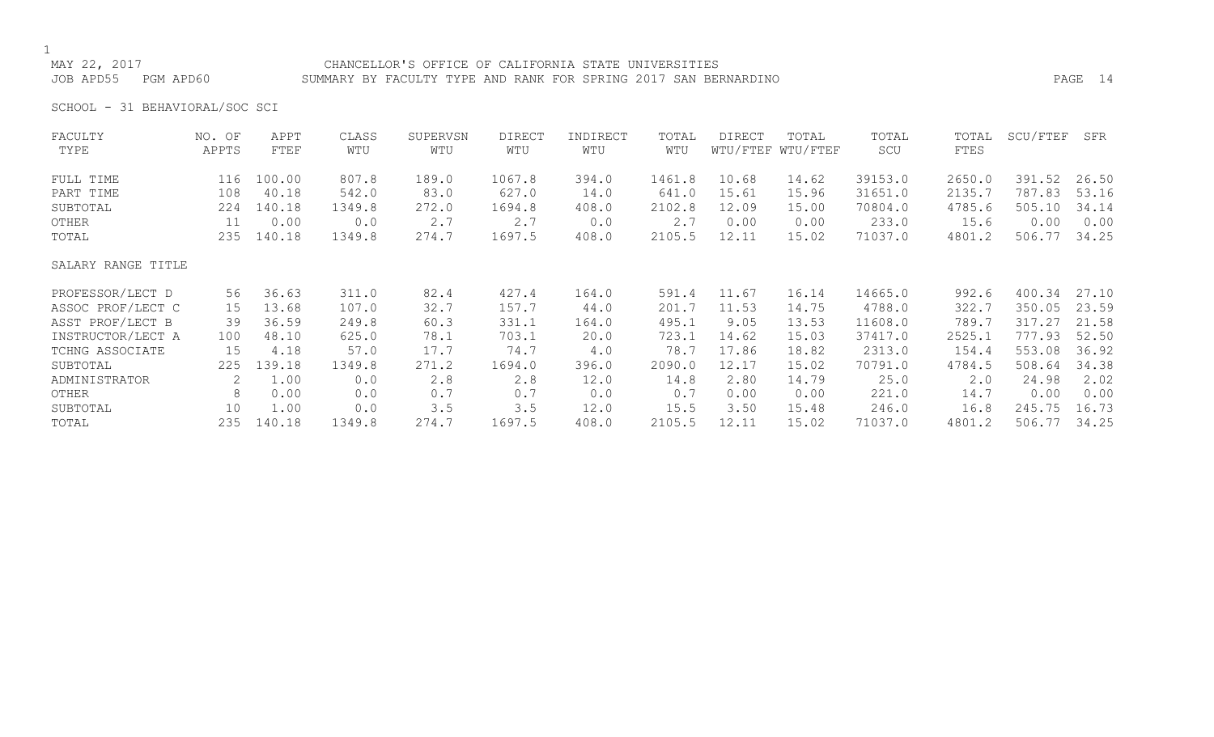MAY 22, 2017 CHANCELLOR'S OFFICE OF CALIFORNIA STATE UNIVERSITIES
JOB APD55 PGM APD60 SUMMARY BY FACULTY TYPE AND RANK FOR SPRING 2017 SAN BERNARDINO

SCHOOL - 31 BEHAVIORAL/SOC SCI

| FACULTY TYPE | NO. OF APPTS | APPT FTEF | CLASS WTU | SUPERVSN WTU | DIRECT WTU | INDIRECT WTU | TOTAL WTU | DIRECT WTU/FTEF | TOTAL WTU/FTEF | TOTAL SCU | TOTAL FTES | SCU/FTEF | SFR |
|---|---|---|---|---|---|---|---|---|---|---|---|---|---|
| FULL TIME | 116 | 100.00 | 807.8 | 189.0 | 1067.8 | 394.0 | 1461.8 | 10.68 | 14.62 | 39153.0 | 2650.0 | 391.52 | 26.50 |
| PART TIME | 108 | 40.18 | 542.0 | 83.0 | 627.0 | 14.0 | 641.0 | 15.61 | 15.96 | 31651.0 | 2135.7 | 787.83 | 53.16 |
| SUBTOTAL | 224 | 140.18 | 1349.8 | 272.0 | 1694.8 | 408.0 | 2102.8 | 12.09 | 15.00 | 70804.0 | 4785.6 | 505.10 | 34.14 |
| OTHER | 11 | 0.00 | 0.0 | 2.7 | 2.7 | 0.0 | 2.7 | 0.00 | 0.00 | 233.0 | 15.6 | 0.00 | 0.00 |
| TOTAL | 235 | 140.18 | 1349.8 | 274.7 | 1697.5 | 408.0 | 2105.5 | 12.11 | 15.02 | 71037.0 | 4801.2 | 506.77 | 34.25 |
| SALARY RANGE TITLE | | | | | | | | | | | | | |
| PROFESSOR/LECT D | 56 | 36.63 | 311.0 | 82.4 | 427.4 | 164.0 | 591.4 | 11.67 | 16.14 | 14665.0 | 992.6 | 400.34 | 27.10 |
| ASSOC PROF/LECT C | 15 | 13.68 | 107.0 | 32.7 | 157.7 | 44.0 | 201.7 | 11.53 | 14.75 | 4788.0 | 322.7 | 350.05 | 23.59 |
| ASST PROF/LECT B | 39 | 36.59 | 249.8 | 60.3 | 331.1 | 164.0 | 495.1 | 9.05 | 13.53 | 11608.0 | 789.7 | 317.27 | 21.58 |
| INSTRUCTOR/LECT A | 100 | 48.10 | 625.0 | 78.1 | 703.1 | 20.0 | 723.1 | 14.62 | 15.03 | 37417.0 | 2525.1 | 777.93 | 52.50 |
| TCHNG ASSOCIATE | 15 | 4.18 | 57.0 | 17.7 | 74.7 | 4.0 | 78.7 | 17.86 | 18.82 | 2313.0 | 154.4 | 553.08 | 36.92 |
| SUBTOTAL | 225 | 139.18 | 1349.8 | 271.2 | 1694.0 | 396.0 | 2090.0 | 12.17 | 15.02 | 70791.0 | 4784.5 | 508.64 | 34.38 |
| ADMINISTRATOR | 2 | 1.00 | 0.0 | 2.8 | 2.8 | 12.0 | 14.8 | 2.80 | 14.79 | 25.0 | 2.0 | 24.98 | 2.02 |
| OTHER | 8 | 0.00 | 0.0 | 0.7 | 0.7 | 0.0 | 0.7 | 0.00 | 0.00 | 221.0 | 14.7 | 0.00 | 0.00 |
| SUBTOTAL | 10 | 1.00 | 0.0 | 3.5 | 3.5 | 12.0 | 15.5 | 3.50 | 15.48 | 246.0 | 16.8 | 245.75 | 16.73 |
| TOTAL | 235 | 140.18 | 1349.8 | 274.7 | 1697.5 | 408.0 | 2105.5 | 12.11 | 15.02 | 71037.0 | 4801.2 | 506.77 | 34.25 |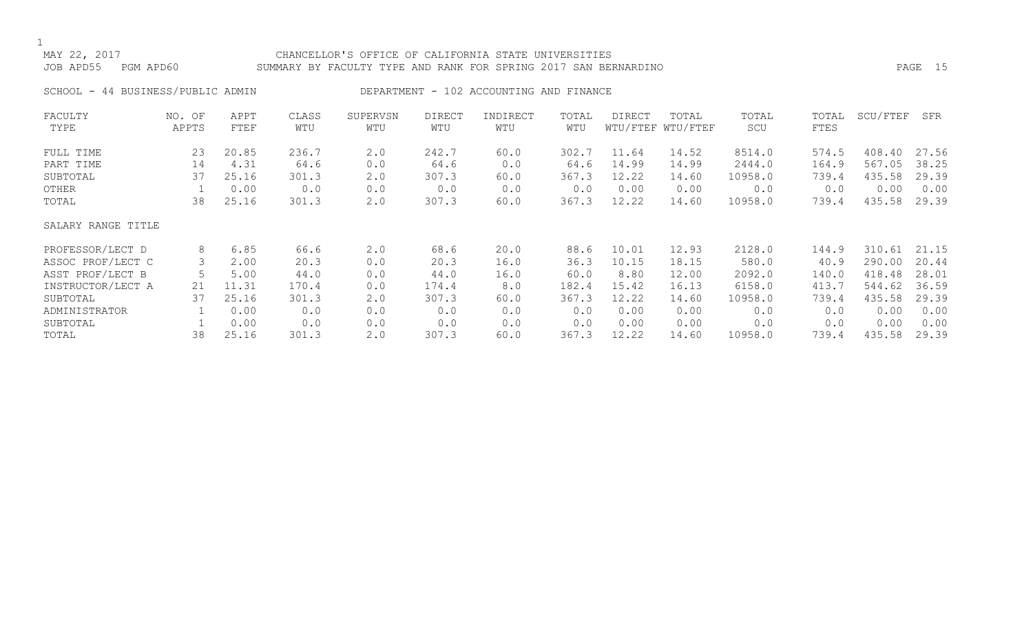MAY 22, 2017 CHANCELLOR'S OFFICE OF CALIFORNIA STATE UNIVERSITIES
JOB APD55 PGM APD60 SUMMARY BY FACULTY TYPE AND RANK FOR SPRING 2017 SAN BERNARDINO

SCHOOL - 44 BUSINESS/PUBLIC ADMIN DEPARTMENT - 102 ACCOUNTING AND FINANCE

| FACULTY TYPE | NO. OF APPTS | APPT FTEF | CLASS WTU | SUPERVSN WTU | DIRECT WTU | INDIRECT WTU | TOTAL WTU | DIRECT WTU/FTEF | TOTAL WTU/FTEF | TOTAL SCU | TOTAL FTES | SCU/FTEF | SFR |
|---|---|---|---|---|---|---|---|---|---|---|---|---|---|
| FULL TIME | 23 | 20.85 | 236.7 | 2.0 | 242.7 | 60.0 | 302.7 | 11.64 | 14.52 | 8514.0 | 574.5 | 408.40 | 27.56 |
| PART TIME | 14 | 4.31 | 64.6 | 0.0 | 64.6 | 0.0 | 64.6 | 14.99 | 14.99 | 2444.0 | 164.9 | 567.05 | 38.25 |
| SUBTOTAL | 37 | 25.16 | 301.3 | 2.0 | 307.3 | 60.0 | 367.3 | 12.22 | 14.60 | 10958.0 | 739.4 | 435.58 | 29.39 |
| OTHER | 1 | 0.00 | 0.0 | 0.0 | 0.0 | 0.0 | 0.0 | 0.00 | 0.00 | 0.0 | 0.0 | 0.00 | 0.00 |
| TOTAL | 38 | 25.16 | 301.3 | 2.0 | 307.3 | 60.0 | 367.3 | 12.22 | 14.60 | 10958.0 | 739.4 | 435.58 | 29.39 |

| SALARY RANGE TITLE | NO. OF APPTS | APPT FTEF | CLASS WTU | SUPERVSN WTU | DIRECT WTU | INDIRECT WTU | TOTAL WTU | DIRECT WTU/FTEF | TOTAL WTU/FTEF | TOTAL SCU | TOTAL FTES | SCU/FTEF | SFR |
|---|---|---|---|---|---|---|---|---|---|---|---|---|---|
| PROFESSOR/LECT D | 8 | 6.85 | 66.6 | 2.0 | 68.6 | 20.0 | 88.6 | 10.01 | 12.93 | 2128.0 | 144.9 | 310.61 | 21.15 |
| ASSOC PROF/LECT C | 3 | 2.00 | 20.3 | 0.0 | 20.3 | 16.0 | 36.3 | 10.15 | 18.15 | 580.0 | 40.9 | 290.00 | 20.44 |
| ASST PROF/LECT B | 5 | 5.00 | 44.0 | 0.0 | 44.0 | 16.0 | 60.0 | 8.80 | 12.00 | 2092.0 | 140.0 | 418.48 | 28.01 |
| INSTRUCTOR/LECT A | 21 | 11.31 | 170.4 | 0.0 | 174.4 | 8.0 | 182.4 | 15.42 | 16.13 | 6158.0 | 413.7 | 544.62 | 36.59 |
| SUBTOTAL | 37 | 25.16 | 301.3 | 2.0 | 307.3 | 60.0 | 367.3 | 12.22 | 14.60 | 10958.0 | 739.4 | 435.58 | 29.39 |
| ADMINISTRATOR | 1 | 0.00 | 0.0 | 0.0 | 0.0 | 0.0 | 0.0 | 0.00 | 0.00 | 0.0 | 0.0 | 0.00 | 0.00 |
| SUBTOTAL | 1 | 0.00 | 0.0 | 0.0 | 0.0 | 0.0 | 0.0 | 0.00 | 0.00 | 0.0 | 0.0 | 0.00 | 0.00 |
| TOTAL | 38 | 25.16 | 301.3 | 2.0 | 307.3 | 60.0 | 367.3 | 12.22 | 14.60 | 10958.0 | 739.4 | 435.58 | 29.39 |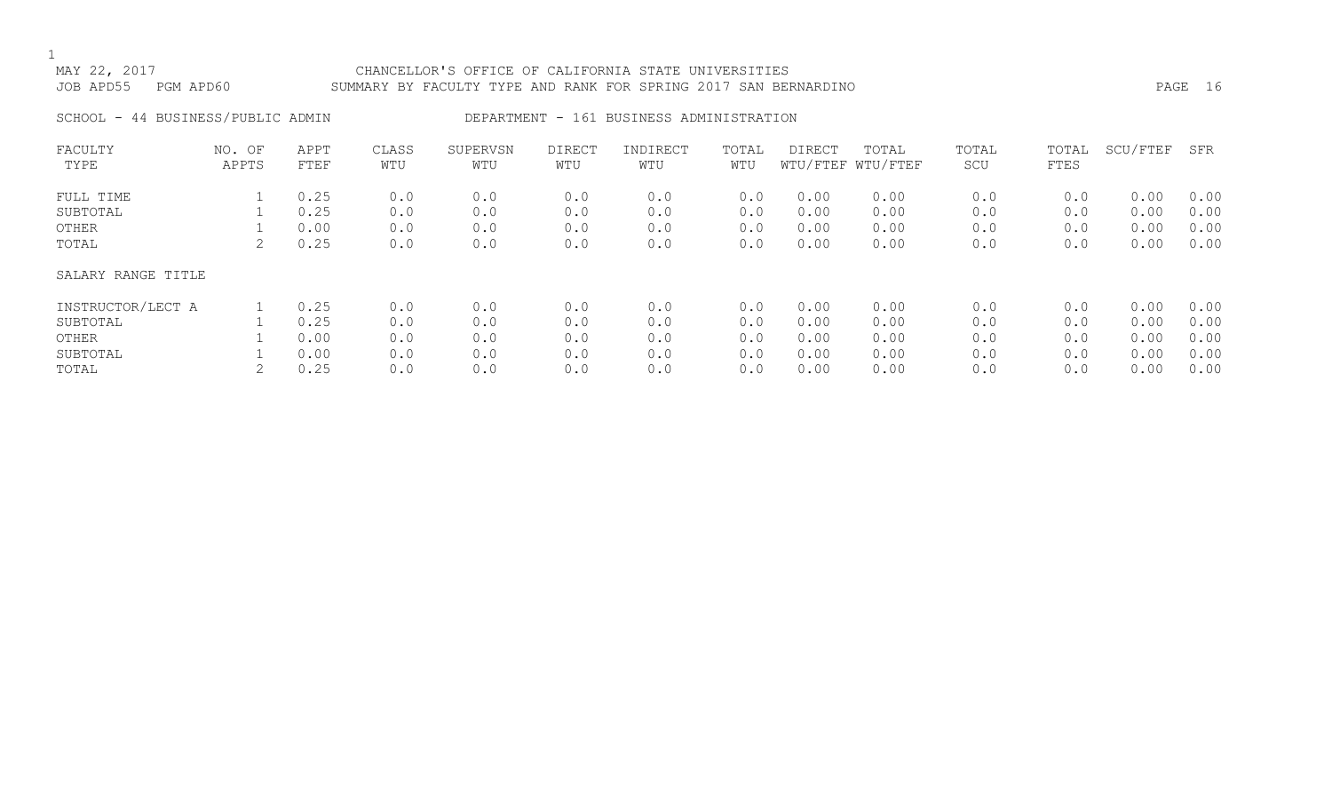MAY 22, 2017 CHANCELLOR'S OFFICE OF CALIFORNIA STATE UNIVERSITIES
JOB APD55 PGM APD60 SUMMARY BY FACULTY TYPE AND RANK FOR SPRING 2017 SAN BERNARDINO

SCHOOL - 44 BUSINESS/PUBLIC ADMIN DEPARTMENT - 161 BUSINESS ADMINISTRATION

| FACULTY TYPE | NO. OF APPTS | APPT FTEF | CLASS WTU | SUPERVSN WTU | DIRECT WTU | INDIRECT WTU | TOTAL WTU | DIRECT WTU/FTEF | TOTAL WTU/FTEF | TOTAL SCU | TOTAL FTES | SCU/FTEF | SFR |
|---|---|---|---|---|---|---|---|---|---|---|---|---|---|
| FULL TIME | 1 | 0.25 | 0.0 | 0.0 | 0.0 | 0.0 | 0.0 | 0.00 | 0.00 | 0.0 | 0.0 | 0.00 | 0.00 |
| SUBTOTAL | 1 | 0.25 | 0.0 | 0.0 | 0.0 | 0.0 | 0.0 | 0.00 | 0.00 | 0.0 | 0.0 | 0.00 | 0.00 |
| OTHER | 1 | 0.00 | 0.0 | 0.0 | 0.0 | 0.0 | 0.0 | 0.00 | 0.00 | 0.0 | 0.0 | 0.00 | 0.00 |
| TOTAL | 2 | 0.25 | 0.0 | 0.0 | 0.0 | 0.0 | 0.0 | 0.00 | 0.00 | 0.0 | 0.0 | 0.00 | 0.00 |

| SALARY RANGE TITLE | NO. OF APPTS | APPT FTEF | CLASS WTU | SUPERVSN WTU | DIRECT WTU | INDIRECT WTU | TOTAL WTU | DIRECT WTU/FTEF | TOTAL WTU/FTEF | TOTAL SCU | TOTAL FTES | SCU/FTEF | SFR |
|---|---|---|---|---|---|---|---|---|---|---|---|---|---|
| INSTRUCTOR/LECT A | 1 | 0.25 | 0.0 | 0.0 | 0.0 | 0.0 | 0.0 | 0.00 | 0.00 | 0.0 | 0.0 | 0.00 | 0.00 |
| SUBTOTAL | 1 | 0.25 | 0.0 | 0.0 | 0.0 | 0.0 | 0.0 | 0.00 | 0.00 | 0.0 | 0.0 | 0.00 | 0.00 |
| OTHER | 1 | 0.00 | 0.0 | 0.0 | 0.0 | 0.0 | 0.0 | 0.00 | 0.00 | 0.0 | 0.0 | 0.00 | 0.00 |
| SUBTOTAL | 1 | 0.00 | 0.0 | 0.0 | 0.0 | 0.0 | 0.0 | 0.00 | 0.00 | 0.0 | 0.0 | 0.00 | 0.00 |
| TOTAL | 2 | 0.25 | 0.0 | 0.0 | 0.0 | 0.0 | 0.0 | 0.00 | 0.00 | 0.0 | 0.0 | 0.00 | 0.00 |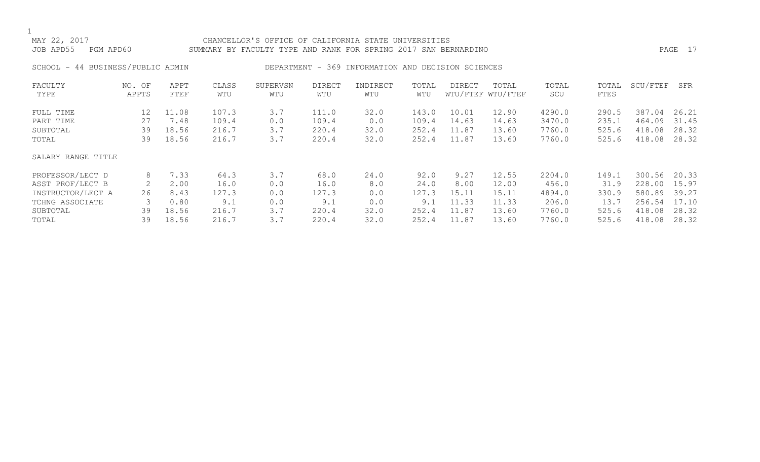MAY 22, 2017 CHANCELLOR'S OFFICE OF CALIFORNIA STATE UNIVERSITIES
JOB APD55 PGM APD60 SUMMARY BY FACULTY TYPE AND RANK FOR SPRING 2017 SAN BERNARDINO

SCHOOL - 44 BUSINESS/PUBLIC ADMIN DEPARTMENT - 369 INFORMATION AND DECISION SCIENCES

| FACULTY TYPE | NO. OF APPTS | APPT FTEF | CLASS WTU | SUPERVSN WTU | DIRECT WTU | INDIRECT WTU | TOTAL WTU | DIRECT WTU/FTEF | TOTAL WTU/FTEF | TOTAL SCU | TOTAL FTES | SCU/FTEF | SFR |
|---|---|---|---|---|---|---|---|---|---|---|---|---|---|
| FULL TIME | 12 | 11.08 | 107.3 | 3.7 | 111.0 | 32.0 | 143.0 | 10.01 | 12.90 | 4290.0 | 290.5 | 387.04 | 26.21 |
| PART TIME | 27 | 7.48 | 109.4 | 0.0 | 109.4 | 0.0 | 109.4 | 14.63 | 14.63 | 3470.0 | 235.1 | 464.09 | 31.45 |
| SUBTOTAL | 39 | 18.56 | 216.7 | 3.7 | 220.4 | 32.0 | 252.4 | 11.87 | 13.60 | 7760.0 | 525.6 | 418.08 | 28.32 |
| TOTAL | 39 | 18.56 | 216.7 | 3.7 | 220.4 | 32.0 | 252.4 | 11.87 | 13.60 | 7760.0 | 525.6 | 418.08 | 28.32 |
| SALARY RANGE TITLE | | | | | | | | | | | | | |
| PROFESSOR/LECT D | 8 | 7.33 | 64.3 | 3.7 | 68.0 | 24.0 | 92.0 | 9.27 | 12.55 | 2204.0 | 149.1 | 300.56 | 20.33 |
| ASST PROF/LECT B | 2 | 2.00 | 16.0 | 0.0 | 16.0 | 8.0 | 24.0 | 8.00 | 12.00 | 456.0 | 31.9 | 228.00 | 15.97 |
| INSTRUCTOR/LECT A | 26 | 8.43 | 127.3 | 0.0 | 127.3 | 0.0 | 127.3 | 15.11 | 15.11 | 4894.0 | 330.9 | 580.89 | 39.27 |
| TCHNG ASSOCIATE | 3 | 0.80 | 9.1 | 0.0 | 9.1 | 0.0 | 9.1 | 11.33 | 11.33 | 206.0 | 13.7 | 256.54 | 17.10 |
| SUBTOTAL | 39 | 18.56 | 216.7 | 3.7 | 220.4 | 32.0 | 252.4 | 11.87 | 13.60 | 7760.0 | 525.6 | 418.08 | 28.32 |
| TOTAL | 39 | 18.56 | 216.7 | 3.7 | 220.4 | 32.0 | 252.4 | 11.87 | 13.60 | 7760.0 | 525.6 | 418.08 | 28.32 |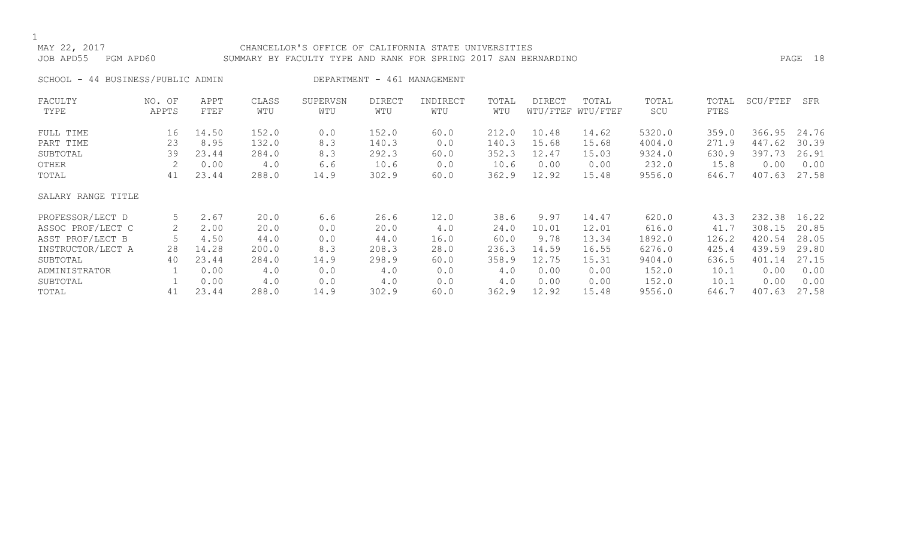MAY 22, 2017 CHANCELLOR'S OFFICE OF CALIFORNIA STATE UNIVERSITIES
JOB APD55 PGM APD60 SUMMARY BY FACULTY TYPE AND RANK FOR SPRING 2017 SAN BERNARDINO

SCHOOL - 44 BUSINESS/PUBLIC ADMIN DEPARTMENT - 461 MANAGEMENT

| FACULTY TYPE | NO. OF APPTS | APPT FTEF | CLASS WTU | SUPERVSN WTU | DIRECT WTU | INDIRECT WTU | TOTAL WTU | DIRECT WTU/FTEF | TOTAL WTU/FTEF | TOTAL SCU | TOTAL FTES | SCU/FTEF | SFR |
|---|---|---|---|---|---|---|---|---|---|---|---|---|---|
| FULL TIME | 16 | 14.50 | 152.0 | 0.0 | 152.0 | 60.0 | 212.0 | 10.48 | 14.62 | 5320.0 | 359.0 | 366.95 | 24.76 |
| PART TIME | 23 | 8.95 | 132.0 | 8.3 | 140.3 | 0.0 | 140.3 | 15.68 | 15.68 | 4004.0 | 271.9 | 447.62 | 30.39 |
| SUBTOTAL | 39 | 23.44 | 284.0 | 8.3 | 292.3 | 60.0 | 352.3 | 12.47 | 15.03 | 9324.0 | 630.9 | 397.73 | 26.91 |
| OTHER | 2 | 0.00 | 4.0 | 6.6 | 10.6 | 0.0 | 10.6 | 0.00 | 0.00 | 232.0 | 15.8 | 0.00 | 0.00 |
| TOTAL | 41 | 23.44 | 288.0 | 14.9 | 302.9 | 60.0 | 362.9 | 12.92 | 15.48 | 9556.0 | 646.7 | 407.63 | 27.58 |
| SALARY RANGE TITLE | | | | | | | | | | | | | |
| PROFESSOR/LECT D | 5 | 2.67 | 20.0 | 6.6 | 26.6 | 12.0 | 38.6 | 9.97 | 14.47 | 620.0 | 43.3 | 232.38 | 16.22 |
| ASSOC PROF/LECT C | 2 | 2.00 | 20.0 | 0.0 | 20.0 | 4.0 | 24.0 | 10.01 | 12.01 | 616.0 | 41.7 | 308.15 | 20.85 |
| ASST PROF/LECT B | 5 | 4.50 | 44.0 | 0.0 | 44.0 | 16.0 | 60.0 | 9.78 | 13.34 | 1892.0 | 126.2 | 420.54 | 28.05 |
| INSTRUCTOR/LECT A | 28 | 14.28 | 200.0 | 8.3 | 208.3 | 28.0 | 236.3 | 14.59 | 16.55 | 6276.0 | 425.4 | 439.59 | 29.80 |
| SUBTOTAL | 40 | 23.44 | 284.0 | 14.9 | 298.9 | 60.0 | 358.9 | 12.75 | 15.31 | 9404.0 | 636.5 | 401.14 | 27.15 |
| ADMINISTRATOR | 1 | 0.00 | 4.0 | 0.0 | 4.0 | 0.0 | 4.0 | 0.00 | 0.00 | 152.0 | 10.1 | 0.00 | 0.00 |
| SUBTOTAL | 1 | 0.00 | 4.0 | 0.0 | 4.0 | 0.0 | 4.0 | 0.00 | 0.00 | 152.0 | 10.1 | 0.00 | 0.00 |
| TOTAL | 41 | 23.44 | 288.0 | 14.9 | 302.9 | 60.0 | 362.9 | 12.92 | 15.48 | 9556.0 | 646.7 | 407.63 | 27.58 |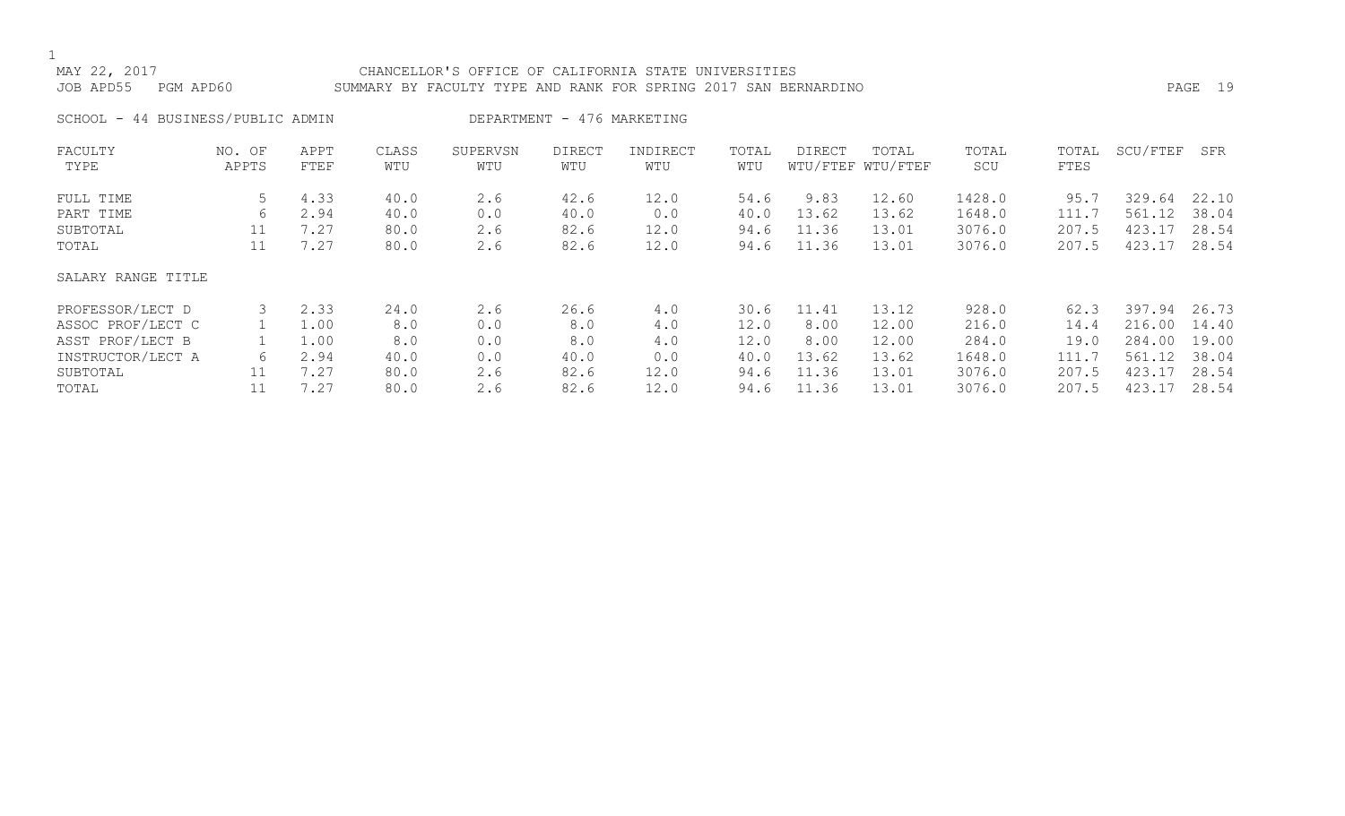MAY 22, 2017 CHANCELLOR'S OFFICE OF CALIFORNIA STATE UNIVERSITIES
JOB APD55 PGM APD60 SUMMARY BY FACULTY TYPE AND RANK FOR SPRING 2017 SAN BERNARDINO

SCHOOL - 44 BUSINESS/PUBLIC ADMIN DEPARTMENT - 476 MARKETING

| FACULTY TYPE | NO. OF APPTS | APPT FTEF | CLASS WTU | SUPERVSN WTU | DIRECT WTU | INDIRECT WTU | TOTAL WTU | DIRECT WTU/FTEF | TOTAL WTU/FTEF | TOTAL SCU | TOTAL FTES | SCU/FTEF | SFR |
|---|---|---|---|---|---|---|---|---|---|---|---|---|---|
| FULL TIME | 5 | 4.33 | 40.0 | 2.6 | 42.6 | 12.0 | 54.6 | 9.83 | 12.60 | 1428.0 | 95.7 | 329.64 | 22.10 |
| PART TIME | 6 | 2.94 | 40.0 | 0.0 | 40.0 | 0.0 | 40.0 | 13.62 | 13.62 | 1648.0 | 111.7 | 561.12 | 38.04 |
| SUBTOTAL | 11 | 7.27 | 80.0 | 2.6 | 82.6 | 12.0 | 94.6 | 11.36 | 13.01 | 3076.0 | 207.5 | 423.17 | 28.54 |
| TOTAL | 11 | 7.27 | 80.0 | 2.6 | 82.6 | 12.0 | 94.6 | 11.36 | 13.01 | 3076.0 | 207.5 | 423.17 | 28.54 |
| SALARY RANGE TITLE | | | | | | | | | | | | | |
| PROFESSOR/LECT D | 3 | 2.33 | 24.0 | 2.6 | 26.6 | 4.0 | 30.6 | 11.41 | 13.12 | 928.0 | 62.3 | 397.94 | 26.73 |
| ASSOC PROF/LECT C | 1 | 1.00 | 8.0 | 0.0 | 8.0 | 4.0 | 12.0 | 8.00 | 12.00 | 216.0 | 14.4 | 216.00 | 14.40 |
| ASST PROF/LECT B | 1 | 1.00 | 8.0 | 0.0 | 8.0 | 4.0 | 12.0 | 8.00 | 12.00 | 284.0 | 19.0 | 284.00 | 19.00 |
| INSTRUCTOR/LECT A | 6 | 2.94 | 40.0 | 0.0 | 40.0 | 0.0 | 40.0 | 13.62 | 13.62 | 1648.0 | 111.7 | 561.12 | 38.04 |
| SUBTOTAL | 11 | 7.27 | 80.0 | 2.6 | 82.6 | 12.0 | 94.6 | 11.36 | 13.01 | 3076.0 | 207.5 | 423.17 | 28.54 |
| TOTAL | 11 | 7.27 | 80.0 | 2.6 | 82.6 | 12.0 | 94.6 | 11.36 | 13.01 | 3076.0 | 207.5 | 423.17 | 28.54 |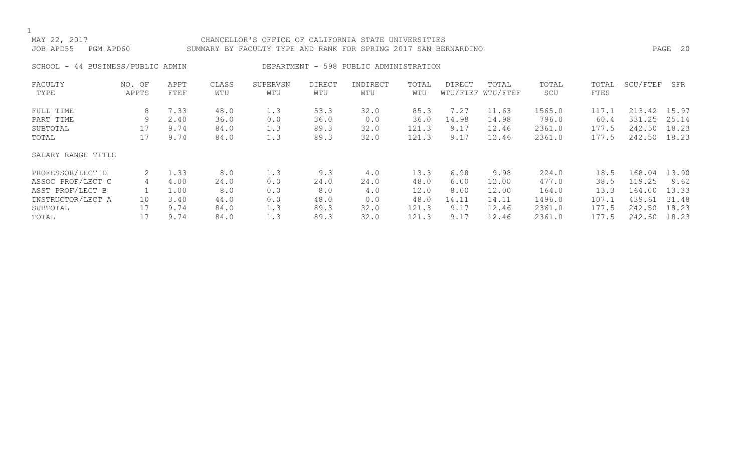MAY 22, 2017 CHANCELLOR'S OFFICE OF CALIFORNIA STATE UNIVERSITIES
JOB APD55 PGM APD60 SUMMARY BY FACULTY TYPE AND RANK FOR SPRING 2017 SAN BERNARDINO

SCHOOL - 44 BUSINESS/PUBLIC ADMIN DEPARTMENT - 598 PUBLIC ADMINISTRATION

| FACULTY TYPE | NO. OF APPTS | APPT FTEF | CLASS WTU | SUPERVSN WTU | DIRECT WTU | INDIRECT WTU | TOTAL WTU | DIRECT WTU/FTEF | TOTAL WTU/FTEF | TOTAL SCU | TOTAL FTES | SCU/FTEF | SFR |
|---|---|---|---|---|---|---|---|---|---|---|---|---|---|
| FULL TIME | 8 | 7.33 | 48.0 | 1.3 | 53.3 | 32.0 | 85.3 | 7.27 | 11.63 | 1565.0 | 117.1 | 213.42 | 15.97 |
| PART TIME | 9 | 2.40 | 36.0 | 0.0 | 36.0 | 0.0 | 36.0 | 14.98 | 14.98 | 796.0 | 60.4 | 331.25 | 25.14 |
| SUBTOTAL | 17 | 9.74 | 84.0 | 1.3 | 89.3 | 32.0 | 121.3 | 9.17 | 12.46 | 2361.0 | 177.5 | 242.50 | 18.23 |
| TOTAL | 17 | 9.74 | 84.0 | 1.3 | 89.3 | 32.0 | 121.3 | 9.17 | 12.46 | 2361.0 | 177.5 | 242.50 | 18.23 |
| SALARY RANGE TITLE | | | | | | | | | | | | | |
| PROFESSOR/LECT D | 2 | 1.33 | 8.0 | 1.3 | 9.3 | 4.0 | 13.3 | 6.98 | 9.98 | 224.0 | 18.5 | 168.04 | 13.90 |
| ASSOC PROF/LECT C | 4 | 4.00 | 24.0 | 0.0 | 24.0 | 24.0 | 48.0 | 6.00 | 12.00 | 477.0 | 38.5 | 119.25 | 9.62 |
| ASST PROF/LECT B | 1 | 1.00 | 8.0 | 0.0 | 8.0 | 4.0 | 12.0 | 8.00 | 12.00 | 164.0 | 13.3 | 164.00 | 13.33 |
| INSTRUCTOR/LECT A | 10 | 3.40 | 44.0 | 0.0 | 48.0 | 0.0 | 48.0 | 14.11 | 14.11 | 1496.0 | 107.1 | 439.61 | 31.48 |
| SUBTOTAL | 17 | 9.74 | 84.0 | 1.3 | 89.3 | 32.0 | 121.3 | 9.17 | 12.46 | 2361.0 | 177.5 | 242.50 | 18.23 |
| TOTAL | 17 | 9.74 | 84.0 | 1.3 | 89.3 | 32.0 | 121.3 | 9.17 | 12.46 | 2361.0 | 177.5 | 242.50 | 18.23 |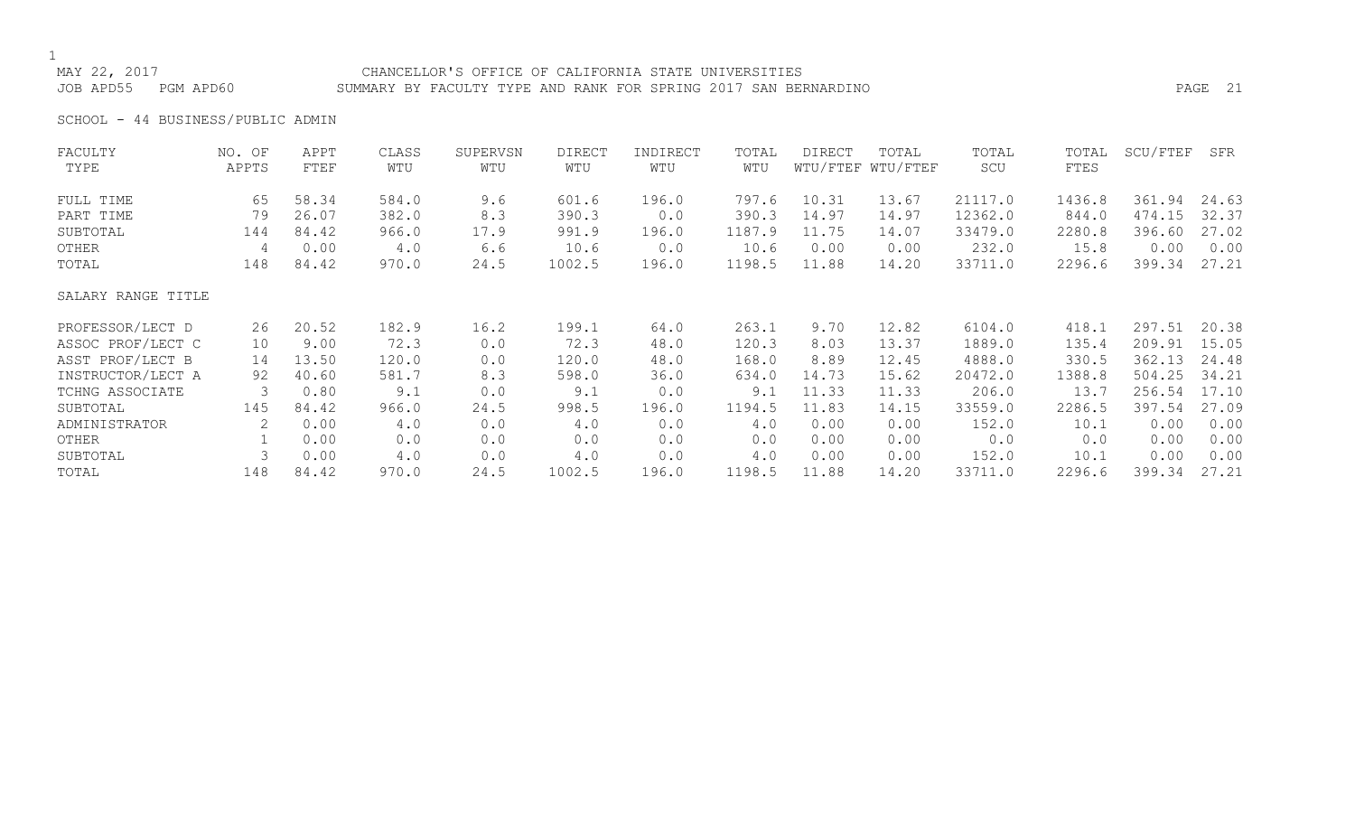MAY 22, 2017 CHANCELLOR'S OFFICE OF CALIFORNIA STATE UNIVERSITIES
JOB APD55 PGM APD60 SUMMARY BY FACULTY TYPE AND RANK FOR SPRING 2017 SAN BERNARDINO

SCHOOL - 44 BUSINESS/PUBLIC ADMIN

| FACULTY TYPE | NO. OF APPTS | APPT FTEF | CLASS WTU | SUPERVSN WTU | DIRECT WTU | INDIRECT WTU | TOTAL WTU | DIRECT WTU/FTEF | TOTAL WTU/FTEF | TOTAL SCU | TOTAL FTES | SCU/FTEF | SFR |
|---|---|---|---|---|---|---|---|---|---|---|---|---|---|
| FULL TIME | 65 | 58.34 | 584.0 | 9.6 | 601.6 | 196.0 | 797.6 | 10.31 | 13.67 | 21117.0 | 1436.8 | 361.94 | 24.63 |
| PART TIME | 79 | 26.07 | 382.0 | 8.3 | 390.3 | 0.0 | 390.3 | 14.97 | 14.97 | 12362.0 | 844.0 | 474.15 | 32.37 |
| SUBTOTAL | 144 | 84.42 | 966.0 | 17.9 | 991.9 | 196.0 | 1187.9 | 11.75 | 14.07 | 33479.0 | 2280.8 | 396.60 | 27.02 |
| OTHER | 4 | 0.00 | 4.0 | 6.6 | 10.6 | 0.0 | 10.6 | 0.00 | 0.00 | 232.0 | 15.8 | 0.00 | 0.00 |
| TOTAL | 148 | 84.42 | 970.0 | 24.5 | 1002.5 | 196.0 | 1198.5 | 11.88 | 14.20 | 33711.0 | 2296.6 | 399.34 | 27.21 |
| **SALARY RANGE TITLE** | | | | | | | | | | | | | |
| PROFESSOR/LECT D | 26 | 20.52 | 182.9 | 16.2 | 199.1 | 64.0 | 263.1 | 9.70 | 12.82 | 6104.0 | 418.1 | 297.51 | 20.38 |
| ASSOC PROF/LECT C | 10 | 9.00 | 72.3 | 0.0 | 72.3 | 48.0 | 120.3 | 8.03 | 13.37 | 1889.0 | 135.4 | 209.91 | 15.05 |
| ASST PROF/LECT B | 14 | 13.50 | 120.0 | 0.0 | 120.0 | 48.0 | 168.0 | 8.89 | 12.45 | 4888.0 | 330.5 | 362.13 | 24.48 |
| INSTRUCTOR/LECT A | 92 | 40.60 | 581.7 | 8.3 | 598.0 | 36.0 | 634.0 | 14.73 | 15.62 | 20472.0 | 1388.8 | 504.25 | 34.21 |
| TCHNG ASSOCIATE | 3 | 0.80 | 9.1 | 0.0 | 9.1 | 0.0 | 9.1 | 11.33 | 11.33 | 206.0 | 13.7 | 256.54 | 17.10 |
| SUBTOTAL | 145 | 84.42 | 966.0 | 24.5 | 998.5 | 196.0 | 1194.5 | 11.83 | 14.15 | 33559.0 | 2286.5 | 397.54 | 27.09 |
| ADMINISTRATOR | 2 | 0.00 | 4.0 | 0.0 | 4.0 | 0.0 | 4.0 | 0.00 | 0.00 | 152.0 | 10.1 | 0.00 | 0.00 |
| OTHER | 1 | 0.00 | 0.0 | 0.0 | 0.0 | 0.0 | 0.0 | 0.00 | 0.00 | 0.0 | 0.0 | 0.00 | 0.00 |
| SUBTOTAL | 3 | 0.00 | 4.0 | 0.0 | 4.0 | 0.0 | 4.0 | 0.00 | 0.00 | 152.0 | 10.1 | 0.00 | 0.00 |
| TOTAL | 148 | 84.42 | 970.0 | 24.5 | 1002.5 | 196.0 | 1198.5 | 11.88 | 14.20 | 33711.0 | 2296.6 | 399.34 | 27.21 |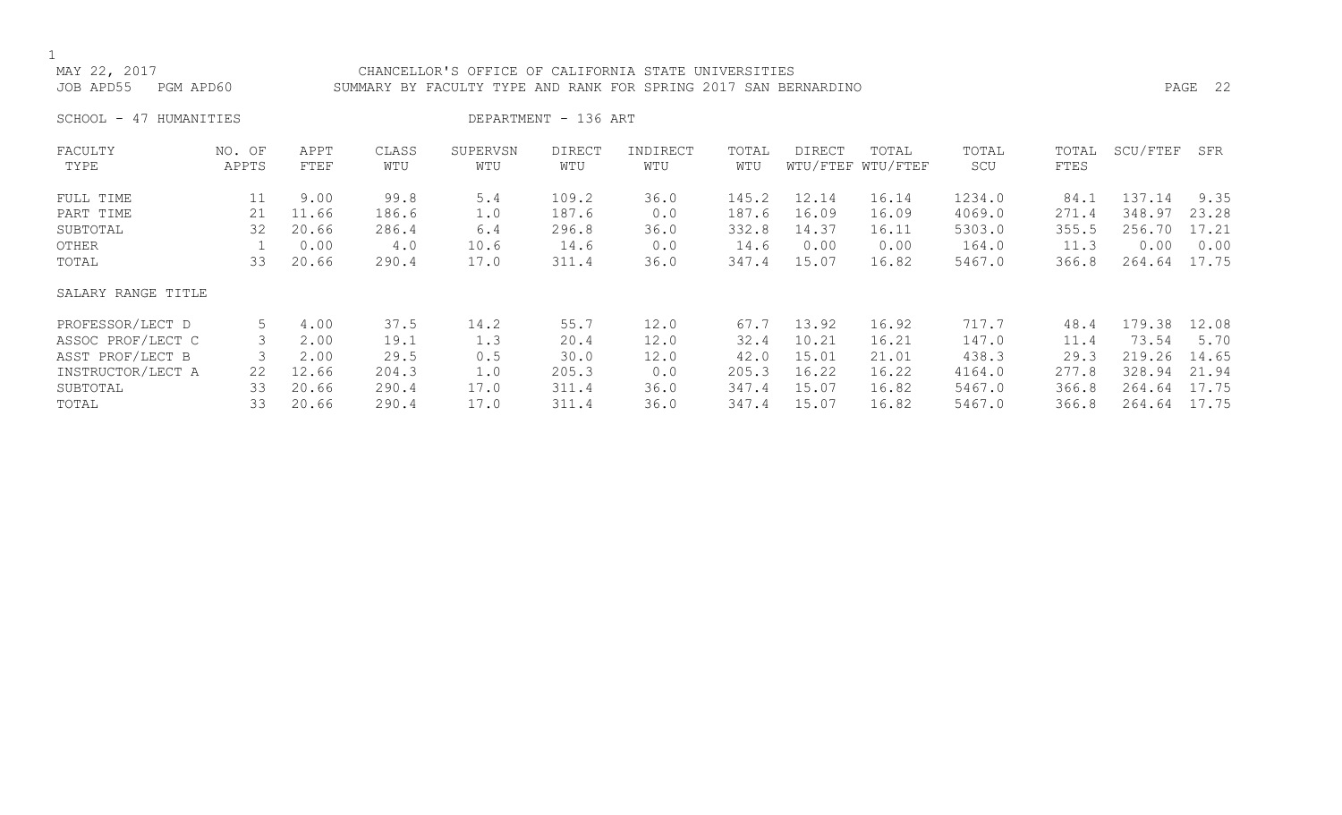MAY 22, 2017 CHANCELLOR'S OFFICE OF CALIFORNIA STATE UNIVERSITIES
JOB APD55 PGM APD60 SUMMARY BY FACULTY TYPE AND RANK FOR SPRING 2017 SAN BERNARDINO

SCHOOL - 47 HUMANITIES DEPARTMENT - 136 ART

| FACULTY TYPE | NO. OF APPTS | APPT FTEF | CLASS WTU | SUPERVSN WTU | DIRECT WTU | INDIRECT WTU | TOTAL WTU | DIRECT WTU/FTEF | TOTAL WTU/FTEF | TOTAL SCU | TOTAL FTES | SCU/FTEF | SFR |
|---|---|---|---|---|---|---|---|---|---|---|---|---|---|
| FULL TIME | 11 | 9.00 | 99.8 | 5.4 | 109.2 | 36.0 | 145.2 | 12.14 | 16.14 | 1234.0 | 84.1 | 137.14 | 9.35 |
| PART TIME | 21 | 11.66 | 186.6 | 1.0 | 187.6 | 0.0 | 187.6 | 16.09 | 16.09 | 4069.0 | 271.4 | 348.97 | 23.28 |
| SUBTOTAL | 32 | 20.66 | 286.4 | 6.4 | 296.8 | 36.0 | 332.8 | 14.37 | 16.11 | 5303.0 | 355.5 | 256.70 | 17.21 |
| OTHER | 1 | 0.00 | 4.0 | 10.6 | 14.6 | 0.0 | 14.6 | 0.00 | 0.00 | 164.0 | 11.3 | 0.00 | 0.00 |
| TOTAL | 33 | 20.66 | 290.4 | 17.0 | 311.4 | 36.0 | 347.4 | 15.07 | 16.82 | 5467.0 | 366.8 | 264.64 | 17.75 |
| SALARY RANGE TITLE | | | | | | | | | | | | | |
| PROFESSOR/LECT D | 5 | 4.00 | 37.5 | 14.2 | 55.7 | 12.0 | 67.7 | 13.92 | 16.92 | 717.7 | 48.4 | 179.38 | 12.08 |
| ASSOC PROF/LECT C | 3 | 2.00 | 19.1 | 1.3 | 20.4 | 12.0 | 32.4 | 10.21 | 16.21 | 147.0 | 11.4 | 73.54 | 5.70 |
| ASST PROF/LECT B | 3 | 2.00 | 29.5 | 0.5 | 30.0 | 12.0 | 42.0 | 15.01 | 21.01 | 438.3 | 29.3 | 219.26 | 14.65 |
| INSTRUCTOR/LECT A | 22 | 12.66 | 204.3 | 1.0 | 205.3 | 0.0 | 205.3 | 16.22 | 16.22 | 4164.0 | 277.8 | 328.94 | 21.94 |
| SUBTOTAL | 33 | 20.66 | 290.4 | 17.0 | 311.4 | 36.0 | 347.4 | 15.07 | 16.82 | 5467.0 | 366.8 | 264.64 | 17.75 |
| TOTAL | 33 | 20.66 | 290.4 | 17.0 | 311.4 | 36.0 | 347.4 | 15.07 | 16.82 | 5467.0 | 366.8 | 264.64 | 17.75 |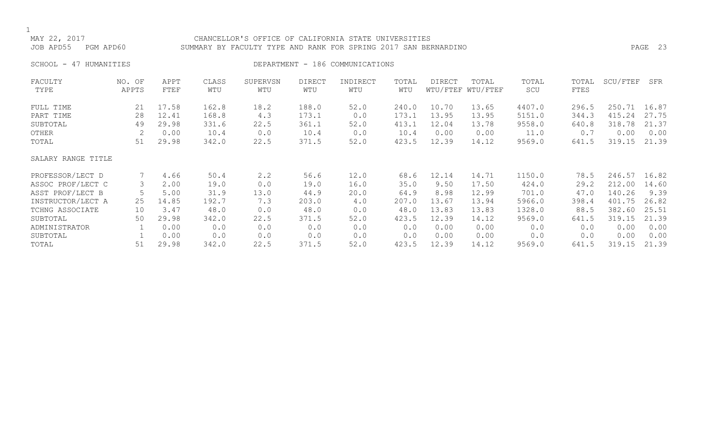MAY 22, 2017 CHANCELLOR'S OFFICE OF CALIFORNIA STATE UNIVERSITIES
JOB APD55 PGM APD60 SUMMARY BY FACULTY TYPE AND RANK FOR SPRING 2017 SAN BERNARDINO

SCHOOL - 47 HUMANITIES DEPARTMENT - 186 COMMUNICATIONS

| FACULTY TYPE | NO. OF APPTS | APPT FTEF | CLASS WTU | SUPERVSN WTU | DIRECT WTU | INDIRECT WTU | TOTAL WTU | DIRECT WTU/FTEF | TOTAL WTU/FTEF | TOTAL SCU | TOTAL FTES | SCU/FTEF | SFR |
|---|---|---|---|---|---|---|---|---|---|---|---|---|---|
| FULL TIME | 21 | 17.58 | 162.8 | 18.2 | 188.0 | 52.0 | 240.0 | 10.70 | 13.65 | 4407.0 | 296.5 | 250.71 | 16.87 |
| PART TIME | 28 | 12.41 | 168.8 | 4.3 | 173.1 | 0.0 | 173.1 | 13.95 | 13.95 | 5151.0 | 344.3 | 415.24 | 27.75 |
| SUBTOTAL | 49 | 29.98 | 331.6 | 22.5 | 361.1 | 52.0 | 413.1 | 12.04 | 13.78 | 9558.0 | 640.8 | 318.78 | 21.37 |
| OTHER | 2 | 0.00 | 10.4 | 0.0 | 10.4 | 0.0 | 10.4 | 0.00 | 0.00 | 11.0 | 0.7 | 0.00 | 0.00 |
| TOTAL | 51 | 29.98 | 342.0 | 22.5 | 371.5 | 52.0 | 423.5 | 12.39 | 14.12 | 9569.0 | 641.5 | 319.15 | 21.39 |
| SALARY RANGE TITLE | | | | | | | | | | | | | |
| PROFESSOR/LECT D | 7 | 4.66 | 50.4 | 2.2 | 56.6 | 12.0 | 68.6 | 12.14 | 14.71 | 1150.0 | 78.5 | 246.57 | 16.82 |
| ASSOC PROF/LECT C | 3 | 2.00 | 19.0 | 0.0 | 19.0 | 16.0 | 35.0 | 9.50 | 17.50 | 424.0 | 29.2 | 212.00 | 14.60 |
| ASST PROF/LECT B | 5 | 5.00 | 31.9 | 13.0 | 44.9 | 20.0 | 64.9 | 8.98 | 12.99 | 701.0 | 47.0 | 140.26 | 9.39 |
| INSTRUCTOR/LECT A | 25 | 14.85 | 192.7 | 7.3 | 203.0 | 4.0 | 207.0 | 13.67 | 13.94 | 5966.0 | 398.4 | 401.75 | 26.82 |
| TCHNG ASSOCIATE | 10 | 3.47 | 48.0 | 0.0 | 48.0 | 0.0 | 48.0 | 13.83 | 13.83 | 1328.0 | 88.5 | 382.60 | 25.51 |
| SUBTOTAL | 50 | 29.98 | 342.0 | 22.5 | 371.5 | 52.0 | 423.5 | 12.39 | 14.12 | 9569.0 | 641.5 | 319.15 | 21.39 |
| ADMINISTRATOR | 1 | 0.00 | 0.0 | 0.0 | 0.0 | 0.0 | 0.0 | 0.00 | 0.00 | 0.0 | 0.0 | 0.00 | 0.00 |
| SUBTOTAL | 1 | 0.00 | 0.0 | 0.0 | 0.0 | 0.0 | 0.0 | 0.00 | 0.00 | 0.0 | 0.0 | 0.00 | 0.00 |
| TOTAL | 51 | 29.98 | 342.0 | 22.5 | 371.5 | 52.0 | 423.5 | 12.39 | 14.12 | 9569.0 | 641.5 | 319.15 | 21.39 |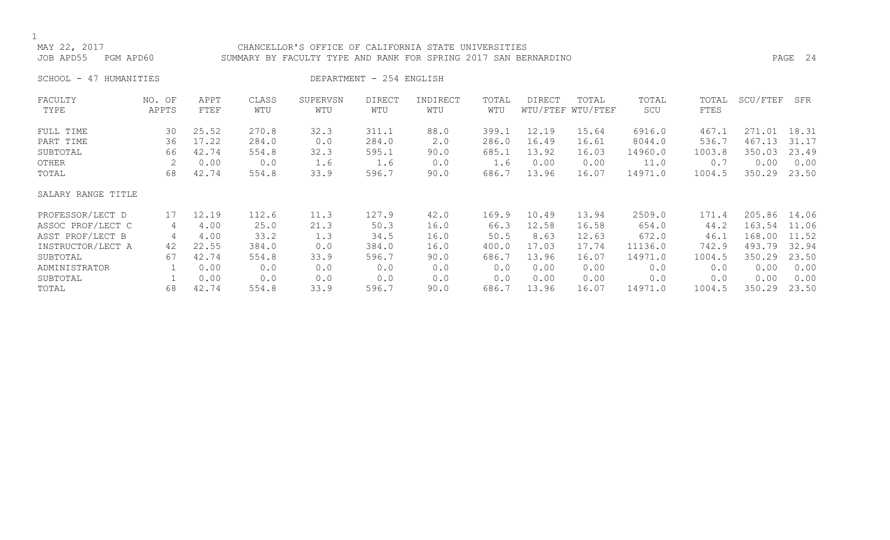CHANCELLOR'S OFFICE OF CALIFORNIA STATE UNIVERSITIES

MAY 22, 2017

JOB APD55 PGM APD60

SUMMARY BY FACULTY TYPE AND RANK FOR SPRING 2017 SAN BERNARDINO

SCHOOL - 47 HUMANITIES DEPARTMENT - 254 ENGLISH

| FACULTY TYPE | NO. OF APPTS | APPT FTEF | CLASS WTU | SUPERVSN WTU | DIRECT WTU | INDIRECT WTU | TOTAL WTU | DIRECT WTU/FTEF | TOTAL WTU/FTEF | TOTAL SCU | TOTAL FTES | SCU/FTEF | SFR |
|---|---|---|---|---|---|---|---|---|---|---|---|---|---|
| FULL TIME | 30 | 25.52 | 270.8 | 32.3 | 311.1 | 88.0 | 399.1 | 12.19 | 15.64 | 6916.0 | 467.1 | 271.01 | 18.31 |
| PART TIME | 36 | 17.22 | 284.0 | 0.0 | 284.0 | 2.0 | 286.0 | 16.49 | 16.61 | 8044.0 | 536.7 | 467.13 | 31.17 |
| SUBTOTAL | 66 | 42.74 | 554.8 | 32.3 | 595.1 | 90.0 | 685.1 | 13.92 | 16.03 | 14960.0 | 1003.8 | 350.03 | 23.49 |
| OTHER | 2 | 0.00 | 0.0 | 1.6 | 1.6 | 0.0 | 1.6 | 0.00 | 0.00 | 11.0 | 0.7 | 0.00 | 0.00 |
| TOTAL | 68 | 42.74 | 554.8 | 33.9 | 596.7 | 90.0 | 686.7 | 13.96 | 16.07 | 14971.0 | 1004.5 | 350.29 | 23.50 |
| **SALARY RANGE TITLE** | | | | | | | | | | | | | |
| PROFESSOR/LECT D | 17 | 12.19 | 112.6 | 11.3 | 127.9 | 42.0 | 169.9 | 10.49 | 13.94 | 2509.0 | 171.4 | 205.86 | 14.06 |
| ASSOC PROF/LECT C | 4 | 4.00 | 25.0 | 21.3 | 50.3 | 16.0 | 66.3 | 12.58 | 16.58 | 654.0 | 44.2 | 163.54 | 11.06 |
| ASST PROF/LECT B | 4 | 4.00 | 33.2 | 1.3 | 34.5 | 16.0 | 50.5 | 8.63 | 12.63 | 672.0 | 46.1 | 168.00 | 11.52 |
| INSTRUCTOR/LECT A | 42 | 22.55 | 384.0 | 0.0 | 384.0 | 16.0 | 400.0 | 17.03 | 17.74 | 11136.0 | 742.9 | 493.79 | 32.94 |
| SUBTOTAL | 67 | 42.74 | 554.8 | 33.9 | 596.7 | 90.0 | 686.7 | 13.96 | 16.07 | 14971.0 | 1004.5 | 350.29 | 23.50 |
| ADMINISTRATOR | 1 | 0.00 | 0.0 | 0.0 | 0.0 | 0.0 | 0.0 | 0.00 | 0.00 | 0.0 | 0.0 | 0.00 | 0.00 |
| SUBTOTAL | 1 | 0.00 | 0.0 | 0.0 | 0.0 | 0.0 | 0.0 | 0.00 | 0.00 | 0.0 | 0.0 | 0.00 | 0.00 |
| TOTAL | 68 | 42.74 | 554.8 | 33.9 | 596.7 | 90.0 | 686.7 | 13.96 | 16.07 | 14971.0 | 1004.5 | 350.29 | 23.50 |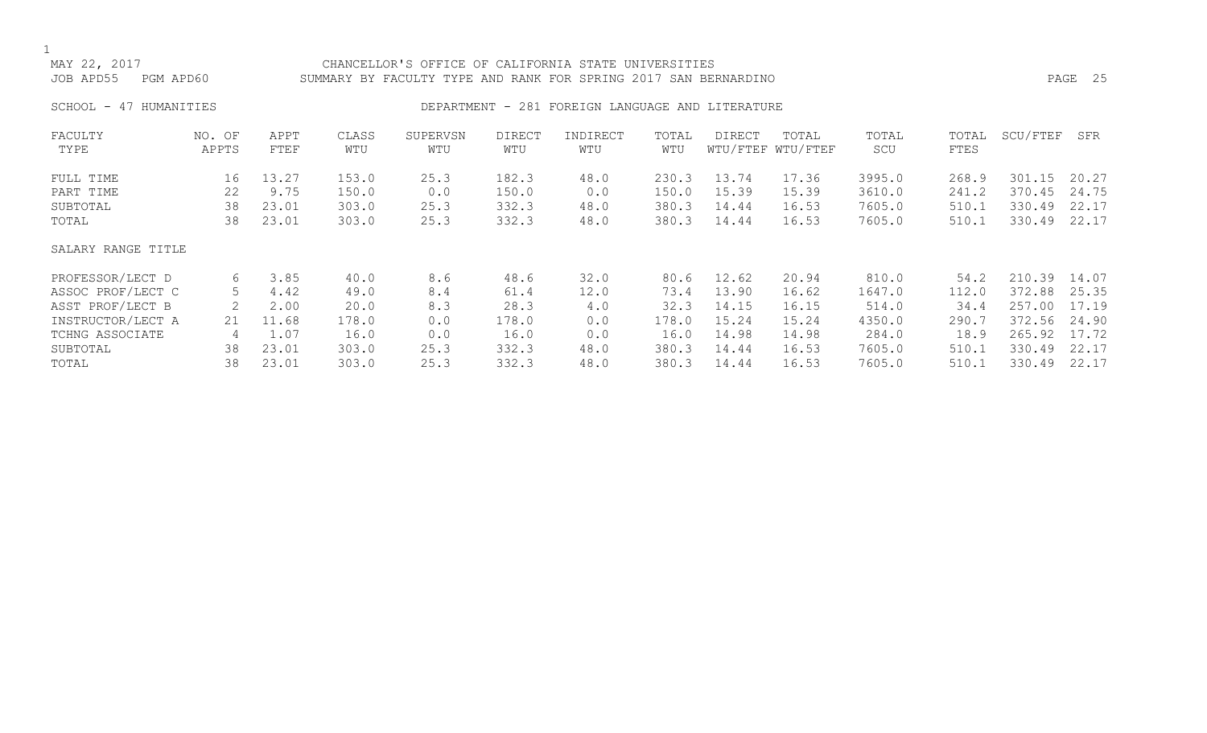MAY 22, 2017 CHANCELLOR'S OFFICE OF CALIFORNIA STATE UNIVERSITIES
JOB APD55 PGM APD60 SUMMARY BY FACULTY TYPE AND RANK FOR SPRING 2017 SAN BERNARDINO

SCHOOL - 47 HUMANITIES DEPARTMENT - 281 FOREIGN LANGUAGE AND LITERATURE

| FACULTY TYPE | NO. OF APPTS | APPT FTEF | CLASS WTU | SUPERVSN WTU | DIRECT WTU | INDIRECT WTU | TOTAL WTU | DIRECT WTU/FTEF | TOTAL WTU/FTEF | TOTAL SCU | TOTAL FTES | SCU/FTEF | SFR |
|---|---|---|---|---|---|---|---|---|---|---|---|---|---|
| FULL TIME | 16 | 13.27 | 153.0 | 25.3 | 182.3 | 48.0 | 230.3 | 13.74 | 17.36 | 3995.0 | 268.9 | 301.15 | 20.27 |
| PART TIME | 22 | 9.75 | 150.0 | 0.0 | 150.0 | 0.0 | 150.0 | 15.39 | 15.39 | 3610.0 | 241.2 | 370.45 | 24.75 |
| SUBTOTAL | 38 | 23.01 | 303.0 | 25.3 | 332.3 | 48.0 | 380.3 | 14.44 | 16.53 | 7605.0 | 510.1 | 330.49 | 22.17 |
| TOTAL | 38 | 23.01 | 303.0 | 25.3 | 332.3 | 48.0 | 380.3 | 14.44 | 16.53 | 7605.0 | 510.1 | 330.49 | 22.17 |
| SALARY RANGE TITLE | | | | | | | | | | | | | |
| PROFESSOR/LECT D | 6 | 3.85 | 40.0 | 8.6 | 48.6 | 32.0 | 80.6 | 12.62 | 20.94 | 810.0 | 54.2 | 210.39 | 14.07 |
| ASSOC PROF/LECT C | 5 | 4.42 | 49.0 | 8.4 | 61.4 | 12.0 | 73.4 | 13.90 | 16.62 | 1647.0 | 112.0 | 372.88 | 25.35 |
| ASST PROF/LECT B | 2 | 2.00 | 20.0 | 8.3 | 28.3 | 4.0 | 32.3 | 14.15 | 16.15 | 514.0 | 34.4 | 257.00 | 17.19 |
| INSTRUCTOR/LECT A | 21 | 11.68 | 178.0 | 0.0 | 178.0 | 0.0 | 178.0 | 15.24 | 15.24 | 4350.0 | 290.7 | 372.56 | 24.90 |
| TCHNG ASSOCIATE | 4 | 1.07 | 16.0 | 0.0 | 16.0 | 0.0 | 16.0 | 14.98 | 14.98 | 284.0 | 18.9 | 265.92 | 17.72 |
| SUBTOTAL | 38 | 23.01 | 303.0 | 25.3 | 332.3 | 48.0 | 380.3 | 14.44 | 16.53 | 7605.0 | 510.1 | 330.49 | 22.17 |
| TOTAL | 38 | 23.01 | 303.0 | 25.3 | 332.3 | 48.0 | 380.3 | 14.44 | 16.53 | 7605.0 | 510.1 | 330.49 | 22.17 |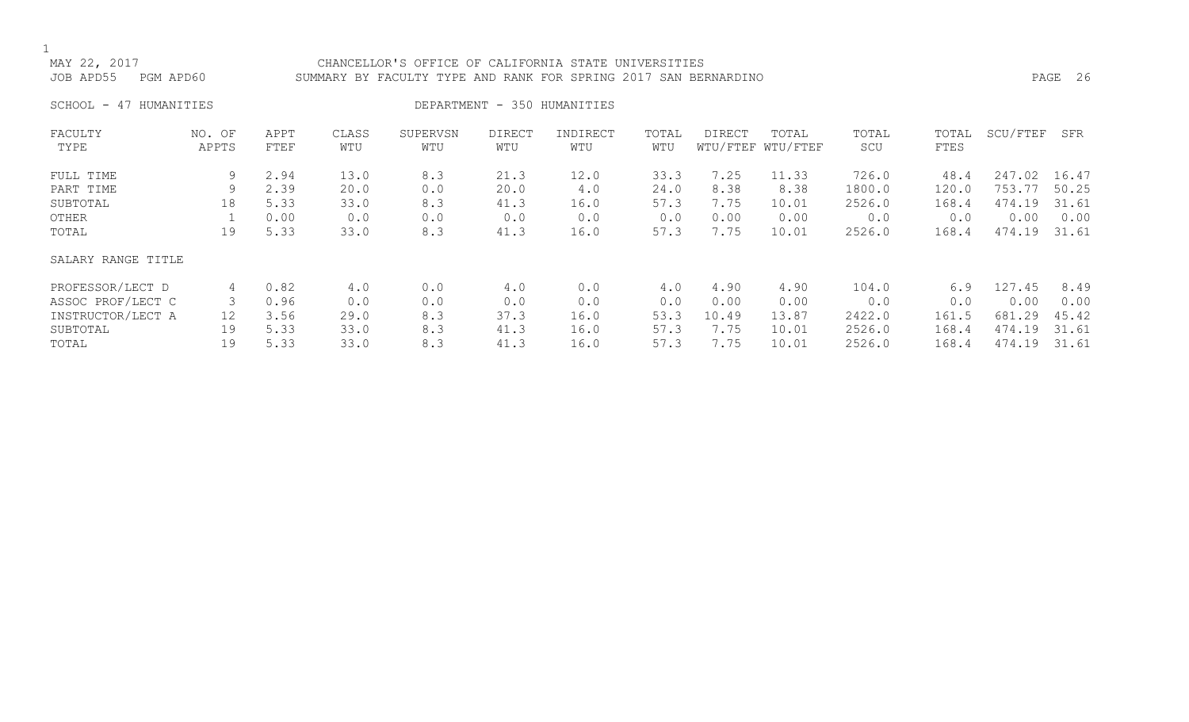MAY 22, 2017 CHANCELLOR'S OFFICE OF CALIFORNIA STATE UNIVERSITIES
JOB APD55 PGM APD60 SUMMARY BY FACULTY TYPE AND RANK FOR SPRING 2017 SAN BERNARDINO

SCHOOL - 47 HUMANITIES DEPARTMENT - 350 HUMANITIES

| FACULTY TYPE | NO. OF APPTS | APPT FTEF | CLASS WTU | SUPERVSN WTU | DIRECT WTU | INDIRECT WTU | TOTAL WTU | DIRECT WTU/FTEF | TOTAL WTU/FTEF | TOTAL SCU | TOTAL FTES | SCU/FTEF | SFR |
|---|---|---|---|---|---|---|---|---|---|---|---|---|---|
| FULL TIME | 9 | 2.94 | 13.0 | 8.3 | 21.3 | 12.0 | 33.3 | 7.25 | 11.33 | 726.0 | 48.4 | 247.02 | 16.47 |
| PART TIME | 9 | 2.39 | 20.0 | 0.0 | 20.0 | 4.0 | 24.0 | 8.38 | 8.38 | 1800.0 | 120.0 | 753.77 | 50.25 |
| SUBTOTAL | 18 | 5.33 | 33.0 | 8.3 | 41.3 | 16.0 | 57.3 | 7.75 | 10.01 | 2526.0 | 168.4 | 474.19 | 31.61 |
| OTHER | 1 | 0.00 | 0.0 | 0.0 | 0.0 | 0.0 | 0.0 | 0.00 | 0.00 | 0.0 | 0.0 | 0.00 | 0.00 |
| TOTAL | 19 | 5.33 | 33.0 | 8.3 | 41.3 | 16.0 | 57.3 | 7.75 | 10.01 | 2526.0 | 168.4 | 474.19 | 31.61 |

| SALARY RANGE TITLE | NO. OF APPTS | APPT FTEF | CLASS WTU | SUPERVSN WTU | DIRECT WTU | INDIRECT WTU | TOTAL WTU | DIRECT WTU/FTEF | TOTAL WTU/FTEF | TOTAL SCU | TOTAL FTES | SCU/FTEF | SFR |
|---|---|---|---|---|---|---|---|---|---|---|---|---|---|
| PROFESSOR/LECT D | 4 | 0.82 | 4.0 | 0.0 | 4.0 | 0.0 | 4.0 | 4.90 | 4.90 | 104.0 | 6.9 | 127.45 | 8.49 |
| ASSOC PROF/LECT C | 3 | 0.96 | 0.0 | 0.0 | 0.0 | 0.0 | 0.0 | 0.00 | 0.00 | 0.0 | 0.0 | 0.00 | 0.00 |
| INSTRUCTOR/LECT A | 12 | 3.56 | 29.0 | 8.3 | 37.3 | 16.0 | 53.3 | 10.49 | 13.87 | 2422.0 | 161.5 | 681.29 | 45.42 |
| SUBTOTAL | 19 | 5.33 | 33.0 | 8.3 | 41.3 | 16.0 | 57.3 | 7.75 | 10.01 | 2526.0 | 168.4 | 474.19 | 31.61 |
| TOTAL | 19 | 5.33 | 33.0 | 8.3 | 41.3 | 16.0 | 57.3 | 7.75 | 10.01 | 2526.0 | 168.4 | 474.19 | 31.61 |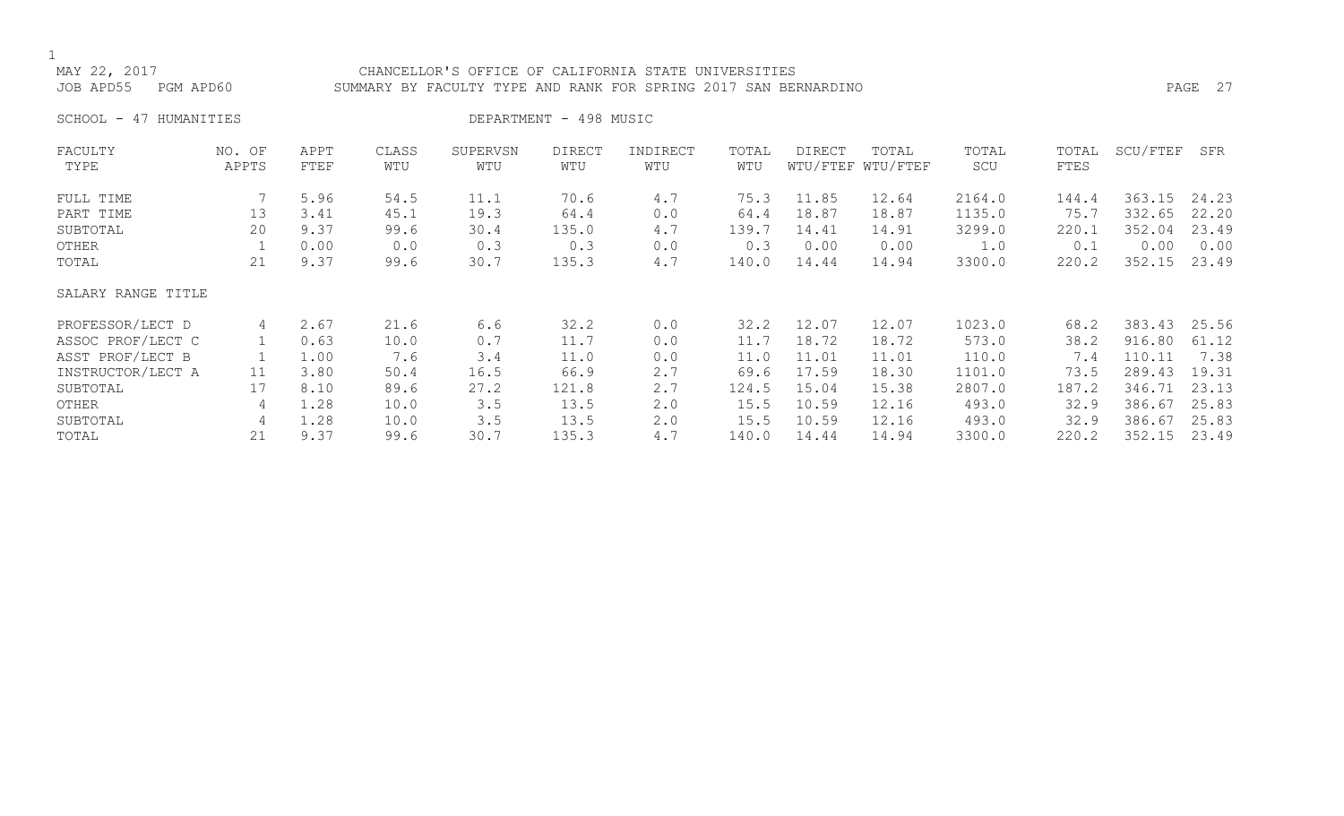MAY 22, 2017 CHANCELLOR'S OFFICE OF CALIFORNIA STATE UNIVERSITIES
JOB APD55 PGM APD60 SUMMARY BY FACULTY TYPE AND RANK FOR SPRING 2017 SAN BERNARDINO

SCHOOL - 47 HUMANITIES DEPARTMENT - 498 MUSIC

| FACULTY TYPE | NO. OF APPTS | APPT FTEF | CLASS WTU | SUPERVSN WTU | DIRECT WTU | INDIRECT WTU | TOTAL WTU | DIRECT WTU/FTEF | TOTAL WTU/FTEF | TOTAL SCU | TOTAL FTES | SCU/FTEF | SFR |
|---|---|---|---|---|---|---|---|---|---|---|---|---|---|
| FULL TIME | 7 | 5.96 | 54.5 | 11.1 | 70.6 | 4.7 | 75.3 | 11.85 | 12.64 | 2164.0 | 144.4 | 363.15 | 24.23 |
| PART TIME | 13 | 3.41 | 45.1 | 19.3 | 64.4 | 0.0 | 64.4 | 18.87 | 18.87 | 1135.0 | 75.7 | 332.65 | 22.20 |
| SUBTOTAL | 20 | 9.37 | 99.6 | 30.4 | 135.0 | 4.7 | 139.7 | 14.41 | 14.91 | 3299.0 | 220.1 | 352.04 | 23.49 |
| OTHER | 1 | 0.00 | 0.0 | 0.3 | 0.3 | 0.0 | 0.3 | 0.00 | 0.00 | 1.0 | 0.1 | 0.00 | 0.00 |
| TOTAL | 21 | 9.37 | 99.6 | 30.7 | 135.3 | 4.7 | 140.0 | 14.44 | 14.94 | 3300.0 | 220.2 | 352.15 | 23.49 |
| SALARY RANGE TITLE | | | | | | | | | | | | | |
| PROFESSOR/LECT D | 4 | 2.67 | 21.6 | 6.6 | 32.2 | 0.0 | 32.2 | 12.07 | 12.07 | 1023.0 | 68.2 | 383.43 | 25.56 |
| ASSOC PROF/LECT C | 1 | 0.63 | 10.0 | 0.7 | 11.7 | 0.0 | 11.7 | 18.72 | 18.72 | 573.0 | 38.2 | 916.80 | 61.12 |
| ASST PROF/LECT B | 1 | 1.00 | 7.6 | 3.4 | 11.0 | 0.0 | 11.0 | 11.01 | 11.01 | 110.0 | 7.4 | 110.11 | 7.38 |
| INSTRUCTOR/LECT A | 11 | 3.80 | 50.4 | 16.5 | 66.9 | 2.7 | 69.6 | 17.59 | 18.30 | 1101.0 | 73.5 | 289.43 | 19.31 |
| SUBTOTAL | 17 | 8.10 | 89.6 | 27.2 | 121.8 | 2.7 | 124.5 | 15.04 | 15.38 | 2807.0 | 187.2 | 346.71 | 23.13 |
| OTHER | 4 | 1.28 | 10.0 | 3.5 | 13.5 | 2.0 | 15.5 | 10.59 | 12.16 | 493.0 | 32.9 | 386.67 | 25.83 |
| SUBTOTAL | 4 | 1.28 | 10.0 | 3.5 | 13.5 | 2.0 | 15.5 | 10.59 | 12.16 | 493.0 | 32.9 | 386.67 | 25.83 |
| TOTAL | 21 | 9.37 | 99.6 | 30.7 | 135.3 | 4.7 | 140.0 | 14.44 | 14.94 | 3300.0 | 220.2 | 352.15 | 23.49 |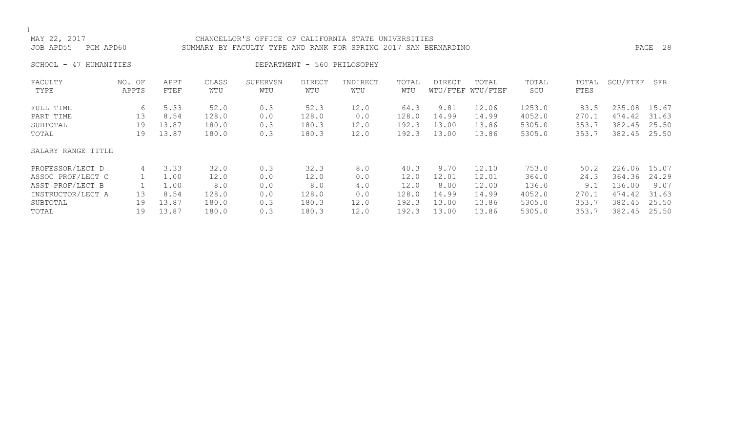MAY 22, 2017 CHANCELLOR'S OFFICE OF CALIFORNIA STATE UNIVERSITIES
JOB APD55 PGM APD60 SUMMARY BY FACULTY TYPE AND RANK FOR SPRING 2017 SAN BERNARDINO

SCHOOL - 47 HUMANITIES DEPARTMENT - 560 PHILOSOPHY

| FACULTY TYPE | NO. OF APPTS | APPT FTEF | CLASS WTU | SUPERVSN WTU | DIRECT WTU | INDIRECT WTU | TOTAL WTU | DIRECT WTU/FTEF | TOTAL WTU/FTEF | TOTAL SCU | TOTAL FTES | SCU/FTEF | SFR |
|---|---|---|---|---|---|---|---|---|---|---|---|---|---|
| FULL TIME | 6 | 5.33 | 52.0 | 0.3 | 52.3 | 12.0 | 64.3 | 9.81 | 12.06 | 1253.0 | 83.5 | 235.08 | 15.67 |
| PART TIME | 13 | 8.54 | 128.0 | 0.0 | 128.0 | 0.0 | 128.0 | 14.99 | 14.99 | 4052.0 | 270.1 | 474.42 | 31.63 |
| SUBTOTAL | 19 | 13.87 | 180.0 | 0.3 | 180.3 | 12.0 | 192.3 | 13.00 | 13.86 | 5305.0 | 353.7 | 382.45 | 25.50 |
| TOTAL | 19 | 13.87 | 180.0 | 0.3 | 180.3 | 12.0 | 192.3 | 13.00 | 13.86 | 5305.0 | 353.7 | 382.45 | 25.50 |
| SALARY RANGE TITLE | | | | | | | | | | | | | |
| PROFESSOR/LECT D | 4 | 3.33 | 32.0 | 0.3 | 32.3 | 8.0 | 40.3 | 9.70 | 12.10 | 753.0 | 50.2 | 226.06 | 15.07 |
| ASSOC PROF/LECT C | 1 | 1.00 | 12.0 | 0.0 | 12.0 | 0.0 | 12.0 | 12.01 | 12.01 | 364.0 | 24.3 | 364.36 | 24.29 |
| ASST PROF/LECT B | 1 | 1.00 | 8.0 | 0.0 | 8.0 | 4.0 | 12.0 | 8.00 | 12.00 | 136.0 | 9.1 | 136.00 | 9.07 |
| INSTRUCTOR/LECT A | 13 | 8.54 | 128.0 | 0.0 | 128.0 | 0.0 | 128.0 | 14.99 | 14.99 | 4052.0 | 270.1 | 474.42 | 31.63 |
| SUBTOTAL | 19 | 13.87 | 180.0 | 0.3 | 180.3 | 12.0 | 192.3 | 13.00 | 13.86 | 5305.0 | 353.7 | 382.45 | 25.50 |
| TOTAL | 19 | 13.87 | 180.0 | 0.3 | 180.3 | 12.0 | 192.3 | 13.00 | 13.86 | 5305.0 | 353.7 | 382.45 | 25.50 |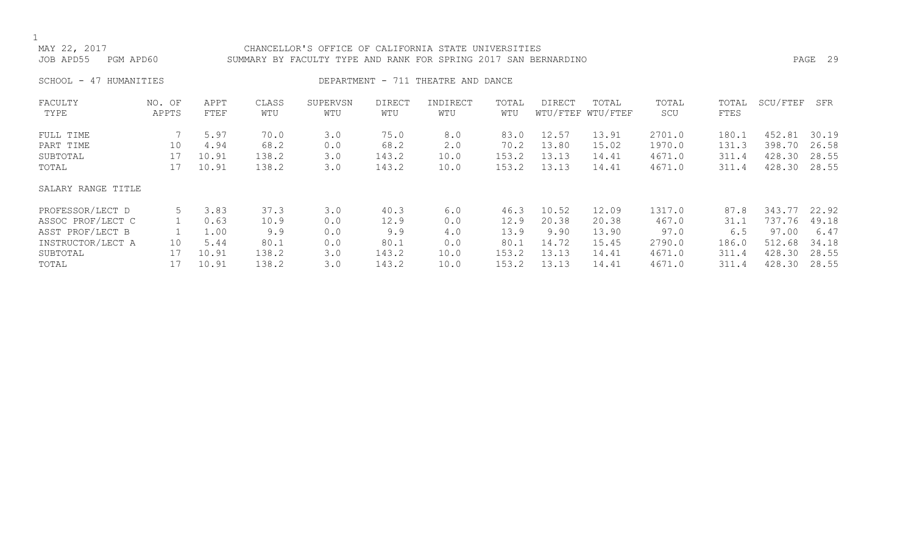MAY 22, 2017 CHANCELLOR'S OFFICE OF CALIFORNIA STATE UNIVERSITIES

JOB APD55 PGM APD60 SUMMARY BY FACULTY TYPE AND RANK FOR SPRING 2017 SAN BERNARDINO

SCHOOL - 47 HUMANITIES DEPARTMENT - 711 THEATRE AND DANCE

| FACULTY TYPE | NO. OF APPTS | APPT FTEF | CLASS WTU | SUPERVSN WTU | DIRECT WTU | INDIRECT WTU | TOTAL WTU | DIRECT WTU/FTEF | TOTAL WTU/FTEF | TOTAL SCU | TOTAL FTES | SCU/FTEF | SFR |
|---|---|---|---|---|---|---|---|---|---|---|---|---|---|
| FULL TIME | 7 | 5.97 | 70.0 | 3.0 | 75.0 | 8.0 | 83.0 | 12.57 | 13.91 | 2701.0 | 180.1 | 452.81 | 30.19 |
| PART TIME | 10 | 4.94 | 68.2 | 0.0 | 68.2 | 2.0 | 70.2 | 13.80 | 15.02 | 1970.0 | 131.3 | 398.70 | 26.58 |
| SUBTOTAL | 17 | 10.91 | 138.2 | 3.0 | 143.2 | 10.0 | 153.2 | 13.13 | 14.41 | 4671.0 | 311.4 | 428.30 | 28.55 |
| TOTAL | 17 | 10.91 | 138.2 | 3.0 | 143.2 | 10.0 | 153.2 | 13.13 | 14.41 | 4671.0 | 311.4 | 428.30 | 28.55 |

| SALARY RANGE TITLE | NO. OF APPTS | APPT FTEF | CLASS WTU | SUPERVSN WTU | DIRECT WTU | INDIRECT WTU | TOTAL WTU | DIRECT WTU/FTEF | TOTAL WTU/FTEF | TOTAL SCU | TOTAL FTES | SCU/FTEF | SFR |
|---|---|---|---|---|---|---|---|---|---|---|---|---|---|
| PROFESSOR/LECT D | 5 | 3.83 | 37.3 | 3.0 | 40.3 | 6.0 | 46.3 | 10.52 | 12.09 | 1317.0 | 87.8 | 343.77 | 22.92 |
| ASSOC PROF/LECT C | 1 | 0.63 | 10.9 | 0.0 | 12.9 | 0.0 | 12.9 | 20.38 | 20.38 | 467.0 | 31.1 | 737.76 | 49.18 |
| ASST PROF/LECT B | 1 | 1.00 | 9.9 | 0.0 | 9.9 | 4.0 | 13.9 | 9.90 | 13.90 | 97.0 | 6.5 | 97.00 | 6.47 |
| INSTRUCTOR/LECT A | 10 | 5.44 | 80.1 | 0.0 | 80.1 | 0.0 | 80.1 | 14.72 | 15.45 | 2790.0 | 186.0 | 512.68 | 34.18 |
| SUBTOTAL | 17 | 10.91 | 138.2 | 3.0 | 143.2 | 10.0 | 153.2 | 13.13 | 14.41 | 4671.0 | 311.4 | 428.30 | 28.55 |
| TOTAL | 17 | 10.91 | 138.2 | 3.0 | 143.2 | 10.0 | 153.2 | 13.13 | 14.41 | 4671.0 | 311.4 | 428.30 | 28.55 |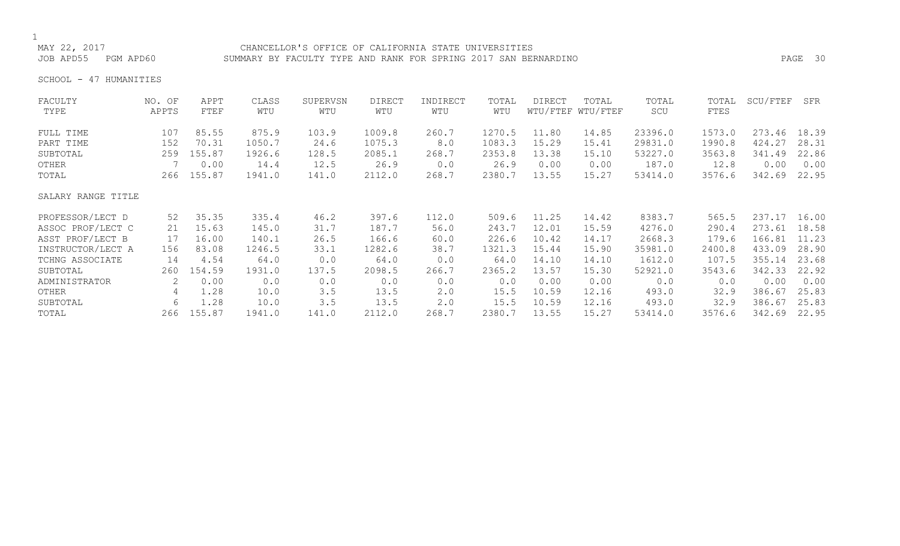MAY 22, 2017 CHANCELLOR'S OFFICE OF CALIFORNIA STATE UNIVERSITIES
JOB APD55 PGM APD60 SUMMARY BY FACULTY TYPE AND RANK FOR SPRING 2017 SAN BERNARDINO

SCHOOL - 47 HUMANITIES

| FACULTY TYPE | NO. OF APPTS | APPT FTEF | CLASS WTU | SUPERVSN WTU | DIRECT WTU | INDIRECT WTU | TOTAL WTU | DIRECT WTU/FTEF | TOTAL WTU/FTEF | TOTAL SCU | TOTAL FTES | SCU/FTEF | SFR |
|---|---|---|---|---|---|---|---|---|---|---|---|---|---|
| FULL TIME | 107 | 85.55 | 875.9 | 103.9 | 1009.8 | 260.7 | 1270.5 | 11.80 | 14.85 | 23396.0 | 1573.0 | 273.46 | 18.39 |
| PART TIME | 152 | 70.31 | 1050.7 | 24.6 | 1075.3 | 8.0 | 1083.3 | 15.29 | 15.41 | 29831.0 | 1990.8 | 424.27 | 28.31 |
| SUBTOTAL | 259 | 155.87 | 1926.6 | 128.5 | 2085.1 | 268.7 | 2353.8 | 13.38 | 15.10 | 53227.0 | 3563.8 | 341.49 | 22.86 |
| OTHER | 7 | 0.00 | 14.4 | 12.5 | 26.9 | 0.0 | 26.9 | 0.00 | 0.00 | 187.0 | 12.8 | 0.00 | 0.00 |
| TOTAL | 266 | 155.87 | 1941.0 | 141.0 | 2112.0 | 268.7 | 2380.7 | 13.55 | 15.27 | 53414.0 | 3576.6 | 342.69 | 22.95 |

| SALARY RANGE TITLE | NO. OF APPTS | APPT FTEF | CLASS WTU | SUPERVSN WTU | DIRECT WTU | INDIRECT WTU | TOTAL WTU | DIRECT WTU/FTEF | TOTAL WTU/FTEF | TOTAL SCU | TOTAL FTES | SCU/FTEF | SFR |
|---|---|---|---|---|---|---|---|---|---|---|---|---|---|
| PROFESSOR/LECT D | 52 | 35.35 | 335.4 | 46.2 | 397.6 | 112.0 | 509.6 | 11.25 | 14.42 | 8383.7 | 565.5 | 237.17 | 16.00 |
| ASSOC PROF/LECT C | 21 | 15.63 | 145.0 | 31.7 | 187.7 | 56.0 | 243.7 | 12.01 | 15.59 | 4276.0 | 290.4 | 273.61 | 18.58 |
| ASST PROF/LECT B | 17 | 16.00 | 140.1 | 26.5 | 166.6 | 60.0 | 226.6 | 10.42 | 14.17 | 2668.3 | 179.6 | 166.81 | 11.23 |
| INSTRUCTOR/LECT A | 156 | 83.08 | 1246.5 | 33.1 | 1282.6 | 38.7 | 1321.3 | 15.44 | 15.90 | 35981.0 | 2400.8 | 433.09 | 28.90 |
| TCHNG ASSOCIATE | 14 | 4.54 | 64.0 | 0.0 | 64.0 | 0.0 | 64.0 | 14.10 | 14.10 | 1612.0 | 107.5 | 355.14 | 23.68 |
| SUBTOTAL | 260 | 154.59 | 1931.0 | 137.5 | 2098.5 | 266.7 | 2365.2 | 13.57 | 15.30 | 52921.0 | 3543.6 | 342.33 | 22.92 |
| ADMINISTRATOR | 2 | 0.00 | 0.0 | 0.0 | 0.0 | 0.0 | 0.0 | 0.00 | 0.00 | 0.0 | 0.0 | 0.00 | 0.00 |
| OTHER | 4 | 1.28 | 10.0 | 3.5 | 13.5 | 2.0 | 15.5 | 10.59 | 12.16 | 493.0 | 32.9 | 386.67 | 25.83 |
| SUBTOTAL | 6 | 1.28 | 10.0 | 3.5 | 13.5 | 2.0 | 15.5 | 10.59 | 12.16 | 493.0 | 32.9 | 386.67 | 25.83 |
| TOTAL | 266 | 155.87 | 1941.0 | 141.0 | 2112.0 | 268.7 | 2380.7 | 13.55 | 15.27 | 53414.0 | 3576.6 | 342.69 | 22.95 |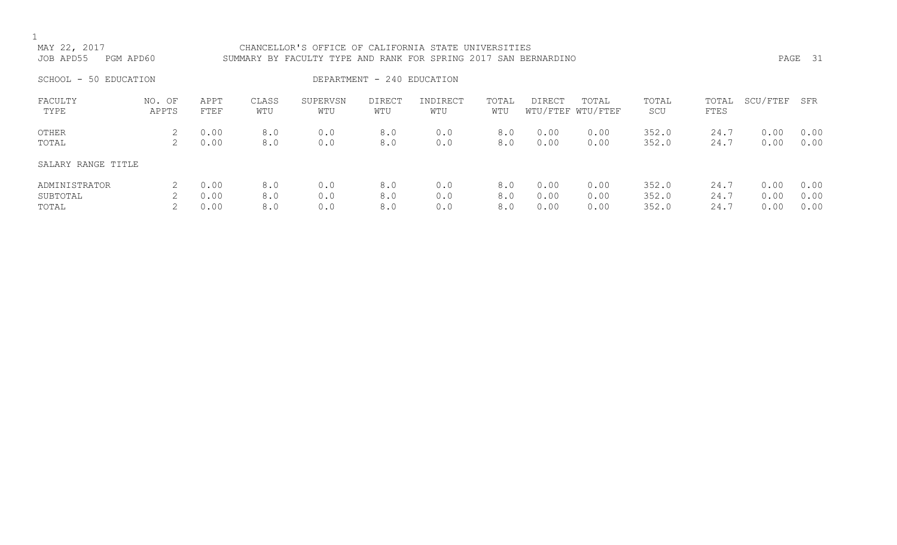CHANCELLOR'S OFFICE OF CALIFORNIA STATE UNIVERSITIES
SUMMARY BY FACULTY TYPE AND RANK FOR SPRING 2017 SAN BERNARDINO

MAY 22, 2017
JOB APD55 PGM APD60

SCHOOL - 50 EDUCATION

DEPARTMENT - 240 EDUCATION

| FACULTY TYPE | NO. OF APPTS | APPT FTEF | CLASS WTU | SUPERVSN WTU | DIRECT WTU | INDIRECT WTU | TOTAL WTU | DIRECT WTU/FTEF | TOTAL WTU/FTEF | TOTAL SCU | TOTAL FTES | SCU/FTEF | SFR |
|---|---|---|---|---|---|---|---|---|---|---|---|---|---|
| OTHER | 2 | 0.00 | 8.0 | 0.0 | 8.0 | 0.0 | 8.0 | 0.00 | 0.00 | 352.0 | 24.7 | 0.00 | 0.00 |
| TOTAL | 2 | 0.00 | 8.0 | 0.0 | 8.0 | 0.0 | 8.0 | 0.00 | 0.00 | 352.0 | 24.7 | 0.00 | 0.00 |
| SALARY RANGE TITLE | | | | | | | | | | | | | |
| ADMINISTRATOR | 2 | 0.00 | 8.0 | 0.0 | 8.0 | 0.0 | 8.0 | 0.00 | 0.00 | 352.0 | 24.7 | 0.00 | 0.00 |
| SUBTOTAL | 2 | 0.00 | 8.0 | 0.0 | 8.0 | 0.0 | 8.0 | 0.00 | 0.00 | 352.0 | 24.7 | 0.00 | 0.00 |
| TOTAL | 2 | 0.00 | 8.0 | 0.0 | 8.0 | 0.0 | 8.0 | 0.00 | 0.00 | 352.0 | 24.7 | 0.00 | 0.00 |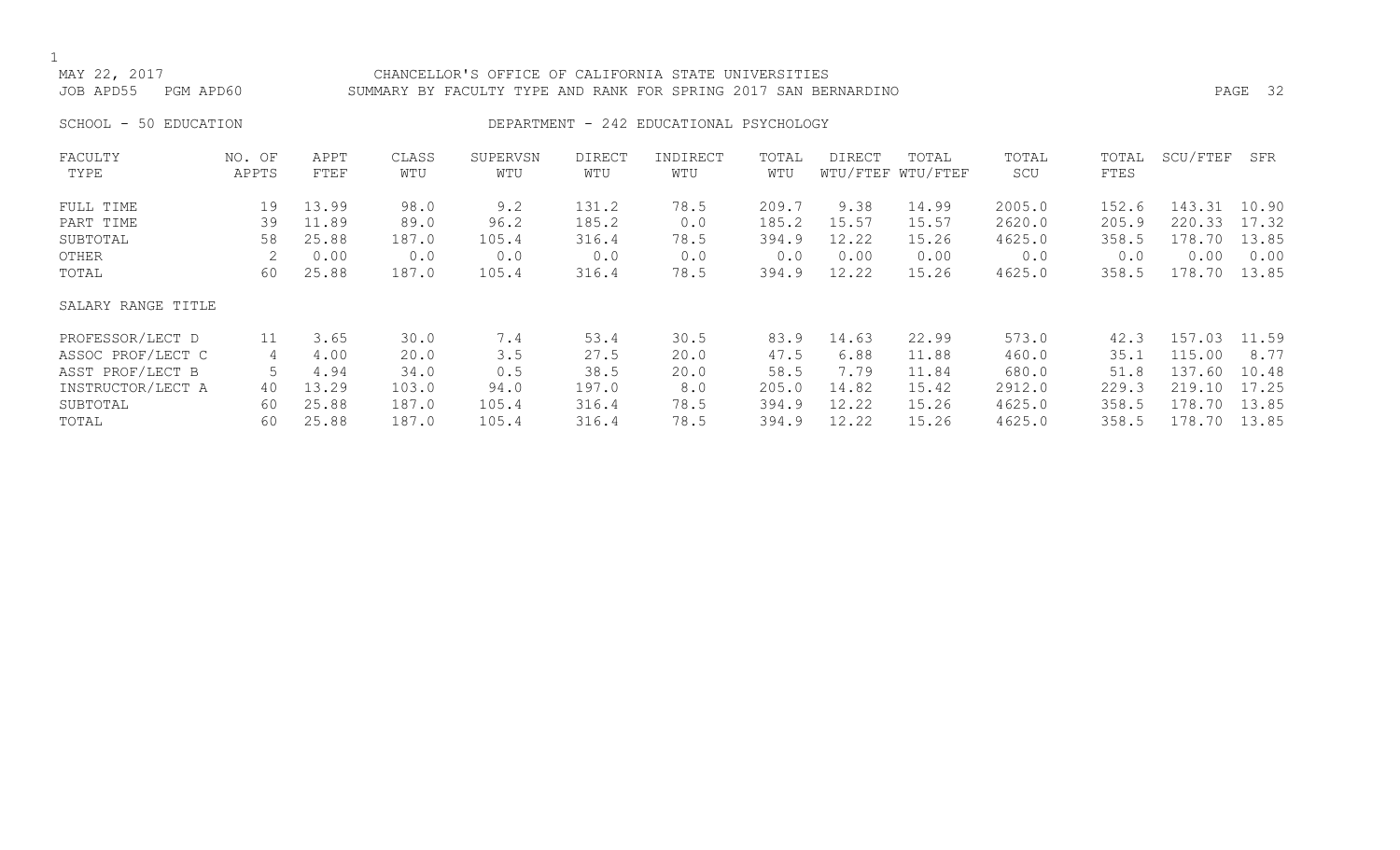MAY 22, 2017 CHANCELLOR'S OFFICE OF CALIFORNIA STATE UNIVERSITIES
JOB APD55 PGM APD60 SUMMARY BY FACULTY TYPE AND RANK FOR SPRING 2017 SAN BERNARDINO

SCHOOL - 50 EDUCATION DEPARTMENT - 242 EDUCATIONAL PSYCHOLOGY

| FACULTY TYPE | NO. OF APPTS | APPT FTEF | CLASS WTU | SUPERVSN WTU | DIRECT WTU | INDIRECT WTU | TOTAL WTU | DIRECT WTU/FTEF | TOTAL WTU/FTEF | TOTAL SCU | TOTAL FTES | SCU/FTEF | SFR |
|---|---|---|---|---|---|---|---|---|---|---|---|---|---|
| FULL TIME | 19 | 13.99 | 98.0 | 9.2 | 131.2 | 78.5 | 209.7 | 9.38 | 14.99 | 2005.0 | 152.6 | 143.31 | 10.90 |
| PART TIME | 39 | 11.89 | 89.0 | 96.2 | 185.2 | 0.0 | 185.2 | 15.57 | 15.57 | 2620.0 | 205.9 | 220.33 | 17.32 |
| SUBTOTAL | 58 | 25.88 | 187.0 | 105.4 | 316.4 | 78.5 | 394.9 | 12.22 | 15.26 | 4625.0 | 358.5 | 178.70 | 13.85 |
| OTHER | 2 | 0.00 | 0.0 | 0.0 | 0.0 | 0.0 | 0.0 | 0.00 | 0.00 | 0.0 | 0.0 | 0.00 | 0.00 |
| TOTAL | 60 | 25.88 | 187.0 | 105.4 | 316.4 | 78.5 | 394.9 | 12.22 | 15.26 | 4625.0 | 358.5 | 178.70 | 13.85 |
| SALARY RANGE TITLE | | | | | | | | | | | | | |
| PROFESSOR/LECT D | 11 | 3.65 | 30.0 | 7.4 | 53.4 | 30.5 | 83.9 | 14.63 | 22.99 | 573.0 | 42.3 | 157.03 | 11.59 |
| ASSOC PROF/LECT C | 4 | 4.00 | 20.0 | 3.5 | 27.5 | 20.0 | 47.5 | 6.88 | 11.88 | 460.0 | 35.1 | 115.00 | 8.77 |
| ASST PROF/LECT B | 5 | 4.94 | 34.0 | 0.5 | 38.5 | 20.0 | 58.5 | 7.79 | 11.84 | 680.0 | 51.8 | 137.60 | 10.48 |
| INSTRUCTOR/LECT A | 40 | 13.29 | 103.0 | 94.0 | 197.0 | 8.0 | 205.0 | 14.82 | 15.42 | 2912.0 | 229.3 | 219.10 | 17.25 |
| SUBTOTAL | 60 | 25.88 | 187.0 | 105.4 | 316.4 | 78.5 | 394.9 | 12.22 | 15.26 | 4625.0 | 358.5 | 178.70 | 13.85 |
| TOTAL | 60 | 25.88 | 187.0 | 105.4 | 316.4 | 78.5 | 394.9 | 12.22 | 15.26 | 4625.0 | 358.5 | 178.70 | 13.85 |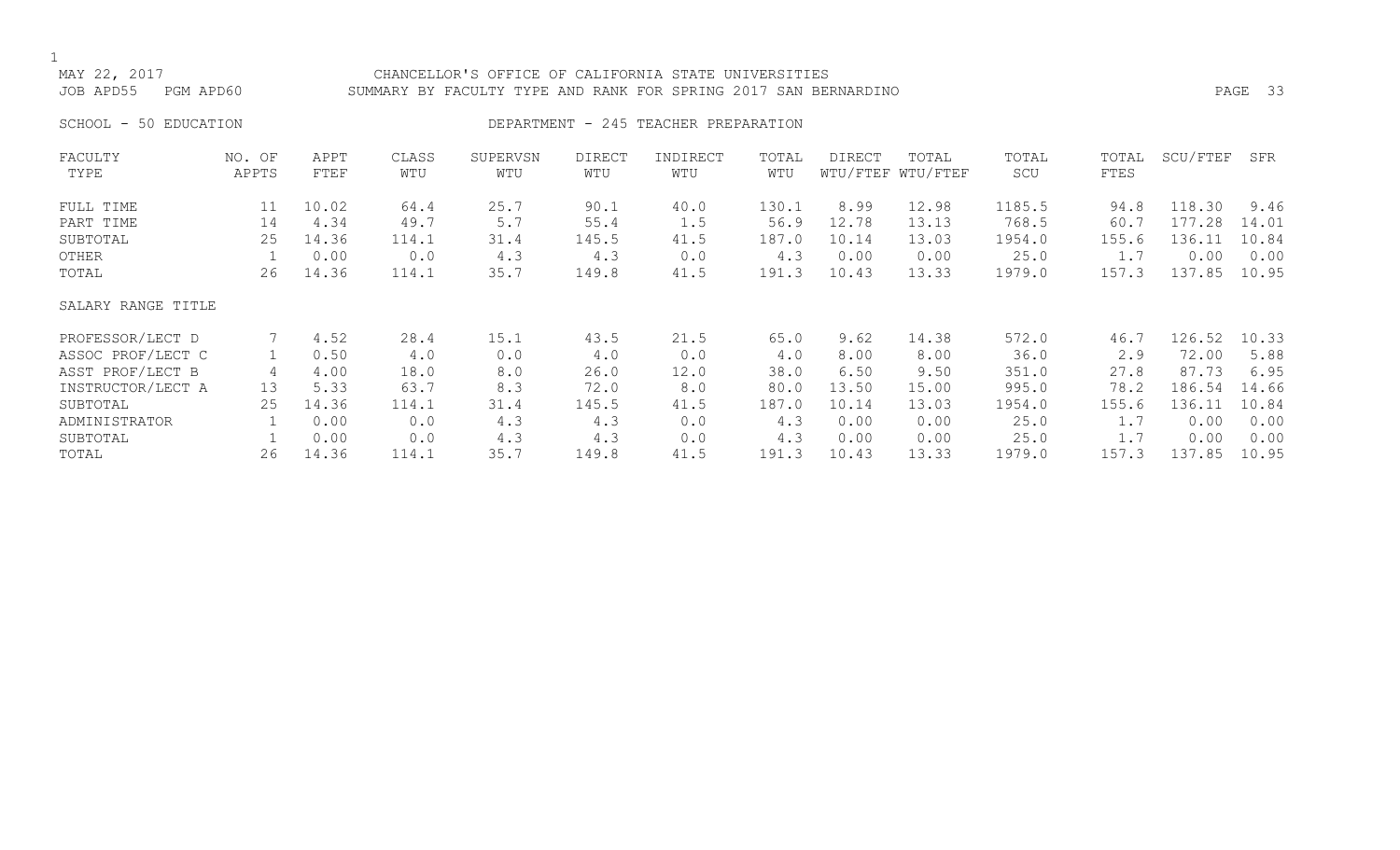MAY 22, 2017 CHANCELLOR'S OFFICE OF CALIFORNIA STATE UNIVERSITIES
JOB APD55 PGM APD60 SUMMARY BY FACULTY TYPE AND RANK FOR SPRING 2017 SAN BERNARDINO

SCHOOL - 50 EDUCATION DEPARTMENT - 245 TEACHER PREPARATION

| FACULTY TYPE | NO. OF APPTS | APPT FTEF | CLASS WTU | SUPERVSN WTU | DIRECT WTU | INDIRECT WTU | TOTAL WTU | DIRECT WTU/FTEF | TOTAL WTU/FTEF | TOTAL SCU | TOTAL FTES | SCU/FTEF | SFR |
|---|---|---|---|---|---|---|---|---|---|---|---|---|---|
| FULL TIME | 11 | 10.02 | 64.4 | 25.7 | 90.1 | 40.0 | 130.1 | 8.99 | 12.98 | 1185.5 | 94.8 | 118.30 | 9.46 |
| PART TIME | 14 | 4.34 | 49.7 | 5.7 | 55.4 | 1.5 | 56.9 | 12.78 | 13.13 | 768.5 | 60.7 | 177.28 | 14.01 |
| SUBTOTAL | 25 | 14.36 | 114.1 | 31.4 | 145.5 | 41.5 | 187.0 | 10.14 | 13.03 | 1954.0 | 155.6 | 136.11 | 10.84 |
| OTHER | 1 | 0.00 | 0.0 | 4.3 | 4.3 | 0.0 | 4.3 | 0.00 | 0.00 | 25.0 | 1.7 | 0.00 | 0.00 |
| TOTAL | 26 | 14.36 | 114.1 | 35.7 | 149.8 | 41.5 | 191.3 | 10.43 | 13.33 | 1979.0 | 157.3 | 137.85 | 10.95 |
| SALARY RANGE TITLE | | | | | | | | | | | | | |
| PROFESSOR/LECT D | 7 | 4.52 | 28.4 | 15.1 | 43.5 | 21.5 | 65.0 | 9.62 | 14.38 | 572.0 | 46.7 | 126.52 | 10.33 |
| ASSOC PROF/LECT C | 1 | 0.50 | 4.0 | 0.0 | 4.0 | 0.0 | 4.0 | 8.00 | 8.00 | 36.0 | 2.9 | 72.00 | 5.88 |
| ASST PROF/LECT B | 4 | 4.00 | 18.0 | 8.0 | 26.0 | 12.0 | 38.0 | 6.50 | 9.50 | 351.0 | 27.8 | 87.73 | 6.95 |
| INSTRUCTOR/LECT A | 13 | 5.33 | 63.7 | 8.3 | 72.0 | 8.0 | 80.0 | 13.50 | 15.00 | 995.0 | 78.2 | 186.54 | 14.66 |
| SUBTOTAL | 25 | 14.36 | 114.1 | 31.4 | 145.5 | 41.5 | 187.0 | 10.14 | 13.03 | 1954.0 | 155.6 | 136.11 | 10.84 |
| ADMINISTRATOR | 1 | 0.00 | 0.0 | 4.3 | 4.3 | 0.0 | 4.3 | 0.00 | 0.00 | 25.0 | 1.7 | 0.00 | 0.00 |
| SUBTOTAL | 1 | 0.00 | 0.0 | 4.3 | 4.3 | 0.0 | 4.3 | 0.00 | 0.00 | 25.0 | 1.7 | 0.00 | 0.00 |
| TOTAL | 26 | 14.36 | 114.1 | 35.7 | 149.8 | 41.5 | 191.3 | 10.43 | 13.33 | 1979.0 | 157.3 | 137.85 | 10.95 |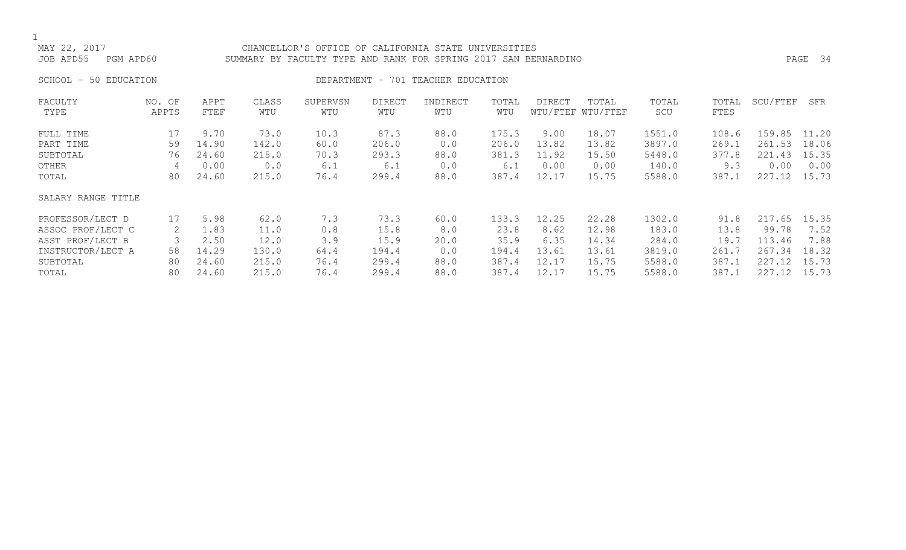MAY 22, 2017 CHANCELLOR'S OFFICE OF CALIFORNIA STATE UNIVERSITIES
JOB APD55 PGM APD60 SUMMARY BY FACULTY TYPE AND RANK FOR SPRING 2017 SAN BERNARDINO

SCHOOL - 50 EDUCATION DEPARTMENT - 701 TEACHER EDUCATION

| FACULTY TYPE | NO. OF APPTS | APPT FTEF | CLASS WTU | SUPERVSN WTU | DIRECT WTU | INDIRECT WTU | TOTAL WTU | DIRECT WTU/FTEF | TOTAL WTU/FTEF | TOTAL SCU | TOTAL FTES | SCU/FTEF | SFR |
|---|---|---|---|---|---|---|---|---|---|---|---|---|---|
| FULL TIME | 17 | 9.70 | 73.0 | 10.3 | 87.3 | 88.0 | 175.3 | 9.00 | 18.07 | 1551.0 | 108.6 | 159.85 | 11.20 |
| PART TIME | 59 | 14.90 | 142.0 | 60.0 | 206.0 | 0.0 | 206.0 | 13.82 | 13.82 | 3897.0 | 269.1 | 261.53 | 18.06 |
| SUBTOTAL | 76 | 24.60 | 215.0 | 70.3 | 293.3 | 88.0 | 381.3 | 11.92 | 15.50 | 5448.0 | 377.8 | 221.43 | 15.35 |
| OTHER | 4 | 0.00 | 0.0 | 6.1 | 6.1 | 0.0 | 6.1 | 0.00 | 0.00 | 140.0 | 9.3 | 0.00 | 0.00 |
| TOTAL | 80 | 24.60 | 215.0 | 76.4 | 299.4 | 88.0 | 387.4 | 12.17 | 15.75 | 5588.0 | 387.1 | 227.12 | 15.73 |

| SALARY RANGE TITLE | NO. OF APPTS | APPT FTEF | CLASS WTU | SUPERVSN WTU | DIRECT WTU | INDIRECT WTU | TOTAL WTU | DIRECT WTU/FTEF | TOTAL WTU/FTEF | TOTAL SCU | TOTAL FTES | SCU/FTEF | SFR |
|---|---|---|---|---|---|---|---|---|---|---|---|---|---|
| PROFESSOR/LECT D | 17 | 5.98 | 62.0 | 7.3 | 73.3 | 60.0 | 133.3 | 12.25 | 22.28 | 1302.0 | 91.8 | 217.65 | 15.35 |
| ASSOC PROF/LECT C | 2 | 1.83 | 11.0 | 0.8 | 15.8 | 8.0 | 23.8 | 8.62 | 12.98 | 183.0 | 13.8 | 99.78 | 7.52 |
| ASST PROF/LECT B | 3 | 2.50 | 12.0 | 3.9 | 15.9 | 20.0 | 35.9 | 6.35 | 14.34 | 284.0 | 19.7 | 113.46 | 7.88 |
| INSTRUCTOR/LECT A | 58 | 14.29 | 130.0 | 64.4 | 194.4 | 0.0 | 194.4 | 13.61 | 13.61 | 3819.0 | 261.7 | 267.34 | 18.32 |
| SUBTOTAL | 80 | 24.60 | 215.0 | 76.4 | 299.4 | 88.0 | 387.4 | 12.17 | 15.75 | 5588.0 | 387.1 | 227.12 | 15.73 |
| TOTAL | 80 | 24.60 | 215.0 | 76.4 | 299.4 | 88.0 | 387.4 | 12.17 | 15.75 | 5588.0 | 387.1 | 227.12 | 15.73 |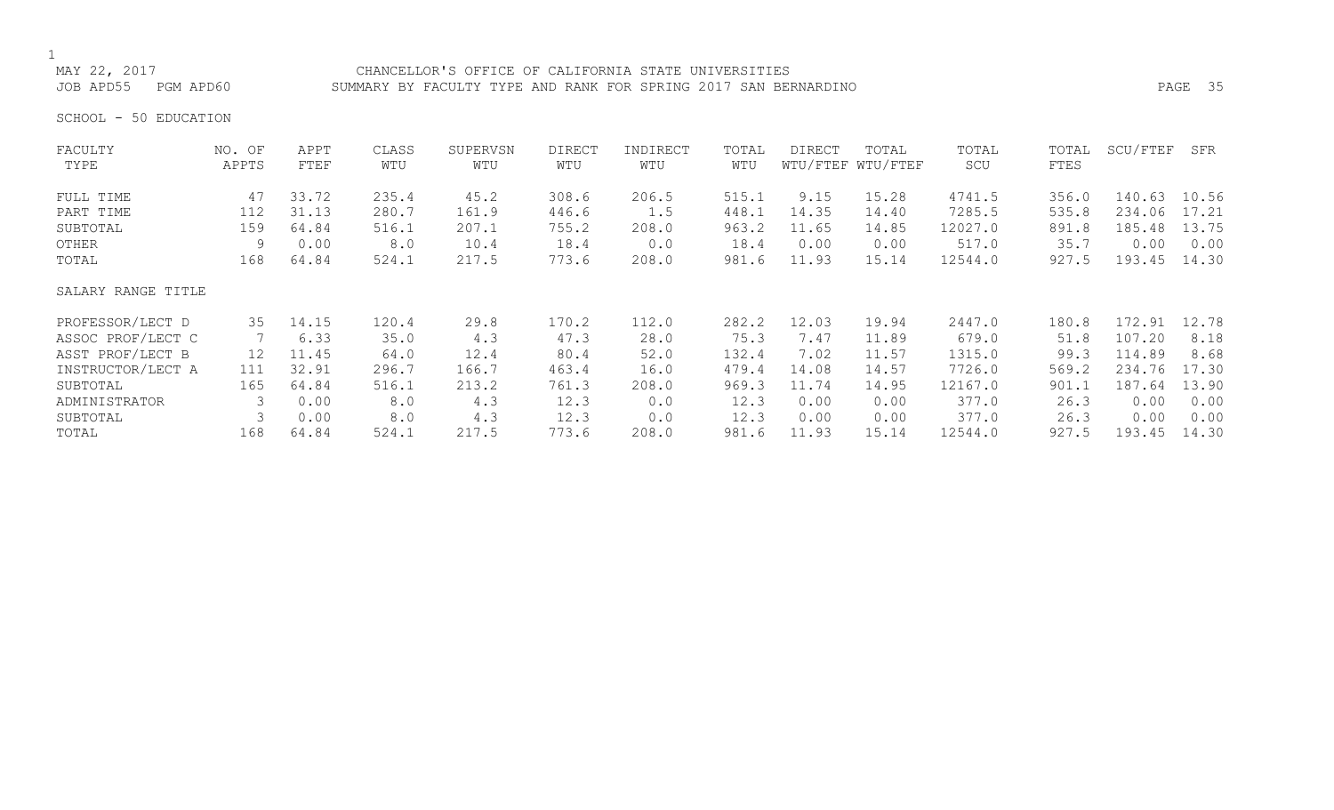MAY 22, 2017 CHANCELLOR'S OFFICE OF CALIFORNIA STATE UNIVERSITIES
JOB APD55 PGM APD60 SUMMARY BY FACULTY TYPE AND RANK FOR SPRING 2017 SAN BERNARDINO

SCHOOL - 50 EDUCATION

| FACULTY TYPE | NO. OF APPTS | APPT FTEF | CLASS WTU | SUPERVSN WTU | DIRECT WTU | INDIRECT WTU | TOTAL WTU | DIRECT WTU/FTEF | TOTAL WTU/FTEF | TOTAL SCU | TOTAL FTES | SCU/FTEF | SFR |
|---|---|---|---|---|---|---|---|---|---|---|---|---|---|
| FULL TIME | 47 | 33.72 | 235.4 | 45.2 | 308.6 | 206.5 | 515.1 | 9.15 | 15.28 | 4741.5 | 356.0 | 140.63 | 10.56 |
| PART TIME | 112 | 31.13 | 280.7 | 161.9 | 446.6 | 1.5 | 448.1 | 14.35 | 14.40 | 7285.5 | 535.8 | 234.06 | 17.21 |
| SUBTOTAL | 159 | 64.84 | 516.1 | 207.1 | 755.2 | 208.0 | 963.2 | 11.65 | 14.85 | 12027.0 | 891.8 | 185.48 | 13.75 |
| OTHER | 9 | 0.00 | 8.0 | 10.4 | 18.4 | 0.0 | 18.4 | 0.00 | 0.00 | 517.0 | 35.7 | 0.00 | 0.00 |
| TOTAL | 168 | 64.84 | 524.1 | 217.5 | 773.6 | 208.0 | 981.6 | 11.93 | 15.14 | 12544.0 | 927.5 | 193.45 | 14.30 |
| **SALARY RANGE TITLE** | | | | | | | | | | | | | |
| PROFESSOR/LECT D | 35 | 14.15 | 120.4 | 29.8 | 170.2 | 112.0 | 282.2 | 12.03 | 19.94 | 2447.0 | 180.8 | 172.91 | 12.78 |
| ASSOC PROF/LECT C | 7 | 6.33 | 35.0 | 4.3 | 47.3 | 28.0 | 75.3 | 7.47 | 11.89 | 679.0 | 51.8 | 107.20 | 8.18 |
| ASST PROF/LECT B | 12 | 11.45 | 64.0 | 12.4 | 80.4 | 52.0 | 132.4 | 7.02 | 11.57 | 1315.0 | 99.3 | 114.89 | 8.68 |
| INSTRUCTOR/LECT A | 111 | 32.91 | 296.7 | 166.7 | 463.4 | 16.0 | 479.4 | 14.08 | 14.57 | 7726.0 | 569.2 | 234.76 | 17.30 |
| SUBTOTAL | 165 | 64.84 | 516.1 | 213.2 | 761.3 | 208.0 | 969.3 | 11.74 | 14.95 | 12167.0 | 901.1 | 187.64 | 13.90 |
| ADMINISTRATOR | 3 | 0.00 | 8.0 | 4.3 | 12.3 | 0.0 | 12.3 | 0.00 | 0.00 | 377.0 | 26.3 | 0.00 | 0.00 |
| SUBTOTAL | 3 | 0.00 | 8.0 | 4.3 | 12.3 | 0.0 | 12.3 | 0.00 | 0.00 | 377.0 | 26.3 | 0.00 | 0.00 |
| TOTAL | 168 | 64.84 | 524.1 | 217.5 | 773.6 | 208.0 | 981.6 | 11.93 | 15.14 | 12544.0 | 927.5 | 193.45 | 14.30 |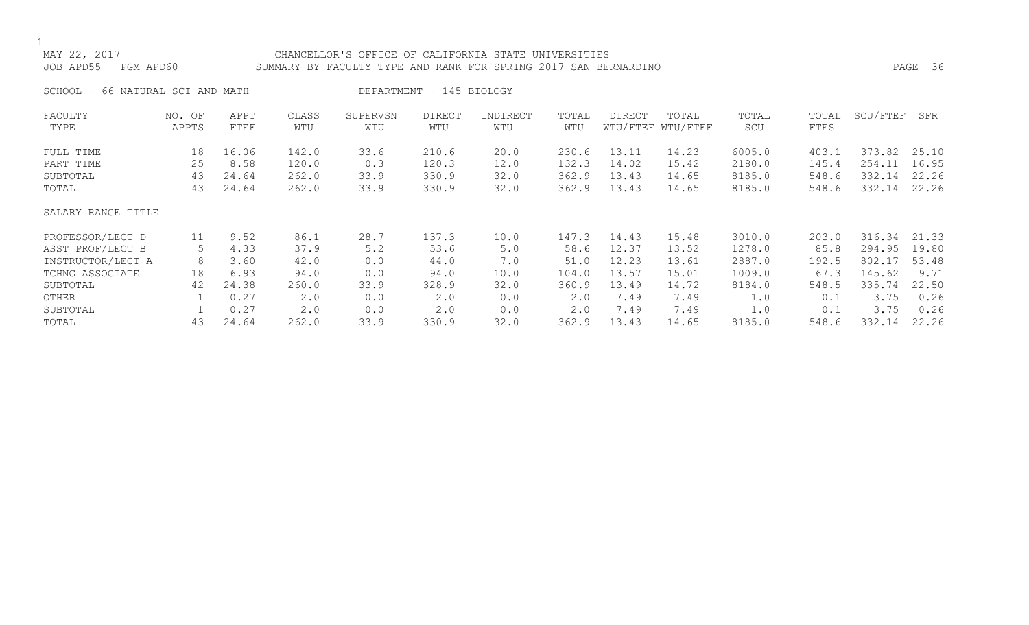MAY 22, 2017 CHANCELLOR'S OFFICE OF CALIFORNIA STATE UNIVERSITIES
JOB APD55 PGM APD60 SUMMARY BY FACULTY TYPE AND RANK FOR SPRING 2017 SAN BERNARDINO

SCHOOL - 66 NATURAL SCI AND MATH DEPARTMENT - 145 BIOLOGY

| FACULTY TYPE | NO. OF APPTS | APPT FTEF | CLASS WTU | SUPERVSN WTU | DIRECT WTU | INDIRECT WTU | TOTAL WTU | DIRECT WTU/FTEF | TOTAL WTU/FTEF | TOTAL SCU | TOTAL FTES | SCU/FTEF | SFR |
|---|---|---|---|---|---|---|---|---|---|---|---|---|---|
| FULL TIME | 18 | 16.06 | 142.0 | 33.6 | 210.6 | 20.0 | 230.6 | 13.11 | 14.23 | 6005.0 | 403.1 | 373.82 | 25.10 |
| PART TIME | 25 | 8.58 | 120.0 | 0.3 | 120.3 | 12.0 | 132.3 | 14.02 | 15.42 | 2180.0 | 145.4 | 254.11 | 16.95 |
| SUBTOTAL | 43 | 24.64 | 262.0 | 33.9 | 330.9 | 32.0 | 362.9 | 13.43 | 14.65 | 8185.0 | 548.6 | 332.14 | 22.26 |
| TOTAL | 43 | 24.64 | 262.0 | 33.9 | 330.9 | 32.0 | 362.9 | 13.43 | 14.65 | 8185.0 | 548.6 | 332.14 | 22.26 |
| SALARY RANGE TITLE | | | | | | | | | | | | | |
| PROFESSOR/LECT D | 11 | 9.52 | 86.1 | 28.7 | 137.3 | 10.0 | 147.3 | 14.43 | 15.48 | 3010.0 | 203.0 | 316.34 | 21.33 |
| ASST PROF/LECT B | 5 | 4.33 | 37.9 | 5.2 | 53.6 | 5.0 | 58.6 | 12.37 | 13.52 | 1278.0 | 85.8 | 294.95 | 19.80 |
| INSTRUCTOR/LECT A | 8 | 3.60 | 42.0 | 0.0 | 44.0 | 7.0 | 51.0 | 12.23 | 13.61 | 2887.0 | 192.5 | 802.17 | 53.48 |
| TCHNG ASSOCIATE | 18 | 6.93 | 94.0 | 0.0 | 94.0 | 10.0 | 104.0 | 13.57 | 15.01 | 1009.0 | 67.3 | 145.62 | 9.71 |
| SUBTOTAL | 42 | 24.38 | 260.0 | 33.9 | 328.9 | 32.0 | 360.9 | 13.49 | 14.72 | 8184.0 | 548.5 | 335.74 | 22.50 |
| OTHER | 1 | 0.27 | 2.0 | 0.0 | 2.0 | 0.0 | 2.0 | 7.49 | 7.49 | 1.0 | 0.1 | 3.75 | 0.26 |
| SUBTOTAL | 1 | 0.27 | 2.0 | 0.0 | 2.0 | 0.0 | 2.0 | 7.49 | 7.49 | 1.0 | 0.1 | 3.75 | 0.26 |
| TOTAL | 43 | 24.64 | 262.0 | 33.9 | 330.9 | 32.0 | 362.9 | 13.43 | 14.65 | 8185.0 | 548.6 | 332.14 | 22.26 |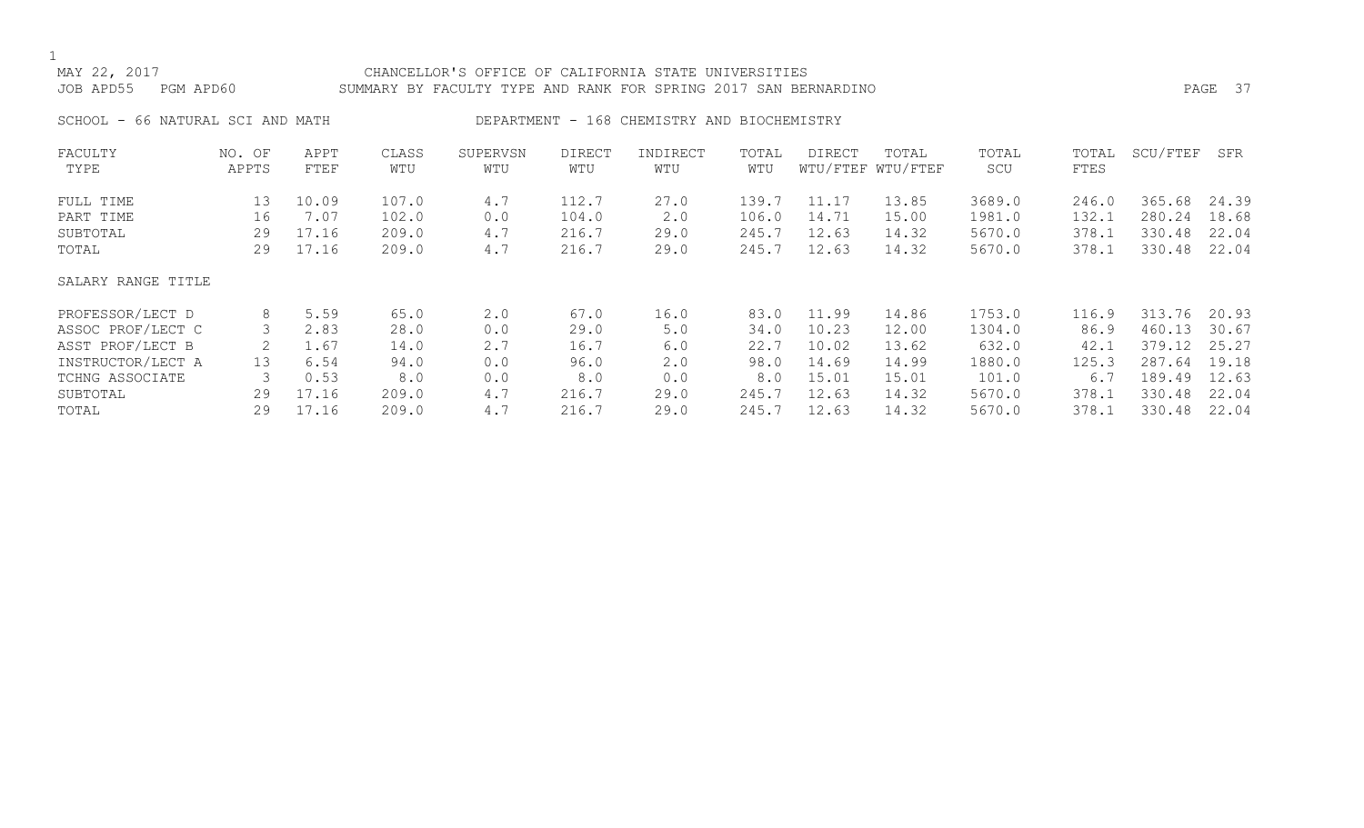MAY 22, 2017 CHANCELLOR'S OFFICE OF CALIFORNIA STATE UNIVERSITIES
JOB APD55 PGM APD60 SUMMARY BY FACULTY TYPE AND RANK FOR SPRING 2017 SAN BERNARDINO

SCHOOL - 66 NATURAL SCI AND MATH DEPARTMENT - 168 CHEMISTRY AND BIOCHEMISTRY

| FACULTY TYPE | NO. OF APPTS | APPT FTEF | CLASS WTU | SUPERVSN WTU | DIRECT WTU | INDIRECT WTU | TOTAL WTU | DIRECT WTU/FTEF | TOTAL WTU/FTEF | TOTAL SCU | TOTAL FTES | SCU/FTEF | SFR |
|---|---|---|---|---|---|---|---|---|---|---|---|---|---|
| FULL TIME | 13 | 10.09 | 107.0 | 4.7 | 112.7 | 27.0 | 139.7 | 11.17 | 13.85 | 3689.0 | 246.0 | 365.68 | 24.39 |
| PART TIME | 16 | 7.07 | 102.0 | 0.0 | 104.0 | 2.0 | 106.0 | 14.71 | 15.00 | 1981.0 | 132.1 | 280.24 | 18.68 |
| SUBTOTAL | 29 | 17.16 | 209.0 | 4.7 | 216.7 | 29.0 | 245.7 | 12.63 | 14.32 | 5670.0 | 378.1 | 330.48 | 22.04 |
| TOTAL | 29 | 17.16 | 209.0 | 4.7 | 216.7 | 29.0 | 245.7 | 12.63 | 14.32 | 5670.0 | 378.1 | 330.48 | 22.04 |
| SALARY RANGE TITLE | | | | | | | | | | | | | |
| PROFESSOR/LECT D | 8 | 5.59 | 65.0 | 2.0 | 67.0 | 16.0 | 83.0 | 11.99 | 14.86 | 1753.0 | 116.9 | 313.76 | 20.93 |
| ASSOC PROF/LECT C | 3 | 2.83 | 28.0 | 0.0 | 29.0 | 5.0 | 34.0 | 10.23 | 12.00 | 1304.0 | 86.9 | 460.13 | 30.67 |
| ASST PROF/LECT B | 2 | 1.67 | 14.0 | 2.7 | 16.7 | 6.0 | 22.7 | 10.02 | 13.62 | 632.0 | 42.1 | 379.12 | 25.27 |
| INSTRUCTOR/LECT A | 13 | 6.54 | 94.0 | 0.0 | 96.0 | 2.0 | 98.0 | 14.69 | 14.99 | 1880.0 | 125.3 | 287.64 | 19.18 |
| TCHNG ASSOCIATE | 3 | 0.53 | 8.0 | 0.0 | 8.0 | 0.0 | 8.0 | 15.01 | 15.01 | 101.0 | 6.7 | 189.49 | 12.63 |
| SUBTOTAL | 29 | 17.16 | 209.0 | 4.7 | 216.7 | 29.0 | 245.7 | 12.63 | 14.32 | 5670.0 | 378.1 | 330.48 | 22.04 |
| TOTAL | 29 | 17.16 | 209.0 | 4.7 | 216.7 | 29.0 | 245.7 | 12.63 | 14.32 | 5670.0 | 378.1 | 330.48 | 22.04 |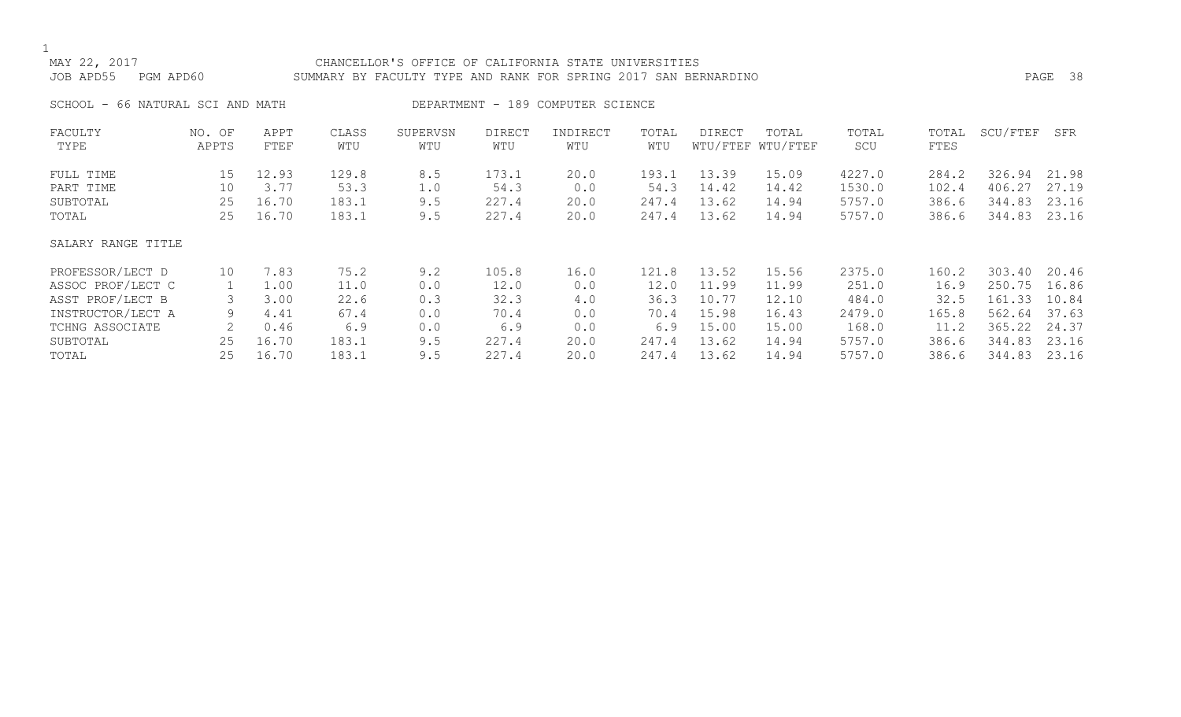MAY 22, 2017 CHANCELLOR'S OFFICE OF CALIFORNIA STATE UNIVERSITIES
JOB APD55 PGM APD60 SUMMARY BY FACULTY TYPE AND RANK FOR SPRING 2017 SAN BERNARDINO

SCHOOL - 66 NATURAL SCI AND MATH DEPARTMENT - 189 COMPUTER SCIENCE

| FACULTY TYPE | NO. OF APPTS | APPT FTEF | CLASS WTU | SUPERVSN WTU | DIRECT WTU | INDIRECT WTU | TOTAL WTU | DIRECT WTU/FTEF | TOTAL WTU/FTEF | TOTAL SCU | TOTAL FTES | SCU/FTEF | SFR |
|---|---|---|---|---|---|---|---|---|---|---|---|---|---|
| FULL TIME | 15 | 12.93 | 129.8 | 8.5 | 173.1 | 20.0 | 193.1 | 13.39 | 15.09 | 4227.0 | 284.2 | 326.94 | 21.98 |
| PART TIME | 10 | 3.77 | 53.3 | 1.0 | 54.3 | 0.0 | 54.3 | 14.42 | 14.42 | 1530.0 | 102.4 | 406.27 | 27.19 |
| SUBTOTAL | 25 | 16.70 | 183.1 | 9.5 | 227.4 | 20.0 | 247.4 | 13.62 | 14.94 | 5757.0 | 386.6 | 344.83 | 23.16 |
| TOTAL | 25 | 16.70 | 183.1 | 9.5 | 227.4 | 20.0 | 247.4 | 13.62 | 14.94 | 5757.0 | 386.6 | 344.83 | 23.16 |
| SALARY RANGE TITLE | | | | | | | | | | | | | |
| PROFESSOR/LECT D | 10 | 7.83 | 75.2 | 9.2 | 105.8 | 16.0 | 121.8 | 13.52 | 15.56 | 2375.0 | 160.2 | 303.40 | 20.46 |
| ASSOC PROF/LECT C | 1 | 1.00 | 11.0 | 0.0 | 12.0 | 0.0 | 12.0 | 11.99 | 11.99 | 251.0 | 16.9 | 250.75 | 16.86 |
| ASST PROF/LECT B | 3 | 3.00 | 22.6 | 0.3 | 32.3 | 4.0 | 36.3 | 10.77 | 12.10 | 484.0 | 32.5 | 161.33 | 10.84 |
| INSTRUCTOR/LECT A | 9 | 4.41 | 67.4 | 0.0 | 70.4 | 0.0 | 70.4 | 15.98 | 16.43 | 2479.0 | 165.8 | 562.64 | 37.63 |
| TCHNG ASSOCIATE | 2 | 0.46 | 6.9 | 0.0 | 6.9 | 0.0 | 6.9 | 15.00 | 15.00 | 168.0 | 11.2 | 365.22 | 24.37 |
| SUBTOTAL | 25 | 16.70 | 183.1 | 9.5 | 227.4 | 20.0 | 247.4 | 13.62 | 14.94 | 5757.0 | 386.6 | 344.83 | 23.16 |
| TOTAL | 25 | 16.70 | 183.1 | 9.5 | 227.4 | 20.0 | 247.4 | 13.62 | 14.94 | 5757.0 | 386.6 | 344.83 | 23.16 |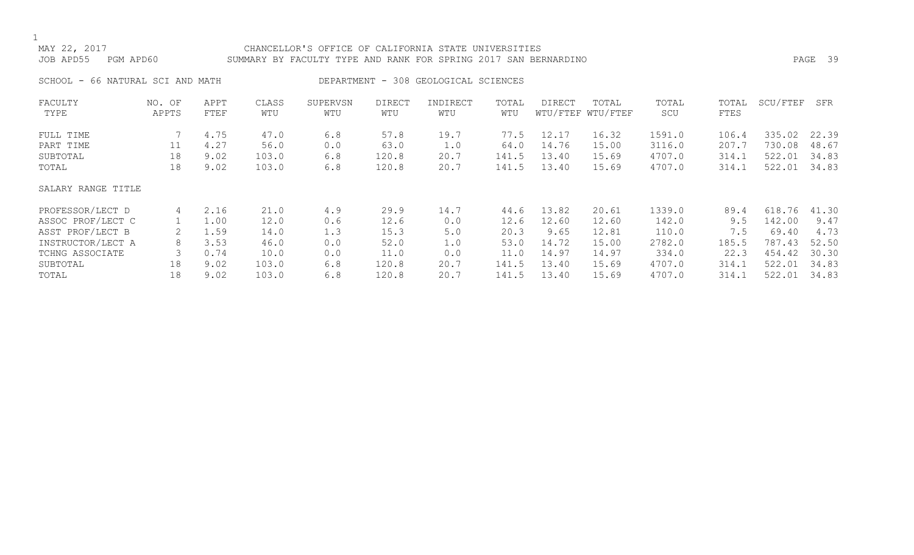MAY 22, 2017 CHANCELLOR'S OFFICE OF CALIFORNIA STATE UNIVERSITIES
JOB APD55 PGM APD60 SUMMARY BY FACULTY TYPE AND RANK FOR SPRING 2017 SAN BERNARDINO

SCHOOL - 66 NATURAL SCI AND MATH DEPARTMENT - 308 GEOLOGICAL SCIENCES

| FACULTY TYPE | NO. OF APPTS | APPT FTEF | CLASS WTU | SUPERVSN WTU | DIRECT WTU | INDIRECT WTU | TOTAL WTU | DIRECT WTU/FTEF | TOTAL WTU/FTEF | TOTAL SCU | TOTAL FTES | SCU/FTEF | SFR |
|---|---|---|---|---|---|---|---|---|---|---|---|---|---|
| FULL TIME | 7 | 4.75 | 47.0 | 6.8 | 57.8 | 19.7 | 77.5 | 12.17 | 16.32 | 1591.0 | 106.4 | 335.02 | 22.39 |
| PART TIME | 11 | 4.27 | 56.0 | 0.0 | 63.0 | 1.0 | 64.0 | 14.76 | 15.00 | 3116.0 | 207.7 | 730.08 | 48.67 |
| SUBTOTAL | 18 | 9.02 | 103.0 | 6.8 | 120.8 | 20.7 | 141.5 | 13.40 | 15.69 | 4707.0 | 314.1 | 522.01 | 34.83 |
| TOTAL | 18 | 9.02 | 103.0 | 6.8 | 120.8 | 20.7 | 141.5 | 13.40 | 15.69 | 4707.0 | 314.1 | 522.01 | 34.83 |
| SALARY RANGE TITLE | | | | | | | | | | | | | |
| PROFESSOR/LECT D | 4 | 2.16 | 21.0 | 4.9 | 29.9 | 14.7 | 44.6 | 13.82 | 20.61 | 1339.0 | 89.4 | 618.76 | 41.30 |
| ASSOC PROF/LECT C | 1 | 1.00 | 12.0 | 0.6 | 12.6 | 0.0 | 12.6 | 12.60 | 12.60 | 142.0 | 9.5 | 142.00 | 9.47 |
| ASST PROF/LECT B | 2 | 1.59 | 14.0 | 1.3 | 15.3 | 5.0 | 20.3 | 9.65 | 12.81 | 110.0 | 7.5 | 69.40 | 4.73 |
| INSTRUCTOR/LECT A | 8 | 3.53 | 46.0 | 0.0 | 52.0 | 1.0 | 53.0 | 14.72 | 15.00 | 2782.0 | 185.5 | 787.43 | 52.50 |
| TCHNG ASSOCIATE | 3 | 0.74 | 10.0 | 0.0 | 11.0 | 0.0 | 11.0 | 14.97 | 14.97 | 334.0 | 22.3 | 454.42 | 30.30 |
| SUBTOTAL | 18 | 9.02 | 103.0 | 6.8 | 120.8 | 20.7 | 141.5 | 13.40 | 15.69 | 4707.0 | 314.1 | 522.01 | 34.83 |
| TOTAL | 18 | 9.02 | 103.0 | 6.8 | 120.8 | 20.7 | 141.5 | 13.40 | 15.69 | 4707.0 | 314.1 | 522.01 | 34.83 |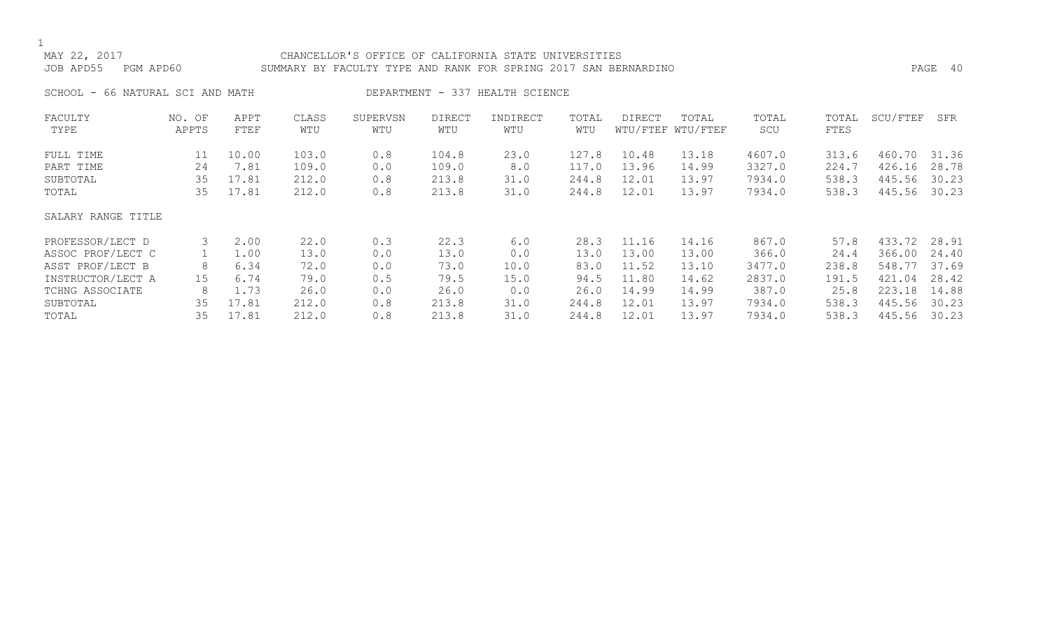MAY 22, 2017 CHANCELLOR'S OFFICE OF CALIFORNIA STATE UNIVERSITIES
JOB APD55 PGM APD60 SUMMARY BY FACULTY TYPE AND RANK FOR SPRING 2017 SAN BERNARDINO

SCHOOL - 66 NATURAL SCI AND MATH DEPARTMENT - 337 HEALTH SCIENCE

| FACULTY TYPE | NO. OF APPTS | APPT FTEF | CLASS WTU | SUPERVSN WTU | DIRECT WTU | INDIRECT WTU | TOTAL WTU | DIRECT WTU/FTEF | TOTAL WTU/FTEF | TOTAL SCU | TOTAL FTES | SCU/FTEF | SFR |
|---|---|---|---|---|---|---|---|---|---|---|---|---|---|
| FULL TIME | 11 | 10.00 | 103.0 | 0.8 | 104.8 | 23.0 | 127.8 | 10.48 | 13.18 | 4607.0 | 313.6 | 460.70 | 31.36 |
| PART TIME | 24 | 7.81 | 109.0 | 0.0 | 109.0 | 8.0 | 117.0 | 13.96 | 14.99 | 3327.0 | 224.7 | 426.16 | 28.78 |
| SUBTOTAL | 35 | 17.81 | 212.0 | 0.8 | 213.8 | 31.0 | 244.8 | 12.01 | 13.97 | 7934.0 | 538.3 | 445.56 | 30.23 |
| TOTAL | 35 | 17.81 | 212.0 | 0.8 | 213.8 | 31.0 | 244.8 | 12.01 | 13.97 | 7934.0 | 538.3 | 445.56 | 30.23 |
| SALARY RANGE TITLE | | | | | | | | | | | | | |
| PROFESSOR/LECT D | 3 | 2.00 | 22.0 | 0.3 | 22.3 | 6.0 | 28.3 | 11.16 | 14.16 | 867.0 | 57.8 | 433.72 | 28.91 |
| ASSOC PROF/LECT C | 1 | 1.00 | 13.0 | 0.0 | 13.0 | 0.0 | 13.0 | 13.00 | 13.00 | 366.0 | 24.4 | 366.00 | 24.40 |
| ASST PROF/LECT B | 8 | 6.34 | 72.0 | 0.0 | 73.0 | 10.0 | 83.0 | 11.52 | 13.10 | 3477.0 | 238.8 | 548.77 | 37.69 |
| INSTRUCTOR/LECT A | 15 | 6.74 | 79.0 | 0.5 | 79.5 | 15.0 | 94.5 | 11.80 | 14.62 | 2837.0 | 191.5 | 421.04 | 28.42 |
| TCHNG ASSOCIATE | 8 | 1.73 | 26.0 | 0.0 | 26.0 | 0.0 | 26.0 | 14.99 | 14.99 | 387.0 | 25.8 | 223.18 | 14.88 |
| SUBTOTAL | 35 | 17.81 | 212.0 | 0.8 | 213.8 | 31.0 | 244.8 | 12.01 | 13.97 | 7934.0 | 538.3 | 445.56 | 30.23 |
| TOTAL | 35 | 17.81 | 212.0 | 0.8 | 213.8 | 31.0 | 244.8 | 12.01 | 13.97 | 7934.0 | 538.3 | 445.56 | 30.23 |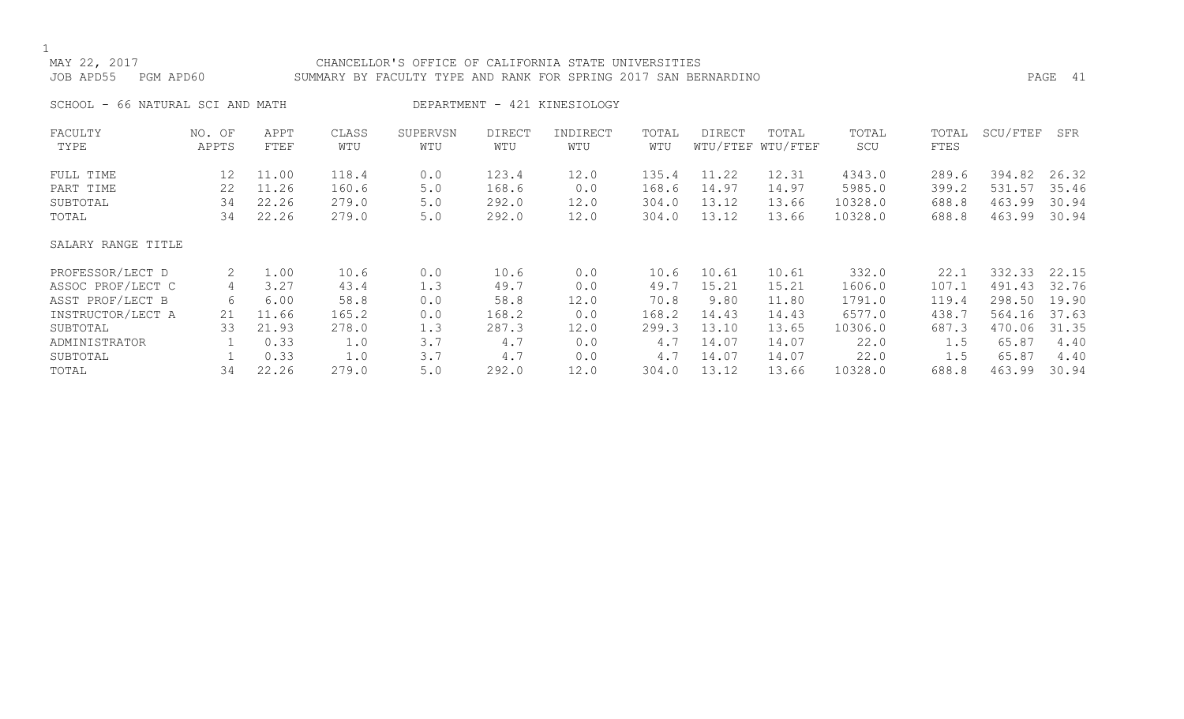MAY 22, 2017 CHANCELLOR'S OFFICE OF CALIFORNIA STATE UNIVERSITIES

JOB APD55 PGM APD60 SUMMARY BY FACULTY TYPE AND RANK FOR SPRING 2017 SAN BERNARDINO

SCHOOL - 66 NATURAL SCI AND MATH DEPARTMENT - 421 KINESIOLOGY

| FACULTY TYPE | NO. OF APPTS | APPT FTEF | CLASS WTU | SUPERVSN WTU | DIRECT WTU | INDIRECT WTU | TOTAL WTU | DIRECT WTU/FTEF | TOTAL WTU/FTEF | TOTAL SCU | TOTAL FTES | SCU/FTEF | SFR |
|---|---|---|---|---|---|---|---|---|---|---|---|---|---|
| FULL TIME | 12 | 11.00 | 118.4 | 0.0 | 123.4 | 12.0 | 135.4 | 11.22 | 12.31 | 4343.0 | 289.6 | 394.82 | 26.32 |
| PART TIME | 22 | 11.26 | 160.6 | 5.0 | 168.6 | 0.0 | 168.6 | 14.97 | 14.97 | 5985.0 | 399.2 | 531.57 | 35.46 |
| SUBTOTAL | 34 | 22.26 | 279.0 | 5.0 | 292.0 | 12.0 | 304.0 | 13.12 | 13.66 | 10328.0 | 688.8 | 463.99 | 30.94 |
| TOTAL | 34 | 22.26 | 279.0 | 5.0 | 292.0 | 12.0 | 304.0 | 13.12 | 13.66 | 10328.0 | 688.8 | 463.99 | 30.94 |
| SALARY RANGE TITLE | | | | | | | | | | | | | |
| PROFESSOR/LECT D | 2 | 1.00 | 10.6 | 0.0 | 10.6 | 0.0 | 10.6 | 10.61 | 10.61 | 332.0 | 22.1 | 332.33 | 22.15 |
| ASSOC PROF/LECT C | 4 | 3.27 | 43.4 | 1.3 | 49.7 | 0.0 | 49.7 | 15.21 | 15.21 | 1606.0 | 107.1 | 491.43 | 32.76 |
| ASST PROF/LECT B | 6 | 6.00 | 58.8 | 0.0 | 58.8 | 12.0 | 70.8 | 9.80 | 11.80 | 1791.0 | 119.4 | 298.50 | 19.90 |
| INSTRUCTOR/LECT A | 21 | 11.66 | 165.2 | 0.0 | 168.2 | 0.0 | 168.2 | 14.43 | 14.43 | 6577.0 | 438.7 | 564.16 | 37.63 |
| SUBTOTAL | 33 | 21.93 | 278.0 | 1.3 | 287.3 | 12.0 | 299.3 | 13.10 | 13.65 | 10306.0 | 687.3 | 470.06 | 31.35 |
| ADMINISTRATOR | 1 | 0.33 | 1.0 | 3.7 | 4.7 | 0.0 | 4.7 | 14.07 | 14.07 | 22.0 | 1.5 | 65.87 | 4.40 |
| SUBTOTAL | 1 | 0.33 | 1.0 | 3.7 | 4.7 | 0.0 | 4.7 | 14.07 | 14.07 | 22.0 | 1.5 | 65.87 | 4.40 |
| TOTAL | 34 | 22.26 | 279.0 | 5.0 | 292.0 | 12.0 | 304.0 | 13.12 | 13.66 | 10328.0 | 688.8 | 463.99 | 30.94 |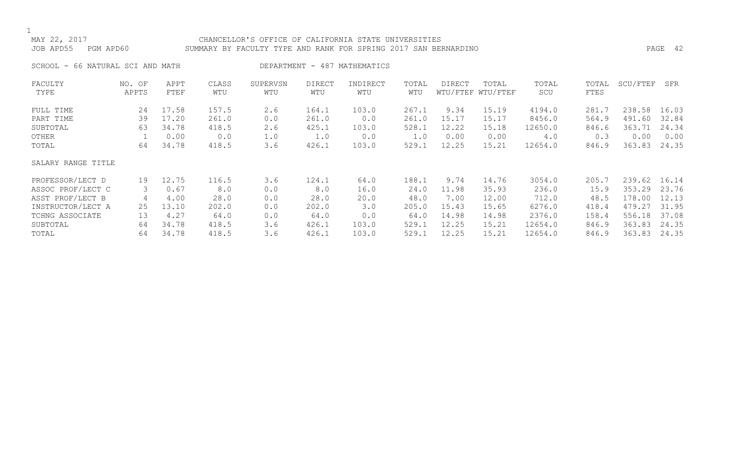MAY 22, 2017 CHANCELLOR'S OFFICE OF CALIFORNIA STATE UNIVERSITIES
JOB APD55 PGM APD60 SUMMARY BY FACULTY TYPE AND RANK FOR SPRING 2017 SAN BERNARDINO

SCHOOL - 66 NATURAL SCI AND MATH DEPARTMENT - 487 MATHEMATICS

| FACULTY TYPE | NO. OF APPTS | APPT FTEF | CLASS WTU | SUPERVSN WTU | DIRECT WTU | INDIRECT WTU | TOTAL WTU | DIRECT WTU/FTEF | TOTAL WTU/FTEF | TOTAL SCU | TOTAL FTES | SCU/FTEF | SFR |
|---|---|---|---|---|---|---|---|---|---|---|---|---|---|
| FULL TIME | 24 | 17.58 | 157.5 | 2.6 | 164.1 | 103.0 | 267.1 | 9.34 | 15.19 | 4194.0 | 281.7 | 238.58 | 16.03 |
| PART TIME | 39 | 17.20 | 261.0 | 0.0 | 261.0 | 0.0 | 261.0 | 15.17 | 15.17 | 8456.0 | 564.9 | 491.60 | 32.84 |
| SUBTOTAL | 63 | 34.78 | 418.5 | 2.6 | 425.1 | 103.0 | 528.1 | 12.22 | 15.18 | 12650.0 | 846.6 | 363.71 | 24.34 |
| OTHER | 1 | 0.00 | 0.0 | 1.0 | 1.0 | 0.0 | 1.0 | 0.00 | 0.00 | 4.0 | 0.3 | 0.00 | 0.00 |
| TOTAL | 64 | 34.78 | 418.5 | 3.6 | 426.1 | 103.0 | 529.1 | 12.25 | 15.21 | 12654.0 | 846.9 | 363.83 | 24.35 |
| **SALARY RANGE TITLE** | | | | | | | | | | | | | |
| PROFESSOR/LECT D | 19 | 12.75 | 116.5 | 3.6 | 124.1 | 64.0 | 188.1 | 9.74 | 14.76 | 3054.0 | 205.7 | 239.62 | 16.14 |
| ASSOC PROF/LECT C | 3 | 0.67 | 8.0 | 0.0 | 8.0 | 16.0 | 24.0 | 11.98 | 35.93 | 236.0 | 15.9 | 353.29 | 23.76 |
| ASST PROF/LECT B | 4 | 4.00 | 28.0 | 0.0 | 28.0 | 20.0 | 48.0 | 7.00 | 12.00 | 712.0 | 48.5 | 178.00 | 12.13 |
| INSTRUCTOR/LECT A | 25 | 13.10 | 202.0 | 0.0 | 202.0 | 3.0 | 205.0 | 15.43 | 15.65 | 6276.0 | 418.4 | 479.27 | 31.95 |
| TCHNG ASSOCIATE | 13 | 4.27 | 64.0 | 0.0 | 64.0 | 0.0 | 64.0 | 14.98 | 14.98 | 2376.0 | 158.4 | 556.18 | 37.08 |
| SUBTOTAL | 64 | 34.78 | 418.5 | 3.6 | 426.1 | 103.0 | 529.1 | 12.25 | 15.21 | 12654.0 | 846.9 | 363.83 | 24.35 |
| TOTAL | 64 | 34.78 | 418.5 | 3.6 | 426.1 | 103.0 | 529.1 | 12.25 | 15.21 | 12654.0 | 846.9 | 363.83 | 24.35 |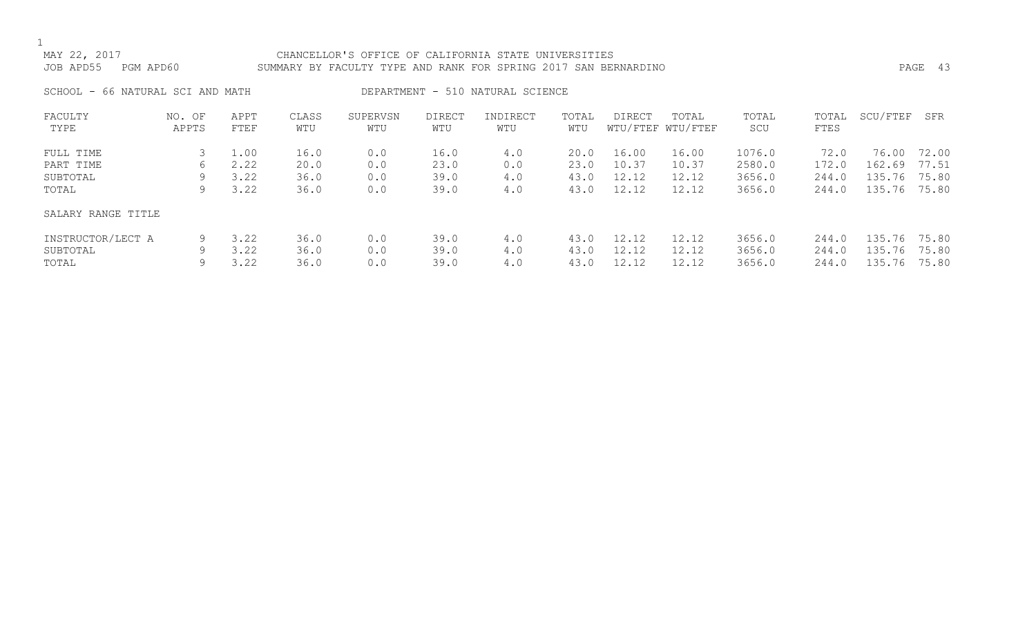MAY 22, 2017 CHANCELLOR'S OFFICE OF CALIFORNIA STATE UNIVERSITIES
JOB APD55 PGM APD60 SUMMARY BY FACULTY TYPE AND RANK FOR SPRING 2017 SAN BERNARDINO

SCHOOL - 66 NATURAL SCI AND MATH DEPARTMENT - 510 NATURAL SCIENCE

| FACULTY TYPE | NO. OF APPTS | APPT FTEF | CLASS WTU | SUPERVSN WTU | DIRECT WTU | INDIRECT WTU | TOTAL WTU | DIRECT WTU/FTEF | TOTAL WTU/FTEF | TOTAL SCU | TOTAL FTES | SCU/FTEF | SFR |
|---|---|---|---|---|---|---|---|---|---|---|---|---|---|
| FULL TIME | 3 | 1.00 | 16.0 | 0.0 | 16.0 | 4.0 | 20.0 | 16.00 | 16.00 | 1076.0 | 72.0 | 76.00 | 72.00 |
| PART TIME | 6 | 2.22 | 20.0 | 0.0 | 23.0 | 0.0 | 23.0 | 10.37 | 10.37 | 2580.0 | 172.0 | 162.69 | 77.51 |
| SUBTOTAL | 9 | 3.22 | 36.0 | 0.0 | 39.0 | 4.0 | 43.0 | 12.12 | 12.12 | 3656.0 | 244.0 | 135.76 | 75.80 |
| TOTAL | 9 | 3.22 | 36.0 | 0.0 | 39.0 | 4.0 | 43.0 | 12.12 | 12.12 | 3656.0 | 244.0 | 135.76 | 75.80 |
| SALARY RANGE TITLE | | | | | | | | | | | | | |
| INSTRUCTOR/LECT A | 9 | 3.22 | 36.0 | 0.0 | 39.0 | 4.0 | 43.0 | 12.12 | 12.12 | 3656.0 | 244.0 | 135.76 | 75.80 |
| SUBTOTAL | 9 | 3.22 | 36.0 | 0.0 | 39.0 | 4.0 | 43.0 | 12.12 | 12.12 | 3656.0 | 244.0 | 135.76 | 75.80 |
| TOTAL | 9 | 3.22 | 36.0 | 0.0 | 39.0 | 4.0 | 43.0 | 12.12 | 12.12 | 3656.0 | 244.0 | 135.76 | 75.80 |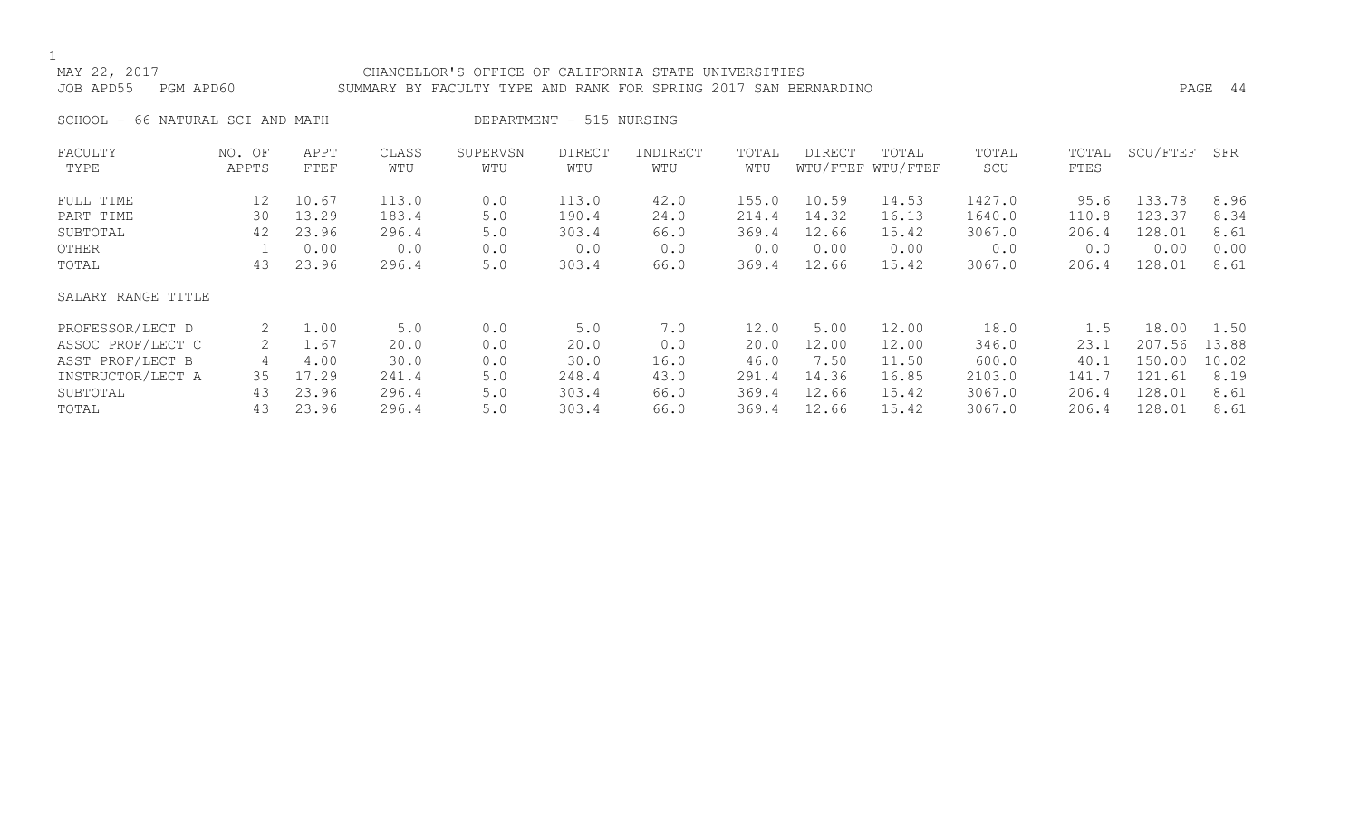MAY 22, 2017 CHANCELLOR'S OFFICE OF CALIFORNIA STATE UNIVERSITIES
JOB APD55 PGM APD60 SUMMARY BY FACULTY TYPE AND RANK FOR SPRING 2017 SAN BERNARDINO

SCHOOL - 66 NATURAL SCI AND MATH DEPARTMENT - 515 NURSING

| FACULTY TYPE | NO. OF APPTS | APPT FTEF | CLASS WTU | SUPERVSN WTU | DIRECT WTU | INDIRECT WTU | TOTAL WTU | DIRECT WTU/FTEF | TOTAL WTU/FTEF | TOTAL SCU | TOTAL FTES | SCU/FTEF | SFR |
|---|---|---|---|---|---|---|---|---|---|---|---|---|---|
| FULL TIME | 12 | 10.67 | 113.0 | 0.0 | 113.0 | 42.0 | 155.0 | 10.59 | 14.53 | 1427.0 | 95.6 | 133.78 | 8.96 |
| PART TIME | 30 | 13.29 | 183.4 | 5.0 | 190.4 | 24.0 | 214.4 | 14.32 | 16.13 | 1640.0 | 110.8 | 123.37 | 8.34 |
| SUBTOTAL | 42 | 23.96 | 296.4 | 5.0 | 303.4 | 66.0 | 369.4 | 12.66 | 15.42 | 3067.0 | 206.4 | 128.01 | 8.61 |
| OTHER | 1 | 0.00 | 0.0 | 0.0 | 0.0 | 0.0 | 0.0 | 0.00 | 0.00 | 0.0 | 0.0 | 0.00 | 0.00 |
| TOTAL | 43 | 23.96 | 296.4 | 5.0 | 303.4 | 66.0 | 369.4 | 12.66 | 15.42 | 3067.0 | 206.4 | 128.01 | 8.61 |

| SALARY RANGE TITLE | NO. OF APPTS | APPT FTEF | CLASS WTU | SUPERVSN WTU | DIRECT WTU | INDIRECT WTU | TOTAL WTU | DIRECT WTU/FTEF | TOTAL WTU/FTEF | TOTAL SCU | TOTAL FTES | SCU/FTEF | SFR |
|---|---|---|---|---|---|---|---|---|---|---|---|---|---|
| PROFESSOR/LECT D | 2 | 1.00 | 5.0 | 0.0 | 5.0 | 7.0 | 12.0 | 5.00 | 12.00 | 18.0 | 1.5 | 18.00 | 1.50 |
| ASSOC PROF/LECT C | 2 | 1.67 | 20.0 | 0.0 | 20.0 | 0.0 | 20.0 | 12.00 | 12.00 | 346.0 | 23.1 | 207.56 | 13.88 |
| ASST PROF/LECT B | 4 | 4.00 | 30.0 | 0.0 | 30.0 | 16.0 | 46.0 | 7.50 | 11.50 | 600.0 | 40.1 | 150.00 | 10.02 |
| INSTRUCTOR/LECT A | 35 | 17.29 | 241.4 | 5.0 | 248.4 | 43.0 | 291.4 | 14.36 | 16.85 | 2103.0 | 141.7 | 121.61 | 8.19 |
| SUBTOTAL | 43 | 23.96 | 296.4 | 5.0 | 303.4 | 66.0 | 369.4 | 12.66 | 15.42 | 3067.0 | 206.4 | 128.01 | 8.61 |
| TOTAL | 43 | 23.96 | 296.4 | 5.0 | 303.4 | 66.0 | 369.4 | 12.66 | 15.42 | 3067.0 | 206.4 | 128.01 | 8.61 |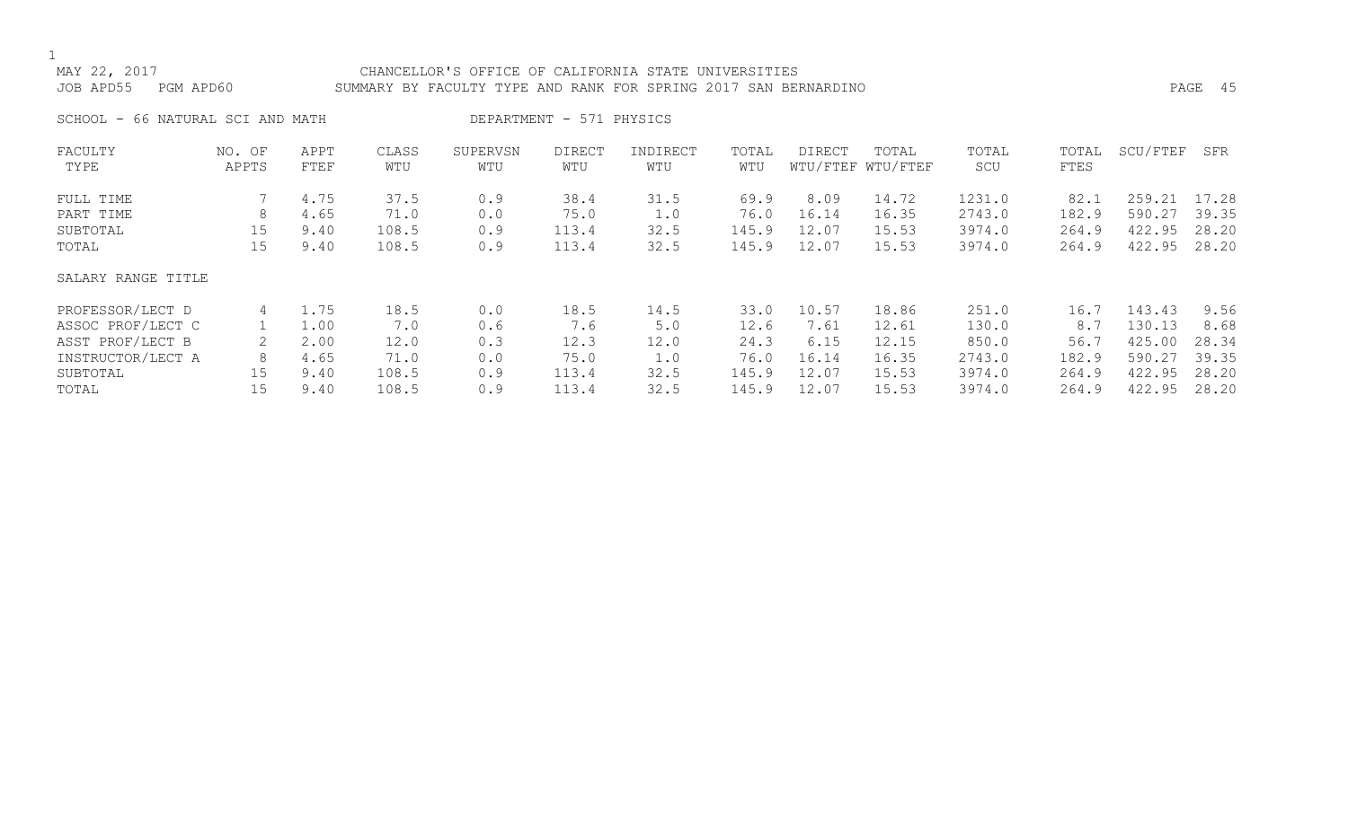MAY 22, 2017 CHANCELLOR'S OFFICE OF CALIFORNIA STATE UNIVERSITIES

JOB APD55 PGM APD60 SUMMARY BY FACULTY TYPE AND RANK FOR SPRING 2017 SAN BERNARDINO

SCHOOL - 66 NATURAL SCI AND MATH DEPARTMENT - 571 PHYSICS

| FACULTY TYPE | NO. OF APPTS | APPT FTEF | CLASS WTU | SUPERVSN WTU | DIRECT WTU | INDIRECT WTU | TOTAL WTU | DIRECT WTU/FTEF | TOTAL WTU/FTEF | TOTAL SCU | TOTAL FTES | SCU/FTEF | SFR |
|---|---|---|---|---|---|---|---|---|---|---|---|---|---|
| FULL TIME | 7 | 4.75 | 37.5 | 0.9 | 38.4 | 31.5 | 69.9 | 8.09 | 14.72 | 1231.0 | 82.1 | 259.21 | 17.28 |
| PART TIME | 8 | 4.65 | 71.0 | 0.0 | 75.0 | 1.0 | 76.0 | 16.14 | 16.35 | 2743.0 | 182.9 | 590.27 | 39.35 |
| SUBTOTAL | 15 | 9.40 | 108.5 | 0.9 | 113.4 | 32.5 | 145.9 | 12.07 | 15.53 | 3974.0 | 264.9 | 422.95 | 28.20 |
| TOTAL | 15 | 9.40 | 108.5 | 0.9 | 113.4 | 32.5 | 145.9 | 12.07 | 15.53 | 3974.0 | 264.9 | 422.95 | 28.20 |
| SALARY RANGE TITLE | | | | | | | | | | | | | |
| PROFESSOR/LECT D | 4 | 1.75 | 18.5 | 0.0 | 18.5 | 14.5 | 33.0 | 10.57 | 18.86 | 251.0 | 16.7 | 143.43 | 9.56 |
| ASSOC PROF/LECT C | 1 | 1.00 | 7.0 | 0.6 | 7.6 | 5.0 | 12.6 | 7.61 | 12.61 | 130.0 | 8.7 | 130.13 | 8.68 |
| ASST PROF/LECT B | 2 | 2.00 | 12.0 | 0.3 | 12.3 | 12.0 | 24.3 | 6.15 | 12.15 | 850.0 | 56.7 | 425.00 | 28.34 |
| INSTRUCTOR/LECT A | 8 | 4.65 | 71.0 | 0.0 | 75.0 | 1.0 | 76.0 | 16.14 | 16.35 | 2743.0 | 182.9 | 590.27 | 39.35 |
| SUBTOTAL | 15 | 9.40 | 108.5 | 0.9 | 113.4 | 32.5 | 145.9 | 12.07 | 15.53 | 3974.0 | 264.9 | 422.95 | 28.20 |
| TOTAL | 15 | 9.40 | 108.5 | 0.9 | 113.4 | 32.5 | 145.9 | 12.07 | 15.53 | 3974.0 | 264.9 | 422.95 | 28.20 |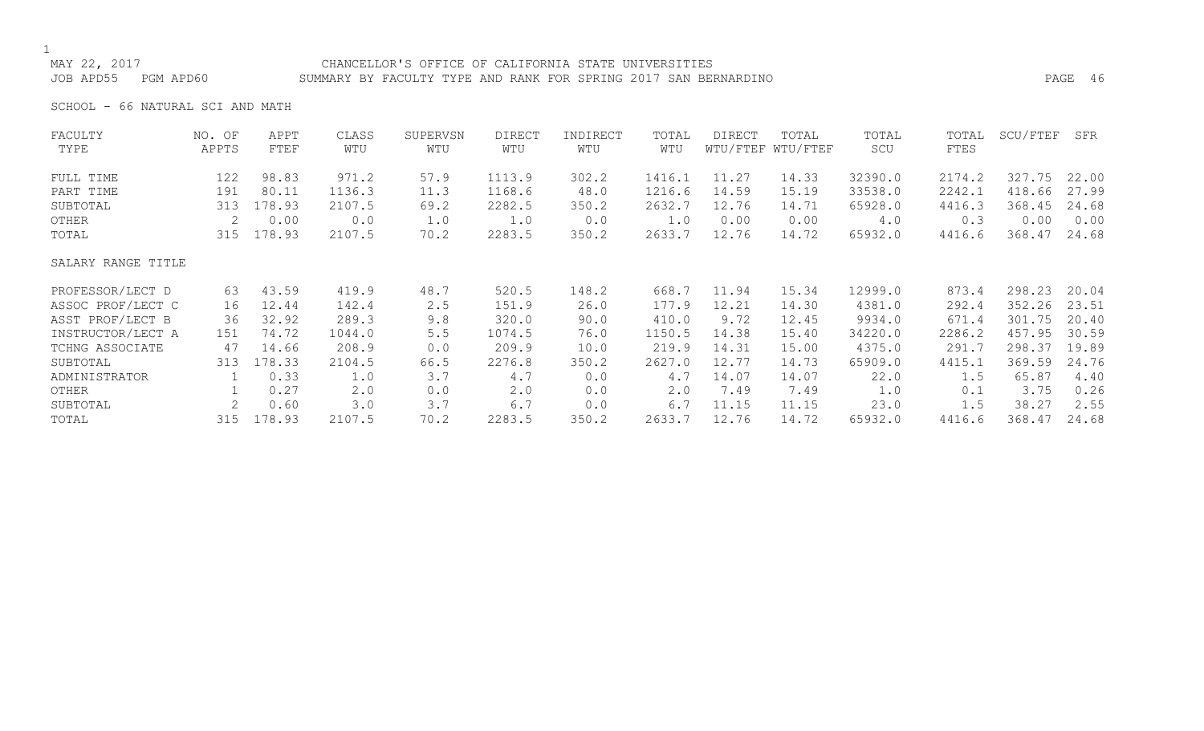MAY 22, 2017 CHANCELLOR'S OFFICE OF CALIFORNIA STATE UNIVERSITIES
JOB APD55 PGM APD60 SUMMARY BY FACULTY TYPE AND RANK FOR SPRING 2017 SAN BERNARDINO

SCHOOL - 66 NATURAL SCI AND MATH

| FACULTY TYPE | NO. OF APPTS | APPT FTEF | CLASS WTU | SUPERVSN WTU | DIRECT WTU | INDIRECT WTU | TOTAL WTU | DIRECT WTU/FTEF | TOTAL WTU/FTEF | TOTAL SCU | TOTAL FTES | SCU/FTEF | SFR |
|---|---|---|---|---|---|---|---|---|---|---|---|---|---|
| FULL TIME | 122 | 98.83 | 971.2 | 57.9 | 1113.9 | 302.2 | 1416.1 | 11.27 | 14.33 | 32390.0 | 2174.2 | 327.75 | 22.00 |
| PART TIME | 191 | 80.11 | 1136.3 | 11.3 | 1168.6 | 48.0 | 1216.6 | 14.59 | 15.19 | 33538.0 | 2242.1 | 418.66 | 27.99 |
| SUBTOTAL | 313 | 178.93 | 2107.5 | 69.2 | 2282.5 | 350.2 | 2632.7 | 12.76 | 14.71 | 65928.0 | 4416.3 | 368.45 | 24.68 |
| OTHER | 2 | 0.00 | 0.0 | 1.0 | 1.0 | 0.0 | 1.0 | 0.00 | 0.00 | 4.0 | 0.3 | 0.00 | 0.00 |
| TOTAL | 315 | 178.93 | 2107.5 | 70.2 | 2283.5 | 350.2 | 2633.7 | 12.76 | 14.72 | 65932.0 | 4416.6 | 368.47 | 24.68 |
| SALARY RANGE TITLE | | | | | | | | | | | | | |
| PROFESSOR/LECT D | 63 | 43.59 | 419.9 | 48.7 | 520.5 | 148.2 | 668.7 | 11.94 | 15.34 | 12999.0 | 873.4 | 298.23 | 20.04 |
| ASSOC PROF/LECT C | 16 | 12.44 | 142.4 | 2.5 | 151.9 | 26.0 | 177.9 | 12.21 | 14.30 | 4381.0 | 292.4 | 352.26 | 23.51 |
| ASST PROF/LECT B | 36 | 32.92 | 289.3 | 9.8 | 320.0 | 90.0 | 410.0 | 9.72 | 12.45 | 9934.0 | 671.4 | 301.75 | 20.40 |
| INSTRUCTOR/LECT A | 151 | 74.72 | 1044.0 | 5.5 | 1074.5 | 76.0 | 1150.5 | 14.38 | 15.40 | 34220.0 | 2286.2 | 457.95 | 30.59 |
| TCHNG ASSOCIATE | 47 | 14.66 | 208.9 | 0.0 | 209.9 | 10.0 | 219.9 | 14.31 | 15.00 | 4375.0 | 291.7 | 298.37 | 19.89 |
| SUBTOTAL | 313 | 178.33 | 2104.5 | 66.5 | 2276.8 | 350.2 | 2627.0 | 12.77 | 14.73 | 65909.0 | 4415.1 | 369.59 | 24.76 |
| ADMINISTRATOR | 1 | 0.33 | 1.0 | 3.7 | 4.7 | 0.0 | 4.7 | 14.07 | 14.07 | 22.0 | 1.5 | 65.87 | 4.40 |
| OTHER | 1 | 0.27 | 2.0 | 0.0 | 2.0 | 0.0 | 2.0 | 7.49 | 7.49 | 1.0 | 0.1 | 3.75 | 0.26 |
| SUBTOTAL | 2 | 0.60 | 3.0 | 3.7 | 6.7 | 0.0 | 6.7 | 11.15 | 11.15 | 23.0 | 1.5 | 38.27 | 2.55 |
| TOTAL | 315 | 178.93 | 2107.5 | 70.2 | 2283.5 | 350.2 | 2633.7 | 12.76 | 14.72 | 65932.0 | 4416.6 | 368.47 | 24.68 |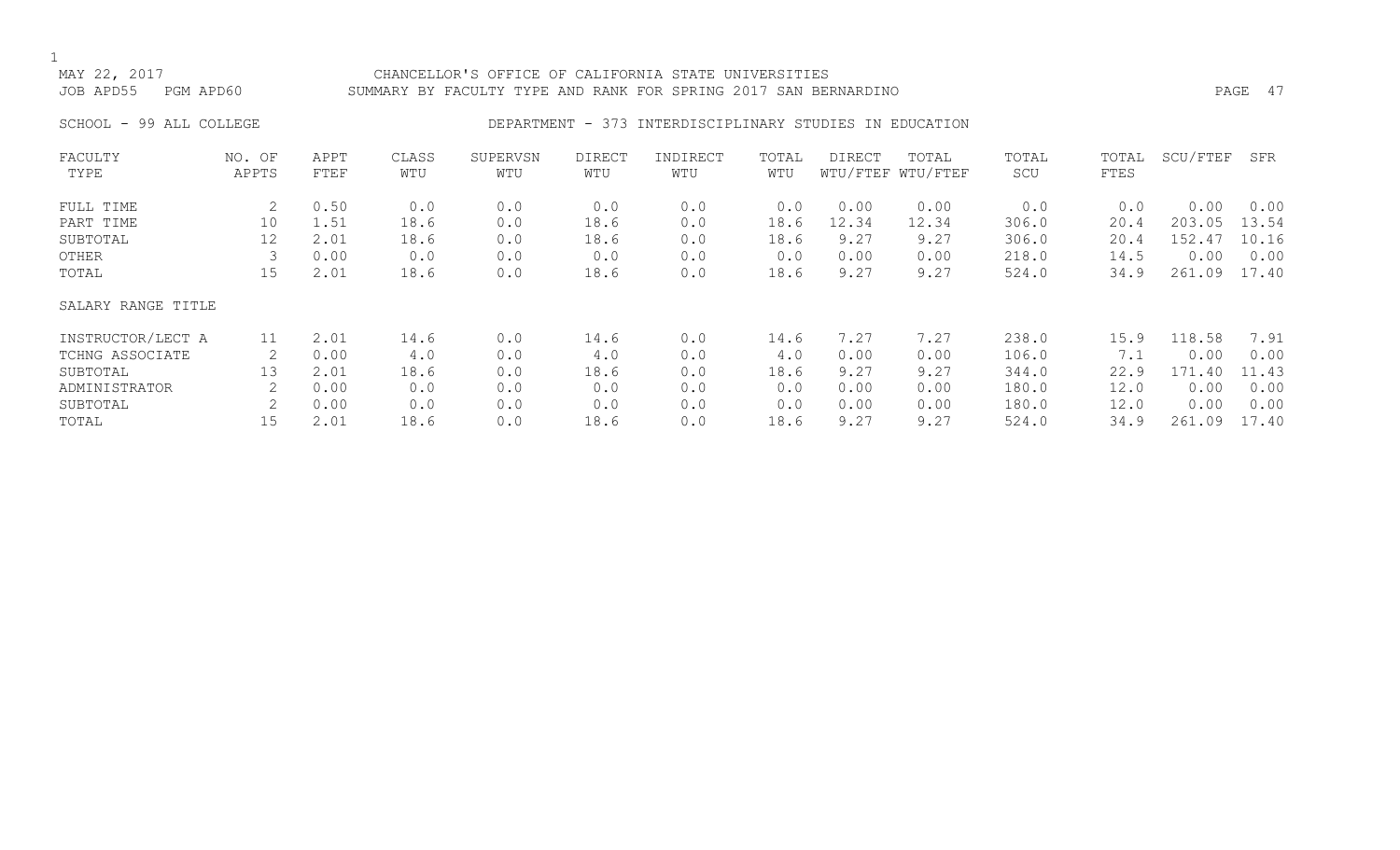MAY 22, 2017 CHANCELLOR'S OFFICE OF CALIFORNIA STATE UNIVERSITIES
JOB APD55 PGM APD60 SUMMARY BY FACULTY TYPE AND RANK FOR SPRING 2017 SAN BERNARDINO

SCHOOL - 99 ALL COLLEGE DEPARTMENT - 373 INTERDISCIPLINARY STUDIES IN EDUCATION

| FACULTY TYPE | NO. OF APPTS | APPT FTEF | CLASS WTU | SUPERVSN WTU | DIRECT WTU | INDIRECT WTU | TOTAL WTU | DIRECT WTU/FTEF | TOTAL WTU/FTEF | TOTAL SCU | TOTAL FTES | SCU/FTEF | SFR |
|---|---|---|---|---|---|---|---|---|---|---|---|---|---|
| FULL TIME | 2 | 0.50 | 0.0 | 0.0 | 0.0 | 0.0 | 0.0 | 0.00 | 0.00 | 0.0 | 0.0 | 0.00 | 0.00 |
| PART TIME | 10 | 1.51 | 18.6 | 0.0 | 18.6 | 0.0 | 18.6 | 12.34 | 12.34 | 306.0 | 20.4 | 203.05 | 13.54 |
| SUBTOTAL | 12 | 2.01 | 18.6 | 0.0 | 18.6 | 0.0 | 18.6 | 9.27 | 9.27 | 306.0 | 20.4 | 152.47 | 10.16 |
| OTHER | 3 | 0.00 | 0.0 | 0.0 | 0.0 | 0.0 | 0.0 | 0.00 | 0.00 | 218.0 | 14.5 | 0.00 | 0.00 |
| TOTAL | 15 | 2.01 | 18.6 | 0.0 | 18.6 | 0.0 | 18.6 | 9.27 | 9.27 | 524.0 | 34.9 | 261.09 | 17.40 |
| SALARY RANGE TITLE | | | | | | | | | | | | | |
| INSTRUCTOR/LECT A | 11 | 2.01 | 14.6 | 0.0 | 14.6 | 0.0 | 14.6 | 7.27 | 7.27 | 238.0 | 15.9 | 118.58 | 7.91 |
| TCHNG ASSOCIATE | 2 | 0.00 | 4.0 | 0.0 | 4.0 | 0.0 | 4.0 | 0.00 | 0.00 | 106.0 | 7.1 | 0.00 | 0.00 |
| SUBTOTAL | 13 | 2.01 | 18.6 | 0.0 | 18.6 | 0.0 | 18.6 | 9.27 | 9.27 | 344.0 | 22.9 | 171.40 | 11.43 |
| ADMINISTRATOR | 2 | 0.00 | 0.0 | 0.0 | 0.0 | 0.0 | 0.0 | 0.00 | 0.00 | 180.0 | 12.0 | 0.00 | 0.00 |
| SUBTOTAL | 2 | 0.00 | 0.0 | 0.0 | 0.0 | 0.0 | 0.0 | 0.00 | 0.00 | 180.0 | 12.0 | 0.00 | 0.00 |
| TOTAL | 15 | 2.01 | 18.6 | 0.0 | 18.6 | 0.0 | 18.6 | 9.27 | 9.27 | 524.0 | 34.9 | 261.09 | 17.40 |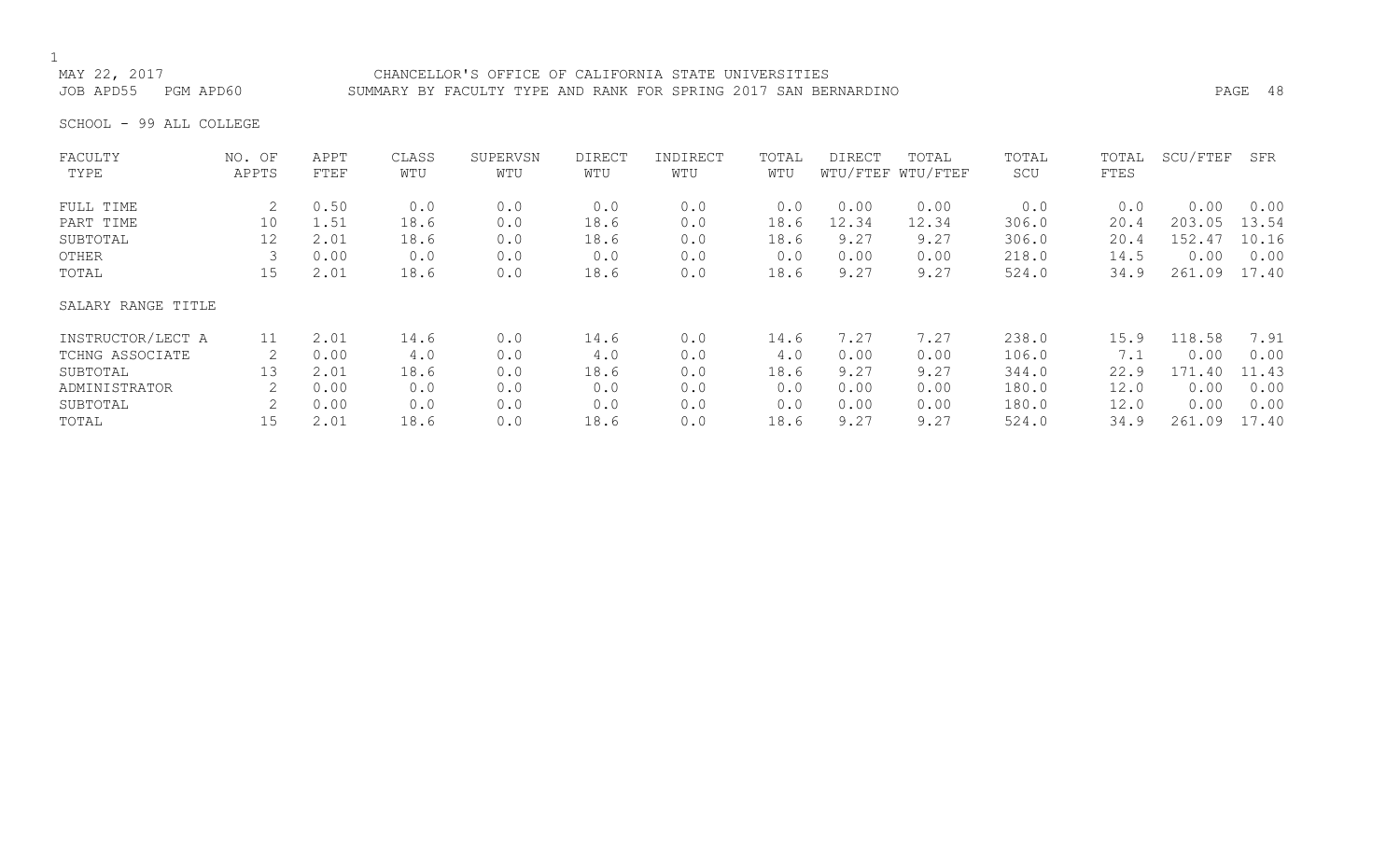MAY 22, 2017 CHANCELLOR'S OFFICE OF CALIFORNIA STATE UNIVERSITIES
JOB APD55 PGM APD60 SUMMARY BY FACULTY TYPE AND RANK FOR SPRING 2017 SAN BERNARDINO

SCHOOL - 99 ALL COLLEGE

| FACULTY TYPE | NO. OF APPTS | APPT FTEF | CLASS WTU | SUPERVSN WTU | DIRECT WTU | INDIRECT WTU | TOTAL WTU | DIRECT WTU/FTEF | TOTAL WTU/FTEF | TOTAL SCU | TOTAL FTES | SCU/FTEF | SFR |
|---|---|---|---|---|---|---|---|---|---|---|---|---|---|
| FULL TIME | 2 | 0.50 | 0.0 | 0.0 | 0.0 | 0.0 | 0.0 | 0.00 | 0.00 | 0.0 | 0.0 | 0.00 | 0.00 |
| PART TIME | 10 | 1.51 | 18.6 | 0.0 | 18.6 | 0.0 | 18.6 | 12.34 | 12.34 | 306.0 | 20.4 | 203.05 | 13.54 |
| SUBTOTAL | 12 | 2.01 | 18.6 | 0.0 | 18.6 | 0.0 | 18.6 | 9.27 | 9.27 | 306.0 | 20.4 | 152.47 | 10.16 |
| OTHER | 3 | 0.00 | 0.0 | 0.0 | 0.0 | 0.0 | 0.0 | 0.00 | 0.00 | 218.0 | 14.5 | 0.00 | 0.00 |
| TOTAL | 15 | 2.01 | 18.6 | 0.0 | 18.6 | 0.0 | 18.6 | 9.27 | 9.27 | 524.0 | 34.9 | 261.09 | 17.40 |

SALARY RANGE TITLE

| SALARY RANGE TITLE | NO. OF APPTS | APPT FTEF | CLASS WTU | SUPERVSN WTU | DIRECT WTU | INDIRECT WTU | TOTAL WTU | DIRECT WTU/FTEF | TOTAL WTU/FTEF | TOTAL SCU | TOTAL FTES | SCU/FTEF | SFR |
|---|---|---|---|---|---|---|---|---|---|---|---|---|---|
| INSTRUCTOR/LECT A | 11 | 2.01 | 14.6 | 0.0 | 14.6 | 0.0 | 14.6 | 7.27 | 7.27 | 238.0 | 15.9 | 118.58 | 7.91 |
| TCHNG ASSOCIATE | 2 | 0.00 | 4.0 | 0.0 | 4.0 | 0.0 | 4.0 | 0.00 | 0.00 | 106.0 | 7.1 | 0.00 | 0.00 |
| SUBTOTAL | 13 | 2.01 | 18.6 | 0.0 | 18.6 | 0.0 | 18.6 | 9.27 | 9.27 | 344.0 | 22.9 | 171.40 | 11.43 |
| ADMINISTRATOR | 2 | 0.00 | 0.0 | 0.0 | 0.0 | 0.0 | 0.0 | 0.00 | 0.00 | 180.0 | 12.0 | 0.00 | 0.00 |
| SUBTOTAL | 2 | 0.00 | 0.0 | 0.0 | 0.0 | 0.0 | 0.0 | 0.00 | 0.00 | 180.0 | 12.0 | 0.00 | 0.00 |
| TOTAL | 15 | 2.01 | 18.6 | 0.0 | 18.6 | 0.0 | 18.6 | 9.27 | 9.27 | 524.0 | 34.9 | 261.09 | 17.40 |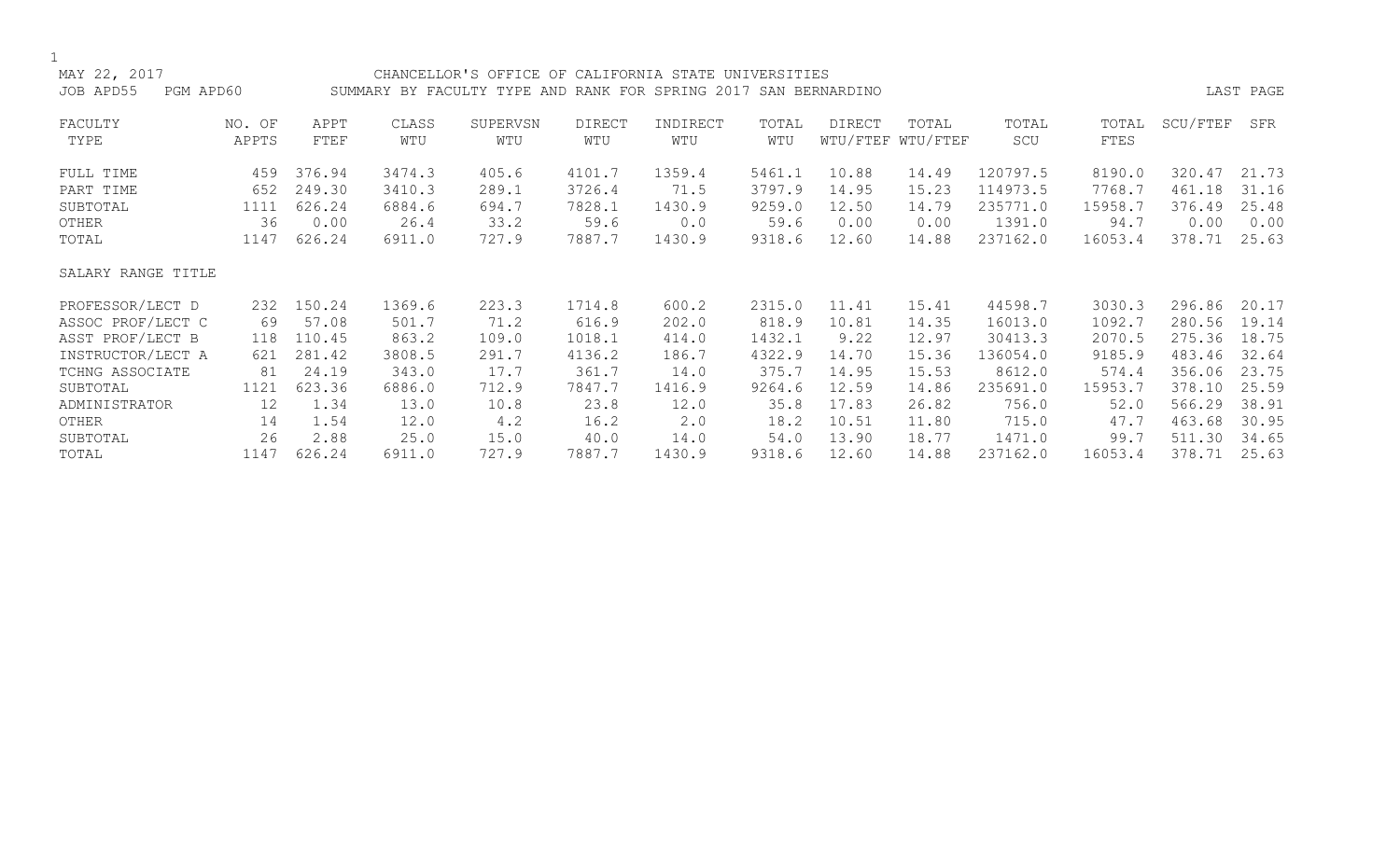MAY 22, 2017 CHANCELLOR'S OFFICE OF CALIFORNIA STATE UNIVERSITIES

JOB APD55 PGM APD60 SUMMARY BY FACULTY TYPE AND RANK FOR SPRING 2017 SAN BERNARDINO LAST PAGE

| FACULTY TYPE | NO. OF APPTS | APPT FTEF | CLASS WTU | SUPERVSN WTU | DIRECT WTU | INDIRECT WTU | TOTAL WTU | DIRECT WTU/FTEF | TOTAL WTU/FTEF | TOTAL SCU | TOTAL FTES | SCU/FTEF | SFR |
|---|---|---|---|---|---|---|---|---|---|---|---|---|---|
| FULL TIME | 459 | 376.94 | 3474.3 | 405.6 | 4101.7 | 1359.4 | 5461.1 | 10.88 | 14.49 | 120797.5 | 8190.0 | 320.47 | 21.73 |
| PART TIME | 652 | 249.30 | 3410.3 | 289.1 | 3726.4 | 71.5 | 3797.9 | 14.95 | 15.23 | 114973.5 | 7768.7 | 461.18 | 31.16 |
| SUBTOTAL | 1111 | 626.24 | 6884.6 | 694.7 | 7828.1 | 1430.9 | 9259.0 | 12.50 | 14.79 | 235771.0 | 15958.7 | 376.49 | 25.48 |
| OTHER | 36 | 0.00 | 26.4 | 33.2 | 59.6 | 0.0 | 59.6 | 0.00 | 0.00 | 1391.0 | 94.7 | 0.00 | 0.00 |
| TOTAL | 1147 | 626.24 | 6911.0 | 727.9 | 7887.7 | 1430.9 | 9318.6 | 12.60 | 14.88 | 237162.0 | 16053.4 | 378.71 | 25.63 |
| SALARY RANGE TITLE | | | | | | | | | | | | | |
| PROFESSOR/LECT D | 232 | 150.24 | 1369.6 | 223.3 | 1714.8 | 600.2 | 2315.0 | 11.41 | 15.41 | 44598.7 | 3030.3 | 296.86 | 20.17 |
| ASSOC PROF/LECT C | 69 | 57.08 | 501.7 | 71.2 | 616.9 | 202.0 | 818.9 | 10.81 | 14.35 | 16013.0 | 1092.7 | 280.56 | 19.14 |
| ASST PROF/LECT B | 118 | 110.45 | 863.2 | 109.0 | 1018.1 | 414.0 | 1432.1 | 9.22 | 12.97 | 30413.3 | 2070.5 | 275.36 | 18.75 |
| INSTRUCTOR/LECT A | 621 | 281.42 | 3808.5 | 291.7 | 4136.2 | 186.7 | 4322.9 | 14.70 | 15.36 | 136054.0 | 9185.9 | 483.46 | 32.64 |
| TCHNG ASSOCIATE | 81 | 24.19 | 343.0 | 17.7 | 361.7 | 14.0 | 375.7 | 14.95 | 15.53 | 8612.0 | 574.4 | 356.06 | 23.75 |
| SUBTOTAL | 1121 | 623.36 | 6886.0 | 712.9 | 7847.7 | 1416.9 | 9264.6 | 12.59 | 14.86 | 235691.0 | 15953.7 | 378.10 | 25.59 |
| ADMINISTRATOR | 12 | 1.34 | 13.0 | 10.8 | 23.8 | 12.0 | 35.8 | 17.83 | 26.82 | 756.0 | 52.0 | 566.29 | 38.91 |
| OTHER | 14 | 1.54 | 12.0 | 4.2 | 16.2 | 2.0 | 18.2 | 10.51 | 11.80 | 715.0 | 47.7 | 463.68 | 30.95 |
| SUBTOTAL | 26 | 2.88 | 25.0 | 15.0 | 40.0 | 14.0 | 54.0 | 13.90 | 18.77 | 1471.0 | 99.7 | 511.30 | 34.65 |
| TOTAL | 1147 | 626.24 | 6911.0 | 727.9 | 7887.7 | 1430.9 | 9318.6 | 12.60 | 14.88 | 237162.0 | 16053.4 | 378.71 | 25.63 |